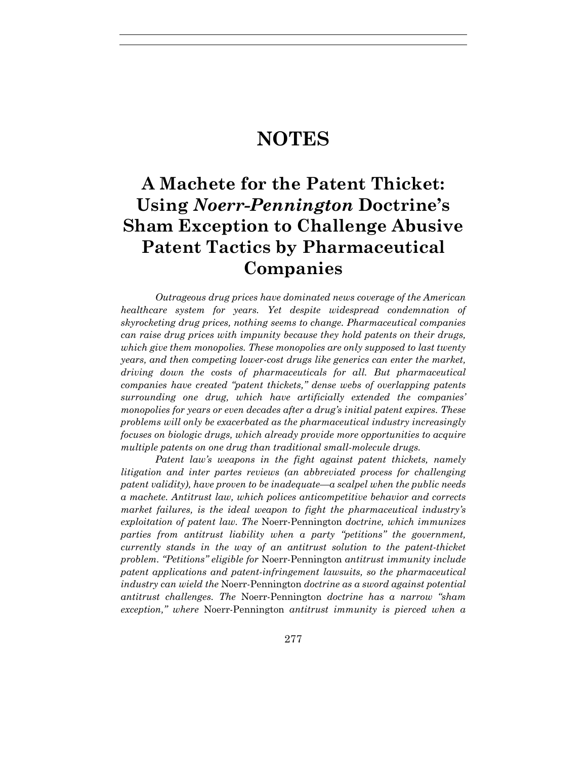# NOTES

# A Machete for the Patent Thicket: Using *Noerr-Pennington* Doctrine's Sham Exception to Challenge Abusive Patent Tactics by Pharmaceutical Companies

*Outrageous drug prices have dominated news coverage of the American healthcare system for years. Yet despite widespread condemnation of skyrocketing drug prices, nothing seems to change. Pharmaceutical companies can raise drug prices with impunity because they hold patents on their drugs, which give them monopolies. These monopolies are only supposed to last twenty years, and then competing lower-cost drugs like generics can enter the market, driving down the costs of pharmaceuticals for all. But pharmaceutical companies have created "patent thickets," dense webs of overlapping patents surrounding one drug, which have artificially extended the companies' monopolies for years or even decades after a drug's initial patent expires. These problems will only be exacerbated as the pharmaceutical industry increasingly focuses on biologic drugs, which already provide more opportunities to acquire multiple patents on one drug than traditional small-molecule drugs.*

*Patent law's weapons in the fight against patent thickets, namely litigation and inter partes reviews (an abbreviated process for challenging patent validity), have proven to be inadequate—a scalpel when the public needs a machete. Antitrust law, which polices anticompetitive behavior and corrects market failures, is the ideal weapon to fight the pharmaceutical industry's exploitation of patent law. The* Noerr-Pennington *doctrine, which immunizes parties from antitrust liability when a party "petitions" the government, currently stands in the way of an antitrust solution to the patent-thicket problem. "Petitions" eligible for* Noerr-Pennington *antitrust immunity include patent applications and patent-infringement lawsuits, so the pharmaceutical industry can wield the* Noerr-Pennington *doctrine as a sword against potential antitrust challenges. The* Noerr-Pennington *doctrine has a narrow "sham exception," where* Noerr-Pennington *antitrust immunity is pierced when a*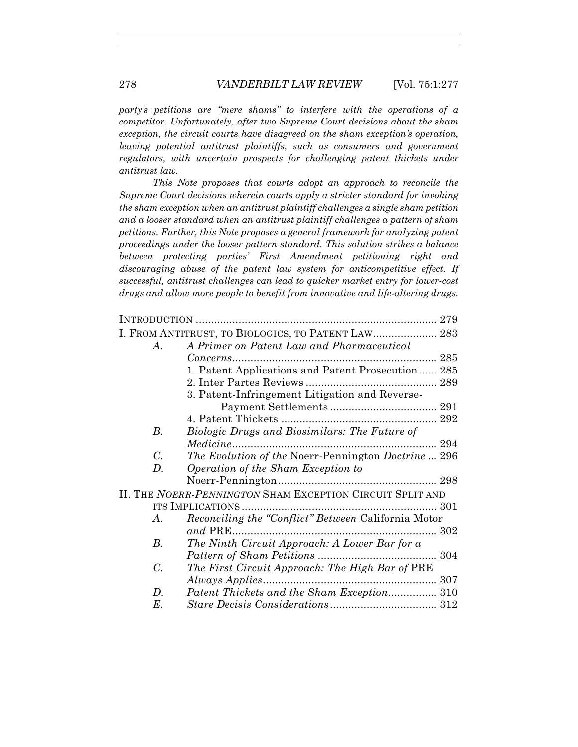*party's petitions are "mere shams" to interfere with the operations of a competitor. Unfortunately, after two Supreme Court decisions about the sham exception, the circuit courts have disagreed on the sham exception's operation, leaving potential antitrust plaintiffs, such as consumers and government regulators, with uncertain prospects for challenging patent thickets under antitrust law.*

*This Note proposes that courts adopt an approach to reconcile the Supreme Court decisions wherein courts apply a stricter standard for invoking the sham exception when an antitrust plaintiff challenges a single sham petition and a looser standard when an antitrust plaintiff challenges a pattern of sham petitions. Further, this Note proposes a general framework for analyzing patent proceedings under the looser pattern standard. This solution strikes a balance between protecting parties' First Amendment petitioning right and discouraging abuse of the patent law system for anticompetitive effect. If successful, antitrust challenges can lead to quicker market entry for lower-cost drugs and allow more people to benefit from innovative and life-altering drugs.*

| | | |
|---|---|---|
| INTRODUCTION | | 279 |
| I. FROM ANTITRUST, TO BIOLOGICS, TO PATENT LAW | | 283 |
| *A.* | *A Primer on Patent Law and Pharmaceutical Concerns* | 285 |
| | 1. Patent Applications and Patent Prosecution | 285 |
| | 2. Inter Partes Reviews | 289 |
| | 3. Patent-Infringement Litigation and Reverse-Payment Settlements | 291 |
| | 4. Patent Thickets | 292 |
| *B.* | *Biologic Drugs and Biosimilars: The Future of Medicine* | 294 |
| *C.* | *The Evolution of the* Noerr-Pennington *Doctrine* | 296 |
| *D.* | *Operation of the Sham Exception to* Noerr-Pennington | 298 |
| II. THE *NOERR-PENNINGTON* SHAM EXCEPTION CIRCUIT SPLIT AND ITS IMPLICATIONS | | 301 |
| *A.* | *Reconciling the "Conflict" Between* California Motor *and* PRE | 302 |
| *B.* | *The Ninth Circuit Approach: A Lower Bar for a Pattern of Sham Petitions* | 304 |
| *C.* | *The First Circuit Approach: The High Bar of* PRE *Always Applies* | 307 |
| *D.* | *Patent Thickets and the Sham Exception* | 310 |
| *E.* | *Stare Decisis Considerations* | 312 |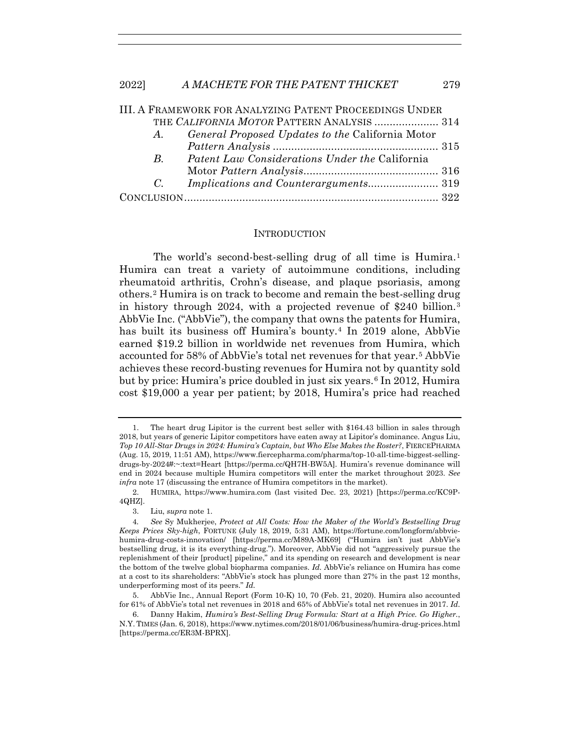III. A Framework for Analyzing Patent Proceedings Under the *California Motor* Pattern Analysis ..................... 314

- A. *General Proposed Updates to the* California Motor *Pattern Analysis* ..................................................... 315
- B. *Patent Law Considerations Under the* California Motor *Pattern Analysis*............................................ 316
- C. *Implications and Counterarguments*....................... 319

Conclusion.................................................................................. 322

## Introduction

The world's second-best-selling drug of all time is Humira.[1] Humira can treat a variety of autoimmune conditions, including rheumatoid arthritis, Crohn's disease, and plaque psoriasis, among others.[2] Humira is on track to become and remain the best-selling drug in history through 2024, with a projected revenue of $240 billion.[3] AbbVie Inc. ("AbbVie"), the company that owns the patents for Humira, has built its business off Humira's bounty.[4] In 2019 alone, AbbVie earned $19.2 billion in worldwide net revenues from Humira, which accounted for 58% of AbbVie's total net revenues for that year.[5] AbbVie achieves these record-busting revenues for Humira not by quantity sold but by price: Humira's price doubled in just six years.[6] In 2012, Humira cost $19,000 a year per patient; by 2018, Humira's price had reached

---

1. The heart drug Lipitor is the current best seller with $164.43 billion in sales through 2018, but years of generic Lipitor competitors have eaten away at Lipitor's dominance. Angus Liu, *Top 10 All-Star Drugs in 2024: Humira's Captain, but Who Else Makes the Roster?*, FiercePharma (Aug. 15, 2019, 11:51 AM), https://www.fiercepharma.com/pharma/top-10-all-time-biggest-selling-drugs-by-2024#:~:text=Heart [https://perma.cc/QH7H-BW5A]. Humira's revenue dominance will end in 2024 because multiple Humira competitors will enter the market throughout 2023. *See infra* note 17 (discussing the entrance of Humira competitors in the market).

2. Humira, https://www.humira.com (last visited Dec. 23, 2021) [https://perma.cc/KC9P-4QHZ].

3. Liu, *supra* note 1.

4. *See* Sy Mukherjee, *Protect at All Costs: How the Maker of the World's Bestselling Drug Keeps Prices Sky-high*, Fortune (July 18, 2019, 5:31 AM), https://fortune.com/longform/abbvie-humira-drug-costs-innovation/ [https://perma.cc/M89A-MK69] ("Humira isn't just AbbVie's bestselling drug, it is its everything-drug."). Moreover, AbbVie did not "aggressively pursue the replenishment of their [product] pipeline," and its spending on research and development is near the bottom of the twelve global biopharma companies. *Id.* AbbVie's reliance on Humira has come at a cost to its shareholders: "AbbVie's stock has plunged more than 27% in the past 12 months, underperforming most of its peers." *Id.*

5. AbbVie Inc., Annual Report (Form 10-K) 10, 70 (Feb. 21, 2020). Humira also accounted for 61% of AbbVie's total net revenues in 2018 and 65% of AbbVie's total net revenues in 2017. *Id.*

6. Danny Hakim, *Humira's Best-Selling Drug Formula: Start at a High Price. Go Higher.*, N.Y. Times (Jan. 6, 2018), https://www.nytimes.com/2018/01/06/business/humira-drug-prices.html [https://perma.cc/ER3M-BPRX].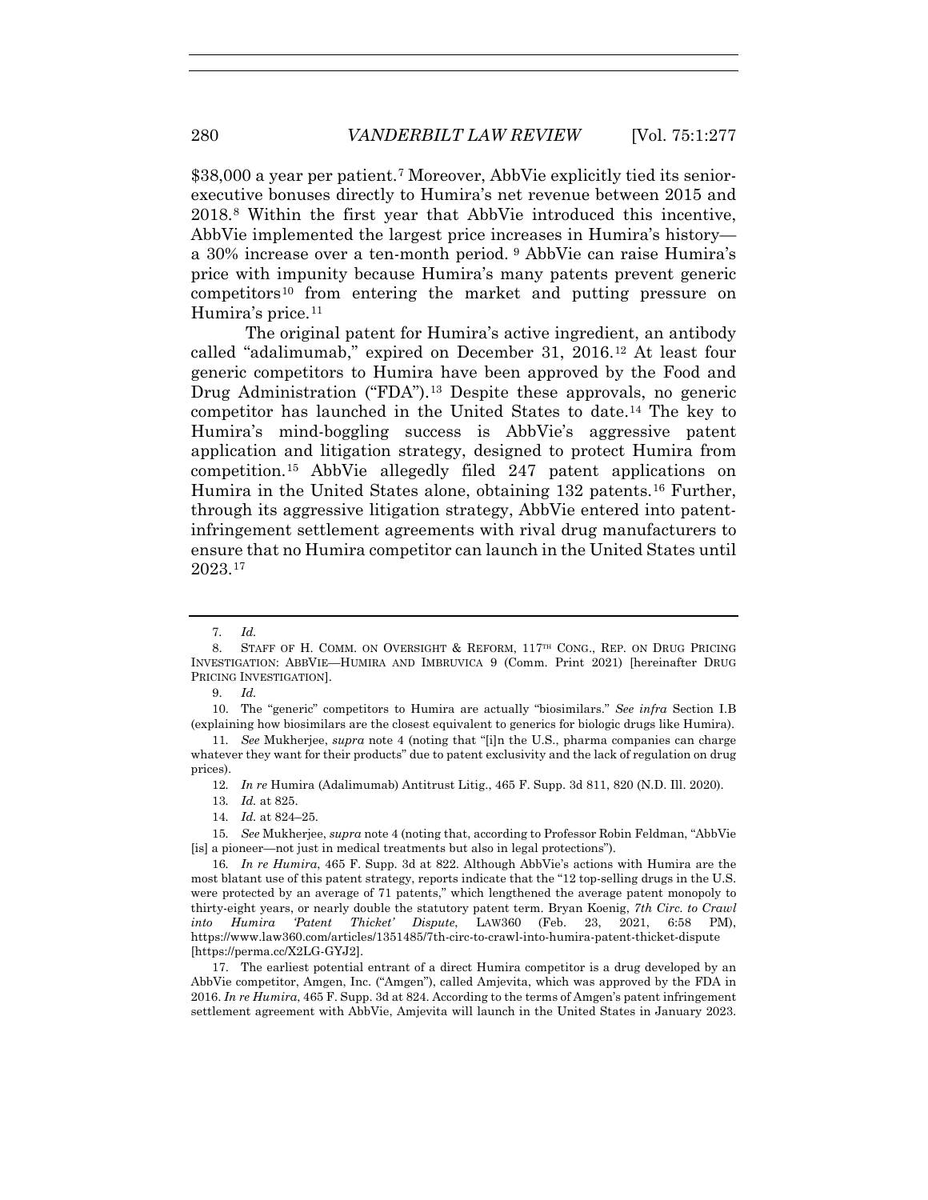$38,000 a year per patient.[7] Moreover, AbbVie explicitly tied its senior-executive bonuses directly to Humira's net revenue between 2015 and 2018.[8] Within the first year that AbbVie introduced this incentive, AbbVie implemented the largest price increases in Humira's history—a 30% increase over a ten-month period.[9] AbbVie can raise Humira's price with impunity because Humira's many patents prevent generic competitors[10] from entering the market and putting pressure on Humira's price.[11]

The original patent for Humira's active ingredient, an antibody called "adalimumab," expired on December 31, 2016.[12] At least four generic competitors to Humira have been approved by the Food and Drug Administration ("FDA").[13] Despite these approvals, no generic competitor has launched in the United States to date.[14] The key to Humira's mind-boggling success is AbbVie's aggressive patent application and litigation strategy, designed to protect Humira from competition.[15] AbbVie allegedly filed 247 patent applications on Humira in the United States alone, obtaining 132 patents.[16] Further, through its aggressive litigation strategy, AbbVie entered into patent-infringement settlement agreements with rival drug manufacturers to ensure that no Humira competitor can launch in the United States until 2023.[17]

---

7. *Id.*

8. STAFF OF H. COMM. ON OVERSIGHT & REFORM, 117TH CONG., REP. ON DRUG PRICING INVESTIGATION: ABBVIE—HUMIRA AND IMBRUVICA 9 (Comm. Print 2021) [hereinafter DRUG PRICING INVESTIGATION].

9. *Id.*

10. The "generic" competitors to Humira are actually "biosimilars." *See infra* Section I.B (explaining how biosimilars are the closest equivalent to generics for biologic drugs like Humira).

11. *See* Mukherjee, *supra* note 4 (noting that "[i]n the U.S., pharma companies can charge whatever they want for their products" due to patent exclusivity and the lack of regulation on drug prices).

12. *In re* Humira (Adalimumab) Antitrust Litig., 465 F. Supp. 3d 811, 820 (N.D. Ill. 2020).

13. *Id.* at 825.

14. *Id.* at 824–25.

15. *See* Mukherjee, *supra* note 4 (noting that, according to Professor Robin Feldman, "AbbVie [is] a pioneer—not just in medical treatments but also in legal protections").

16. *In re Humira*, 465 F. Supp. 3d at 822. Although AbbVie's actions with Humira are the most blatant use of this patent strategy, reports indicate that the "12 top-selling drugs in the U.S. were protected by an average of 71 patents," which lengthened the average patent monopoly to thirty-eight years, or nearly double the statutory patent term. Bryan Koenig, *7th Circ. to Crawl into Humira 'Patent Thicket' Dispute*, LAW360 (Feb. 23, 2021, 6:58 PM), https://www.law360.com/articles/1351485/7th-circ-to-crawl-into-humira-patent-thicket-dispute [https://perma.cc/X2LG-GYJ2].

17. The earliest potential entrant of a direct Humira competitor is a drug developed by an AbbVie competitor, Amgen, Inc. ("Amgen"), called Amjevita, which was approved by the FDA in 2016. *In re Humira*, 465 F. Supp. 3d at 824. According to the terms of Amgen's patent infringement settlement agreement with AbbVie, Amjevita will launch in the United States in January 2023.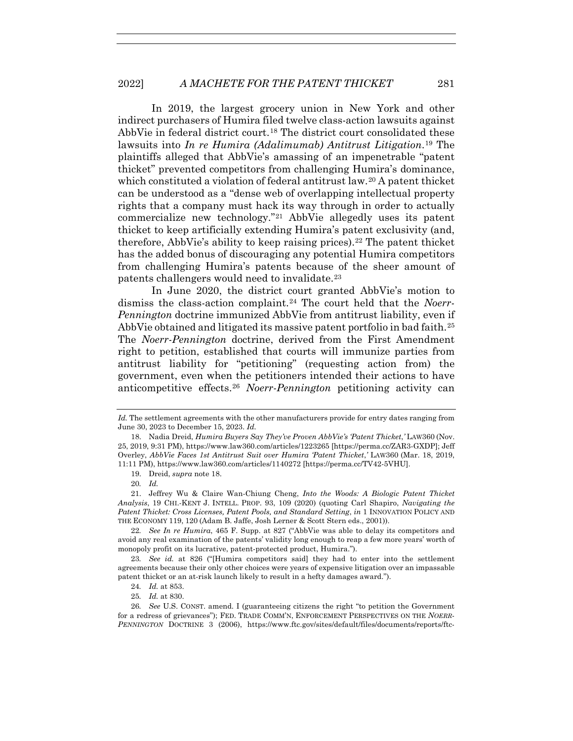In 2019, the largest grocery union in New York and other indirect purchasers of Humira filed twelve class-action lawsuits against AbbVie in federal district court.[18] The district court consolidated these lawsuits into *In re Humira (Adalimumab) Antitrust Litigation*.[19] The plaintiffs alleged that AbbVie's amassing of an impenetrable "patent thicket" prevented competitors from challenging Humira's dominance, which constituted a violation of federal antitrust law.[20] A patent thicket can be understood as a "dense web of overlapping intellectual property rights that a company must hack its way through in order to actually commercialize new technology."[21] AbbVie allegedly uses its patent thicket to keep artificially extending Humira's patent exclusivity (and, therefore, AbbVie's ability to keep raising prices).[22] The patent thicket has the added bonus of discouraging any potential Humira competitors from challenging Humira's patents because of the sheer amount of patents challengers would need to invalidate.[23]

In June 2020, the district court granted AbbVie's motion to dismiss the class-action complaint.[24] The court held that the *Noerr-Pennington* doctrine immunized AbbVie from antitrust liability, even if AbbVie obtained and litigated its massive patent portfolio in bad faith.[25] The *Noerr-Pennington* doctrine, derived from the First Amendment right to petition, established that courts will immunize parties from antitrust liability for "petitioning" (requesting action from) the government, even when the petitioners intended their actions to have anticompetitive effects.[26] *Noerr-Pennington* petitioning activity can

---

*Id.* The settlement agreements with the other manufacturers provide for entry dates ranging from June 30, 2023 to December 15, 2023. *Id.*

18. Nadia Dreid, *Humira Buyers Say They've Proven AbbVie's 'Patent Thicket*,' LAW360 (Nov. 25, 2019, 9:31 PM), https://www.law360.com/articles/1223265 [https://perma.cc/ZAR3-GXDP]; Jeff Overley, *AbbVie Faces 1st Antitrust Suit over Humira 'Patent Thicket*,' LAW360 (Mar. 18, 2019, 11:11 PM), https://www.law360.com/articles/1140272 [https://perma.cc/TV42-5VHU].

19. Dreid, *supra* note 18.

20. *Id.*

21. Jeffrey Wu & Claire Wan-Chiung Cheng, *Into the Woods: A Biologic Patent Thicket Analysis*, 19 CHI.-KENT J. INTELL. PROP. 93, 109 (2020) (quoting Carl Shapiro, *Navigating the Patent Thicket: Cross Licenses, Patent Pools, and Standard Setting*, *in* 1 INNOVATION POLICY AND THE ECONOMY 119, 120 (Adam B. Jaffe, Josh Lerner & Scott Stern eds., 2001)).

22. *See In re Humira*, 465 F. Supp. at 827 ("AbbVie was able to delay its competitors and avoid any real examination of the patents' validity long enough to reap a few more years' worth of monopoly profit on its lucrative, patent-protected product, Humira.").

23. *See id.* at 826 ("[Humira competitors said] they had to enter into the settlement agreements because their only other choices were years of expensive litigation over an impassable patent thicket or an at-risk launch likely to result in a hefty damages award.").

24. *Id.* at 853.

25. *Id.* at 830.

26. *See* U.S. CONST. amend. I (guaranteeing citizens the right "to petition the Government for a redress of grievances"); FED. TRADE COMM'N, ENFORCEMENT PERSPECTIVES ON THE *NOERR-PENNINGTON* DOCTRINE 3 (2006), https://www.ftc.gov/sites/default/files/documents/reports/ftc-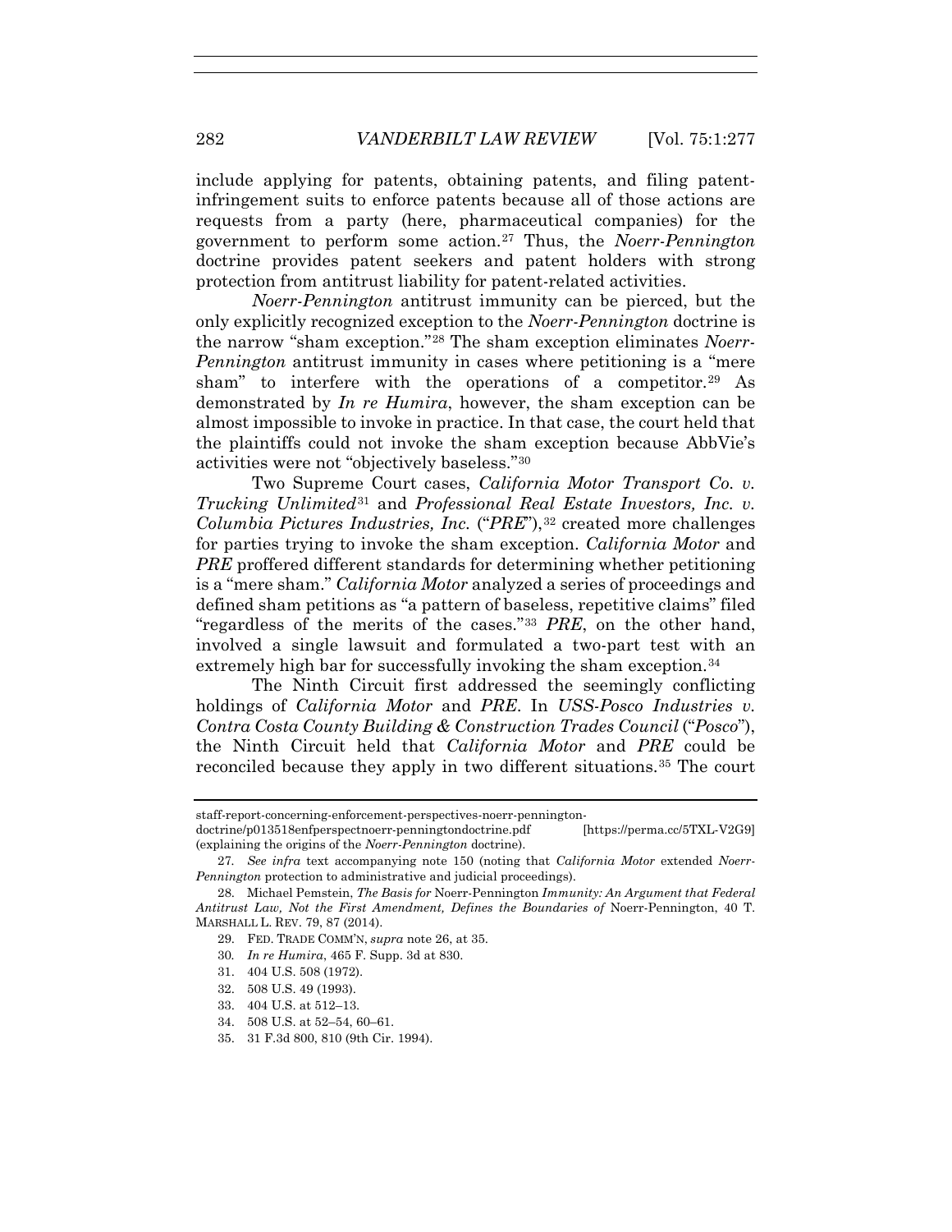include applying for patents, obtaining patents, and filing patent-infringement suits to enforce patents because all of those actions are requests from a party (here, pharmaceutical companies) for the government to perform some action.[27] Thus, the *Noerr-Pennington* doctrine provides patent seekers and patent holders with strong protection from antitrust liability for patent-related activities.

*Noerr-Pennington* antitrust immunity can be pierced, but the only explicitly recognized exception to the *Noerr-Pennington* doctrine is the narrow "sham exception."[28] The sham exception eliminates *Noerr-Pennington* antitrust immunity in cases where petitioning is a "mere sham" to interfere with the operations of a competitor.[29] As demonstrated by *In re Humira*, however, the sham exception can be almost impossible to invoke in practice. In that case, the court held that the plaintiffs could not invoke the sham exception because AbbVie's activities were not "objectively baseless."[30]

Two Supreme Court cases, *California Motor Transport Co. v. Trucking Unlimited*[31] and *Professional Real Estate Investors, Inc. v. Columbia Pictures Industries, Inc.* ("*PRE*"),[32] created more challenges for parties trying to invoke the sham exception. *California Motor* and *PRE* proffered different standards for determining whether petitioning is a "mere sham." *California Motor* analyzed a series of proceedings and defined sham petitions as "a pattern of baseless, repetitive claims" filed "regardless of the merits of the cases."[33] *PRE*, on the other hand, involved a single lawsuit and formulated a two-part test with an extremely high bar for successfully invoking the sham exception.[34]

The Ninth Circuit first addressed the seemingly conflicting holdings of *California Motor* and *PRE*. In *USS-Posco Industries v. Contra Costa County Building & Construction Trades Council* ("*Posco*"), the Ninth Circuit held that *California Motor* and *PRE* could be reconciled because they apply in two different situations.[35] The court

---

staff-report-concerning-enforcement-perspectives-noerr-pennington-doctrine/p013518enfperspectnoerr-penningtondoctrine.pdf [https://perma.cc/5TXL-V2G9] (explaining the origins of the *Noerr-Pennington* doctrine).

27. *See infra* text accompanying note 150 (noting that *California Motor* extended *Noerr-Pennington* protection to administrative and judicial proceedings).

28. Michael Pemstein, *The Basis for* Noerr-Pennington *Immunity: An Argument that Federal Antitrust Law, Not the First Amendment, Defines the Boundaries of* Noerr-Pennington, 40 T. MARSHALL L. REV. 79, 87 (2014).

29. FED. TRADE COMM'N, *supra* note 26, at 35.

30. *In re Humira*, 465 F. Supp. 3d at 830.

31. 404 U.S. 508 (1972).

32. 508 U.S. 49 (1993).

33. 404 U.S. at 512–13.

34. 508 U.S. at 52–54, 60–61.

35. 31 F.3d 800, 810 (9th Cir. 1994).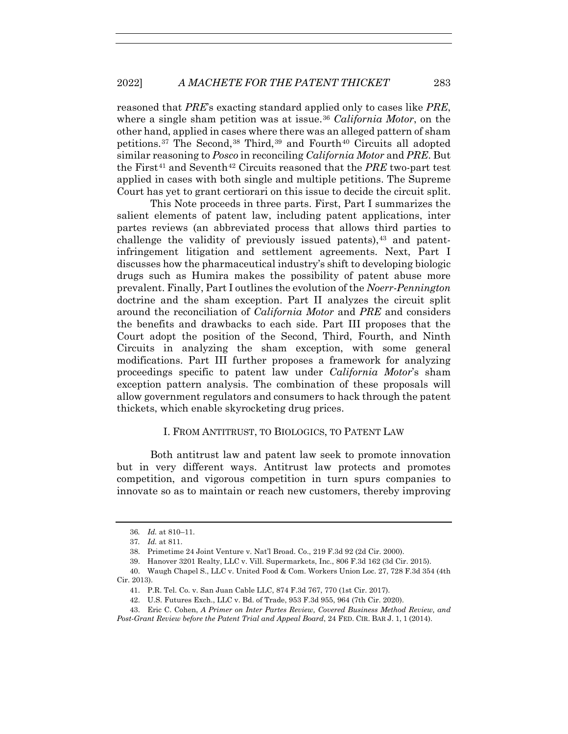reasoned that *PRE*'s exacting standard applied only to cases like *PRE*, where a single sham petition was at issue.[36] *California Motor*, on the other hand, applied in cases where there was an alleged pattern of sham petitions.[37] The Second,[38] Third,[39] and Fourth[40] Circuits all adopted similar reasoning to *Posco* in reconciling *California Motor* and *PRE*. But the First[41] and Seventh[42] Circuits reasoned that the *PRE* two-part test applied in cases with both single and multiple petitions. The Supreme Court has yet to grant certiorari on this issue to decide the circuit split.

This Note proceeds in three parts. First, Part I summarizes the salient elements of patent law, including patent applications, inter partes reviews (an abbreviated process that allows third parties to challenge the validity of previously issued patents),[43] and patent-infringement litigation and settlement agreements. Next, Part I discusses how the pharmaceutical industry's shift to developing biologic drugs such as Humira makes the possibility of patent abuse more prevalent. Finally, Part I outlines the evolution of the *Noerr-Pennington* doctrine and the sham exception. Part II analyzes the circuit split around the reconciliation of *California Motor* and *PRE* and considers the benefits and drawbacks to each side. Part III proposes that the Court adopt the position of the Second, Third, Fourth, and Ninth Circuits in analyzing the sham exception, with some general modifications. Part III further proposes a framework for analyzing proceedings specific to patent law under *California Motor*'s sham exception pattern analysis. The combination of these proposals will allow government regulators and consumers to hack through the patent thickets, which enable skyrocketing drug prices.

## I. FROM ANTITRUST, TO BIOLOGICS, TO PATENT LAW

Both antitrust law and patent law seek to promote innovation but in very different ways. Antitrust law protects and promotes competition, and vigorous competition in turn spurs companies to innovate so as to maintain or reach new customers, thereby improving

---

36. *Id.* at 810–11.

37. *Id.* at 811.

38. Primetime 24 Joint Venture v. Nat'l Broad. Co., 219 F.3d 92 (2d Cir. 2000).

39. Hanover 3201 Realty, LLC v. Vill. Supermarkets, Inc., 806 F.3d 162 (3d Cir. 2015).

40. Waugh Chapel S., LLC v. United Food & Com. Workers Union Loc. 27, 728 F.3d 354 (4th Cir. 2013).

41. P.R. Tel. Co. v. San Juan Cable LLC, 874 F.3d 767, 770 (1st Cir. 2017).

42. U.S. Futures Exch., LLC v. Bd. of Trade, 953 F.3d 955, 964 (7th Cir. 2020).

43. Eric C. Cohen, *A Primer on Inter Partes Review, Covered Business Method Review, and Post-Grant Review before the Patent Trial and Appeal Board*, 24 FED. CIR. BAR J. 1, 1 (2014).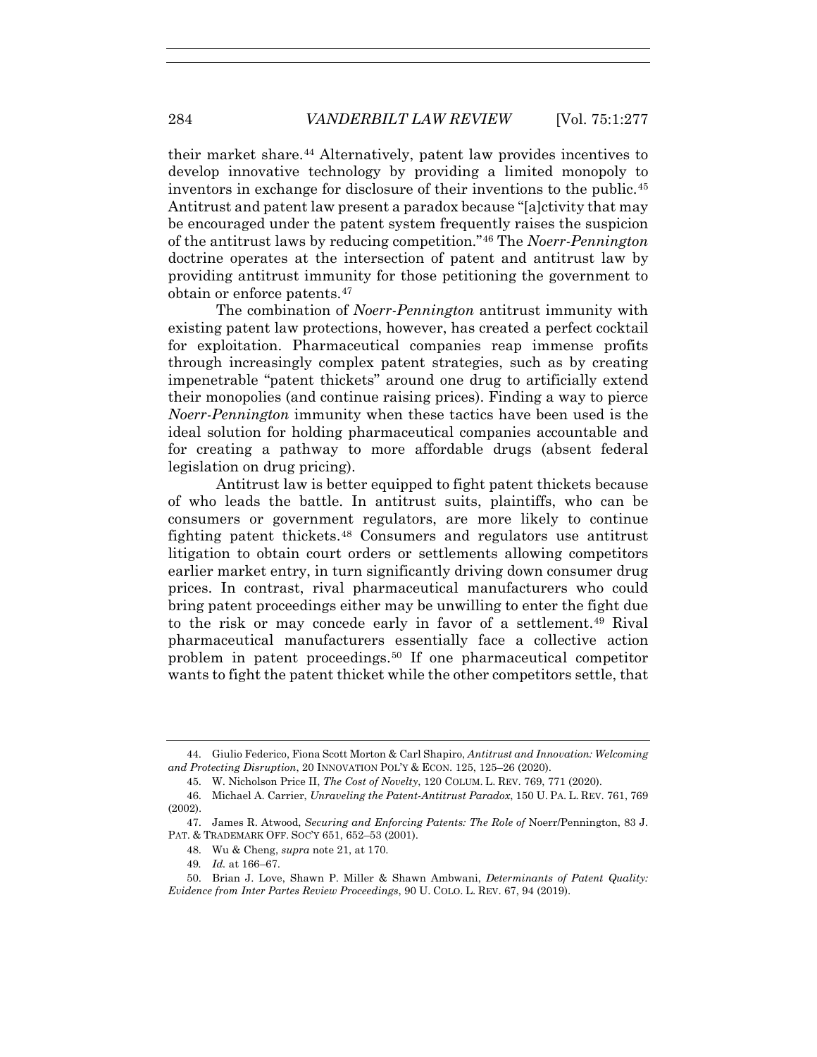their market share.[44] Alternatively, patent law provides incentives to develop innovative technology by providing a limited monopoly to inventors in exchange for disclosure of their inventions to the public.[45] Antitrust and patent law present a paradox because "[a]ctivity that may be encouraged under the patent system frequently raises the suspicion of the antitrust laws by reducing competition."[46] The *Noerr-Pennington* doctrine operates at the intersection of patent and antitrust law by providing antitrust immunity for those petitioning the government to obtain or enforce patents.[47]

The combination of *Noerr-Pennington* antitrust immunity with existing patent law protections, however, has created a perfect cocktail for exploitation. Pharmaceutical companies reap immense profits through increasingly complex patent strategies, such as by creating impenetrable "patent thickets" around one drug to artificially extend their monopolies (and continue raising prices). Finding a way to pierce *Noerr-Pennington* immunity when these tactics have been used is the ideal solution for holding pharmaceutical companies accountable and for creating a pathway to more affordable drugs (absent federal legislation on drug pricing).

Antitrust law is better equipped to fight patent thickets because of who leads the battle. In antitrust suits, plaintiffs, who can be consumers or government regulators, are more likely to continue fighting patent thickets.[48] Consumers and regulators use antitrust litigation to obtain court orders or settlements allowing competitors earlier market entry, in turn significantly driving down consumer drug prices. In contrast, rival pharmaceutical manufacturers who could bring patent proceedings either may be unwilling to enter the fight due to the risk or may concede early in favor of a settlement.[49] Rival pharmaceutical manufacturers essentially face a collective action problem in patent proceedings.[50] If one pharmaceutical competitor wants to fight the patent thicket while the other competitors settle, that

44. Giulio Federico, Fiona Scott Morton & Carl Shapiro, *Antitrust and Innovation: Welcoming and Protecting Disruption*, 20 INNOVATION POL'Y & ECON. 125, 125–26 (2020).

45. W. Nicholson Price II, *The Cost of Novelty*, 120 COLUM. L. REV. 769, 771 (2020).

46. Michael A. Carrier, *Unraveling the Patent-Antitrust Paradox*, 150 U. PA. L. REV. 761, 769 (2002).

47. James R. Atwood, *Securing and Enforcing Patents: The Role of* Noerr/Pennington, 83 J. PAT. & TRADEMARK OFF. SOC'Y 651, 652–53 (2001).

48. Wu & Cheng, *supra* note 21, at 170.

49. *Id.* at 166–67.

50. Brian J. Love, Shawn P. Miller & Shawn Ambwani, *Determinants of Patent Quality: Evidence from Inter Partes Review Proceedings*, 90 U. COLO. L. REV. 67, 94 (2019).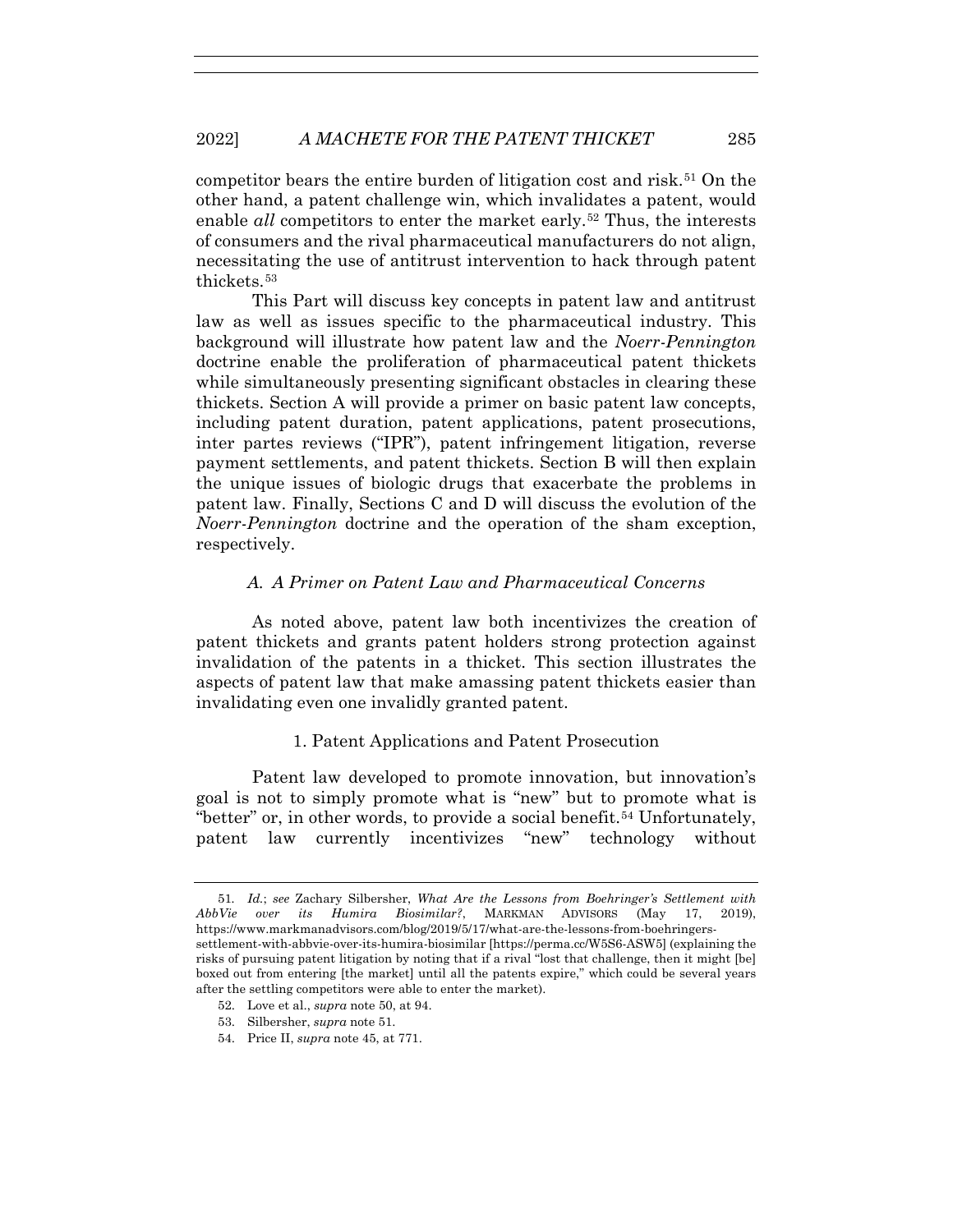competitor bears the entire burden of litigation cost and risk.[51] On the other hand, a patent challenge win, which invalidates a patent, would enable *all* competitors to enter the market early.[52] Thus, the interests of consumers and the rival pharmaceutical manufacturers do not align, necessitating the use of antitrust intervention to hack through patent thickets.[53]

This Part will discuss key concepts in patent law and antitrust law as well as issues specific to the pharmaceutical industry. This background will illustrate how patent law and the *Noerr-Pennington* doctrine enable the proliferation of pharmaceutical patent thickets while simultaneously presenting significant obstacles in clearing these thickets. Section A will provide a primer on basic patent law concepts, including patent duration, patent applications, patent prosecutions, inter partes reviews ("IPR"), patent infringement litigation, reverse payment settlements, and patent thickets. Section B will then explain the unique issues of biologic drugs that exacerbate the problems in patent law. Finally, Sections C and D will discuss the evolution of the *Noerr-Pennington* doctrine and the operation of the sham exception, respectively.

### *A. A Primer on Patent Law and Pharmaceutical Concerns*

As noted above, patent law both incentivizes the creation of patent thickets and grants patent holders strong protection against invalidation of the patents in a thicket. This section illustrates the aspects of patent law that make amassing patent thickets easier than invalidating even one invalidly granted patent.

#### 1. Patent Applications and Patent Prosecution

Patent law developed to promote innovation, but innovation's goal is not to simply promote what is "new" but to promote what is "better" or, in other words, to provide a social benefit.[54] Unfortunately, patent law currently incentivizes "new" technology without

---

51. *Id.*; *see* Zachary Silbersher, *What Are the Lessons from Boehringer's Settlement with AbbVie over its Humira Biosimilar?*, MARKMAN ADVISORS (May 17, 2019), https://www.markmanadvisors.com/blog/2019/5/17/what-are-the-lessons-from-boehringers-settlement-with-abbvie-over-its-humira-biosimilar [https://perma.cc/W5S6-ASW5] (explaining the risks of pursuing patent litigation by noting that if a rival "lost that challenge, then it might [be] boxed out from entering [the market] until all the patents expire," which could be several years after the settling competitors were able to enter the market).

52. Love et al., *supra* note 50, at 94.

53. Silbersher, *supra* note 51.

54. Price II, *supra* note 45, at 771.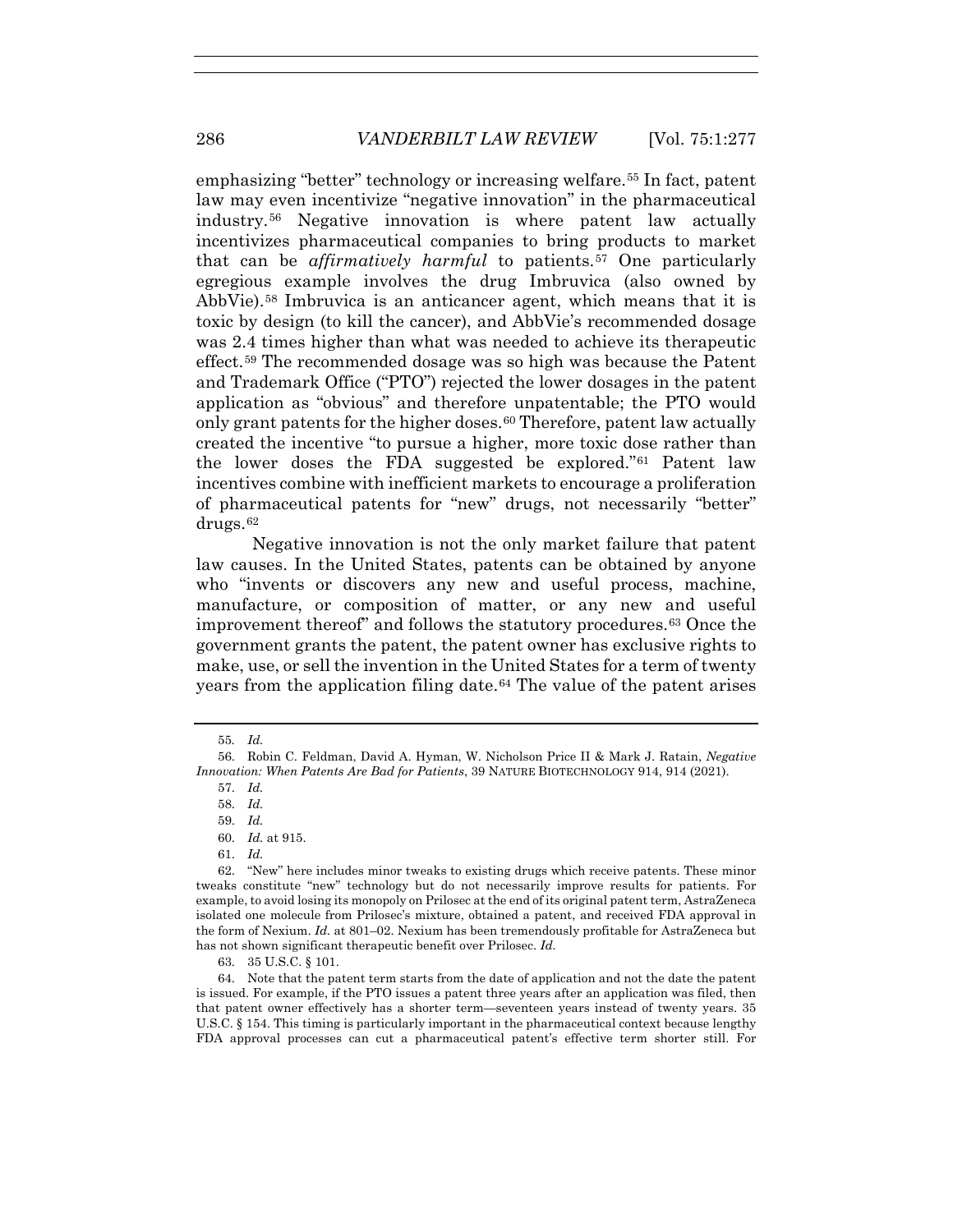emphasizing "better" technology or increasing welfare.[55] In fact, patent law may even incentivize "negative innovation" in the pharmaceutical industry.[56] Negative innovation is where patent law actually incentivizes pharmaceutical companies to bring products to market that can be *affirmatively harmful* to patients.[57] One particularly egregious example involves the drug Imbruvica (also owned by AbbVie).[58] Imbruvica is an anticancer agent, which means that it is toxic by design (to kill the cancer), and AbbVie's recommended dosage was 2.4 times higher than what was needed to achieve its therapeutic effect.[59] The recommended dosage was so high was because the Patent and Trademark Office ("PTO") rejected the lower dosages in the patent application as "obvious" and therefore unpatentable; the PTO would only grant patents for the higher doses.[60] Therefore, patent law actually created the incentive "to pursue a higher, more toxic dose rather than the lower doses the FDA suggested be explored."[61] Patent law incentives combine with inefficient markets to encourage a proliferation of pharmaceutical patents for "new" drugs, not necessarily "better" drugs.[62]

Negative innovation is not the only market failure that patent law causes. In the United States, patents can be obtained by anyone who "invents or discovers any new and useful process, machine, manufacture, or composition of matter, or any new and useful improvement thereof" and follows the statutory procedures.[63] Once the government grants the patent, the patent owner has exclusive rights to make, use, or sell the invention in the United States for a term of twenty years from the application filing date.[64] The value of the patent arises

---

55. *Id.*

56. Robin C. Feldman, David A. Hyman, W. Nicholson Price II & Mark J. Ratain, *Negative Innovation: When Patents Are Bad for Patients*, 39 NATURE BIOTECHNOLOGY 914, 914 (2021).

57. *Id.*

58. *Id.*

59. *Id.*

60. *Id.* at 915.

61. *Id.*

62. "New" here includes minor tweaks to existing drugs which receive patents. These minor tweaks constitute "new" technology but do not necessarily improve results for patients. For example, to avoid losing its monopoly on Prilosec at the end of its original patent term, AstraZeneca isolated one molecule from Prilosec's mixture, obtained a patent, and received FDA approval in the form of Nexium. *Id.* at 801–02. Nexium has been tremendously profitable for AstraZeneca but has not shown significant therapeutic benefit over Prilosec. *Id.*

63. 35 U.S.C. § 101.

64. Note that the patent term starts from the date of application and not the date the patent is issued. For example, if the PTO issues a patent three years after an application was filed, then that patent owner effectively has a shorter term—seventeen years instead of twenty years. 35 U.S.C. § 154. This timing is particularly important in the pharmaceutical context because lengthy FDA approval processes can cut a pharmaceutical patent's effective term shorter still. For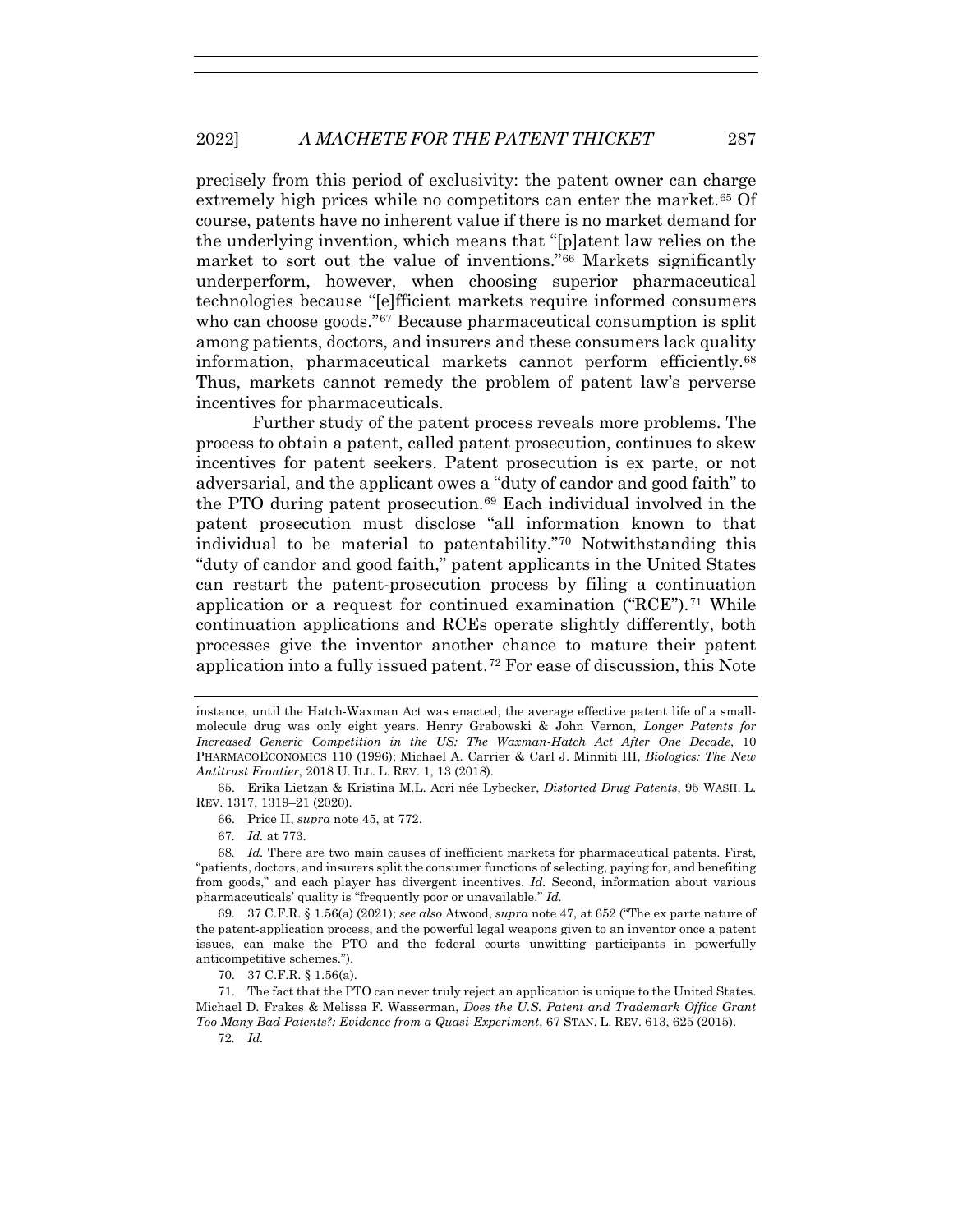precisely from this period of exclusivity: the patent owner can charge extremely high prices while no competitors can enter the market.[65] Of course, patents have no inherent value if there is no market demand for the underlying invention, which means that "[p]atent law relies on the market to sort out the value of inventions."[66] Markets significantly underperform, however, when choosing superior pharmaceutical technologies because "[e]fficient markets require informed consumers who can choose goods."[67] Because pharmaceutical consumption is split among patients, doctors, and insurers and these consumers lack quality information, pharmaceutical markets cannot perform efficiently.[68] Thus, markets cannot remedy the problem of patent law's perverse incentives for pharmaceuticals.

Further study of the patent process reveals more problems. The process to obtain a patent, called patent prosecution, continues to skew incentives for patent seekers. Patent prosecution is ex parte, or not adversarial, and the applicant owes a "duty of candor and good faith" to the PTO during patent prosecution.[69] Each individual involved in the patent prosecution must disclose "all information known to that individual to be material to patentability."[70] Notwithstanding this "duty of candor and good faith," patent applicants in the United States can restart the patent-prosecution process by filing a continuation application or a request for continued examination ("RCE").[71] While continuation applications and RCEs operate slightly differently, both processes give the inventor another chance to mature their patent application into a fully issued patent.[72] For ease of discussion, this Note

---

instance, until the Hatch-Waxman Act was enacted, the average effective patent life of a small-molecule drug was only eight years. Henry Grabowski & John Vernon, *Longer Patents for Increased Generic Competition in the US: The Waxman-Hatch Act After One Decade*, 10 PHARMACOECONOMICS 110 (1996); Michael A. Carrier & Carl J. Minniti III, *Biologics: The New Antitrust Frontier*, 2018 U. ILL. L. REV. 1, 13 (2018).

65. Erika Lietzan & Kristina M.L. Acri née Lybecker, *Distorted Drug Patents*, 95 WASH. L. REV. 1317, 1319–21 (2020).

66. Price II, *supra* note 45, at 772.

67. *Id.* at 773.

68. *Id.* There are two main causes of inefficient markets for pharmaceutical patents. First, "patients, doctors, and insurers split the consumer functions of selecting, paying for, and benefiting from goods," and each player has divergent incentives. *Id.* Second, information about various pharmaceuticals' quality is "frequently poor or unavailable." *Id.*

69. 37 C.F.R. § 1.56(a) (2021); *see also* Atwood, *supra* note 47, at 652 ("The ex parte nature of the patent-application process, and the powerful legal weapons given to an inventor once a patent issues, can make the PTO and the federal courts unwitting participants in powerfully anticompetitive schemes.").

70. 37 C.F.R. § 1.56(a).

71. The fact that the PTO can never truly reject an application is unique to the United States. Michael D. Frakes & Melissa F. Wasserman, *Does the U.S. Patent and Trademark Office Grant Too Many Bad Patents?: Evidence from a Quasi-Experiment*, 67 STAN. L. REV. 613, 625 (2015).

72. *Id.*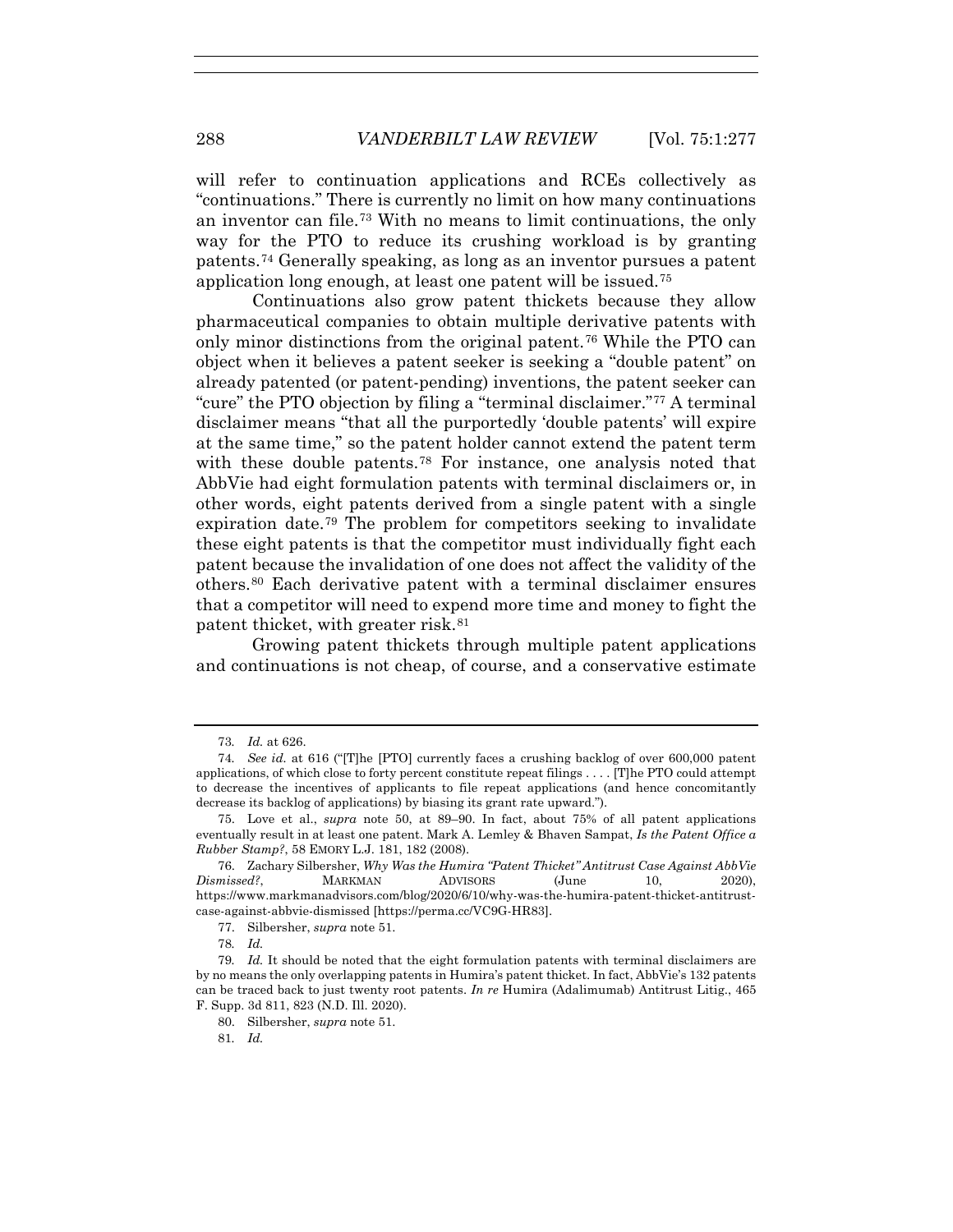will refer to continuation applications and RCEs collectively as "continuations." There is currently no limit on how many continuations an inventor can file.[73] With no means to limit continuations, the only way for the PTO to reduce its crushing workload is by granting patents.[74] Generally speaking, as long as an inventor pursues a patent application long enough, at least one patent will be issued.[75]

Continuations also grow patent thickets because they allow pharmaceutical companies to obtain multiple derivative patents with only minor distinctions from the original patent.[76] While the PTO can object when it believes a patent seeker is seeking a "double patent" on already patented (or patent-pending) inventions, the patent seeker can "cure" the PTO objection by filing a "terminal disclaimer."[77] A terminal disclaimer means "that all the purportedly 'double patents' will expire at the same time," so the patent holder cannot extend the patent term with these double patents.[78] For instance, one analysis noted that AbbVie had eight formulation patents with terminal disclaimers or, in other words, eight patents derived from a single patent with a single expiration date.[79] The problem for competitors seeking to invalidate these eight patents is that the competitor must individually fight each patent because the invalidation of one does not affect the validity of the others.[80] Each derivative patent with a terminal disclaimer ensures that a competitor will need to expend more time and money to fight the patent thicket, with greater risk.[81]

Growing patent thickets through multiple patent applications and continuations is not cheap, of course, and a conservative estimate

---

73. *Id.* at 626.

74. *See id.* at 616 ("[T]he [PTO] currently faces a crushing backlog of over 600,000 patent applications, of which close to forty percent constitute repeat filings . . . . [T]he PTO could attempt to decrease the incentives of applicants to file repeat applications (and hence concomitantly decrease its backlog of applications) by biasing its grant rate upward.").

75. Love et al., *supra* note 50, at 89–90. In fact, about 75% of all patent applications eventually result in at least one patent. Mark A. Lemley & Bhaven Sampat, *Is the Patent Office a Rubber Stamp?*, 58 EMORY L.J. 181, 182 (2008).

76. Zachary Silbersher, *Why Was the Humira "Patent Thicket" Antitrust Case Against AbbVie Dismissed?*, MARKMAN ADVISORS (June 10, 2020), https://www.markmanadvisors.com/blog/2020/6/10/why-was-the-humira-patent-thicket-antitrust-case-against-abbvie-dismissed [https://perma.cc/VC9G-HR83].

77. Silbersher, *supra* note 51.

78. *Id.*

79. *Id.* It should be noted that the eight formulation patents with terminal disclaimers are by no means the only overlapping patents in Humira's patent thicket. In fact, AbbVie's 132 patents can be traced back to just twenty root patents. *In re* Humira (Adalimumab) Antitrust Litig., 465 F. Supp. 3d 811, 823 (N.D. Ill. 2020).

80. Silbersher, *supra* note 51.

81. *Id.*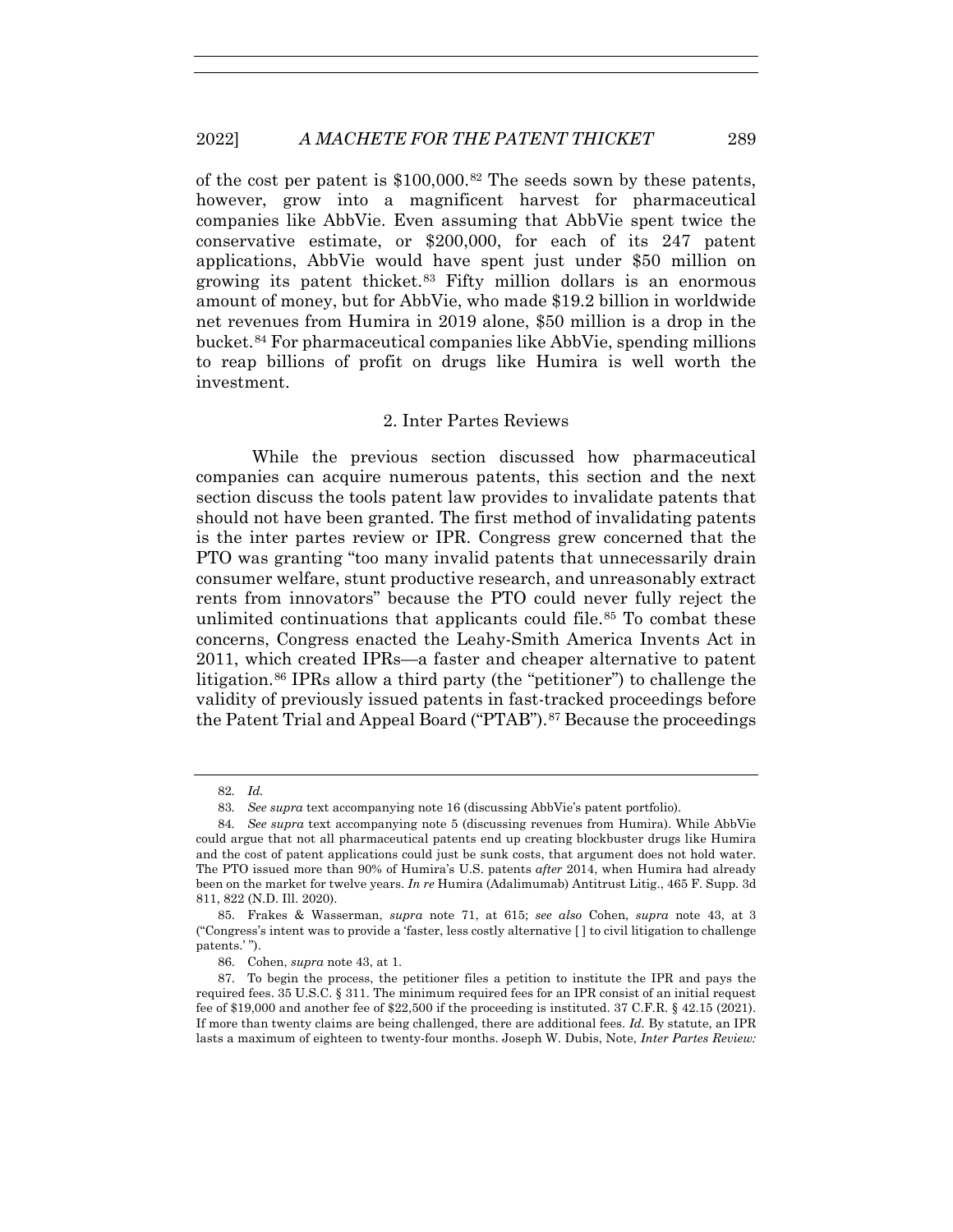of the cost per patent is $100,000.[82] The seeds sown by these patents, however, grow into a magnificent harvest for pharmaceutical companies like AbbVie. Even assuming that AbbVie spent twice the conservative estimate, or $200,000, for each of its 247 patent applications, AbbVie would have spent just under $50 million on growing its patent thicket.[83] Fifty million dollars is an enormous amount of money, but for AbbVie, who made $19.2 billion in worldwide net revenues from Humira in 2019 alone, $50 million is a drop in the bucket.[84] For pharmaceutical companies like AbbVie, spending millions to reap billions of profit on drugs like Humira is well worth the investment.

### 2. Inter Partes Reviews

While the previous section discussed how pharmaceutical companies can acquire numerous patents, this section and the next section discuss the tools patent law provides to invalidate patents that should not have been granted. The first method of invalidating patents is the inter partes review or IPR. Congress grew concerned that the PTO was granting "too many invalid patents that unnecessarily drain consumer welfare, stunt productive research, and unreasonably extract rents from innovators" because the PTO could never fully reject the unlimited continuations that applicants could file.[85] To combat these concerns, Congress enacted the Leahy-Smith America Invents Act in 2011, which created IPRs—a faster and cheaper alternative to patent litigation.[86] IPRs allow a third party (the "petitioner") to challenge the validity of previously issued patents in fast-tracked proceedings before the Patent Trial and Appeal Board ("PTAB").[87] Because the proceedings

---

82. *Id.*

83. *See supra* text accompanying note 16 (discussing AbbVie's patent portfolio).

84. *See supra* text accompanying note 5 (discussing revenues from Humira). While AbbVie could argue that not all pharmaceutical patents end up creating blockbuster drugs like Humira and the cost of patent applications could just be sunk costs, that argument does not hold water. The PTO issued more than 90% of Humira's U.S. patents *after* 2014, when Humira had already been on the market for twelve years. *In re* Humira (Adalimumab) Antitrust Litig., 465 F. Supp. 3d 811, 822 (N.D. Ill. 2020).

85. Frakes & Wasserman, *supra* note 71, at 615; *see also* Cohen, *supra* note 43, at 3 ("Congress's intent was to provide a 'faster, less costly alternative [ ] to civil litigation to challenge patents.' ").

86. Cohen, *supra* note 43, at 1.

87. To begin the process, the petitioner files a petition to institute the IPR and pays the required fees. 35 U.S.C. § 311. The minimum required fees for an IPR consist of an initial request fee of $19,000 and another fee of $22,500 if the proceeding is instituted. 37 C.F.R. § 42.15 (2021). If more than twenty claims are being challenged, there are additional fees. *Id.* By statute, an IPR lasts a maximum of eighteen to twenty-four months. Joseph W. Dubis, Note, *Inter Partes Review:*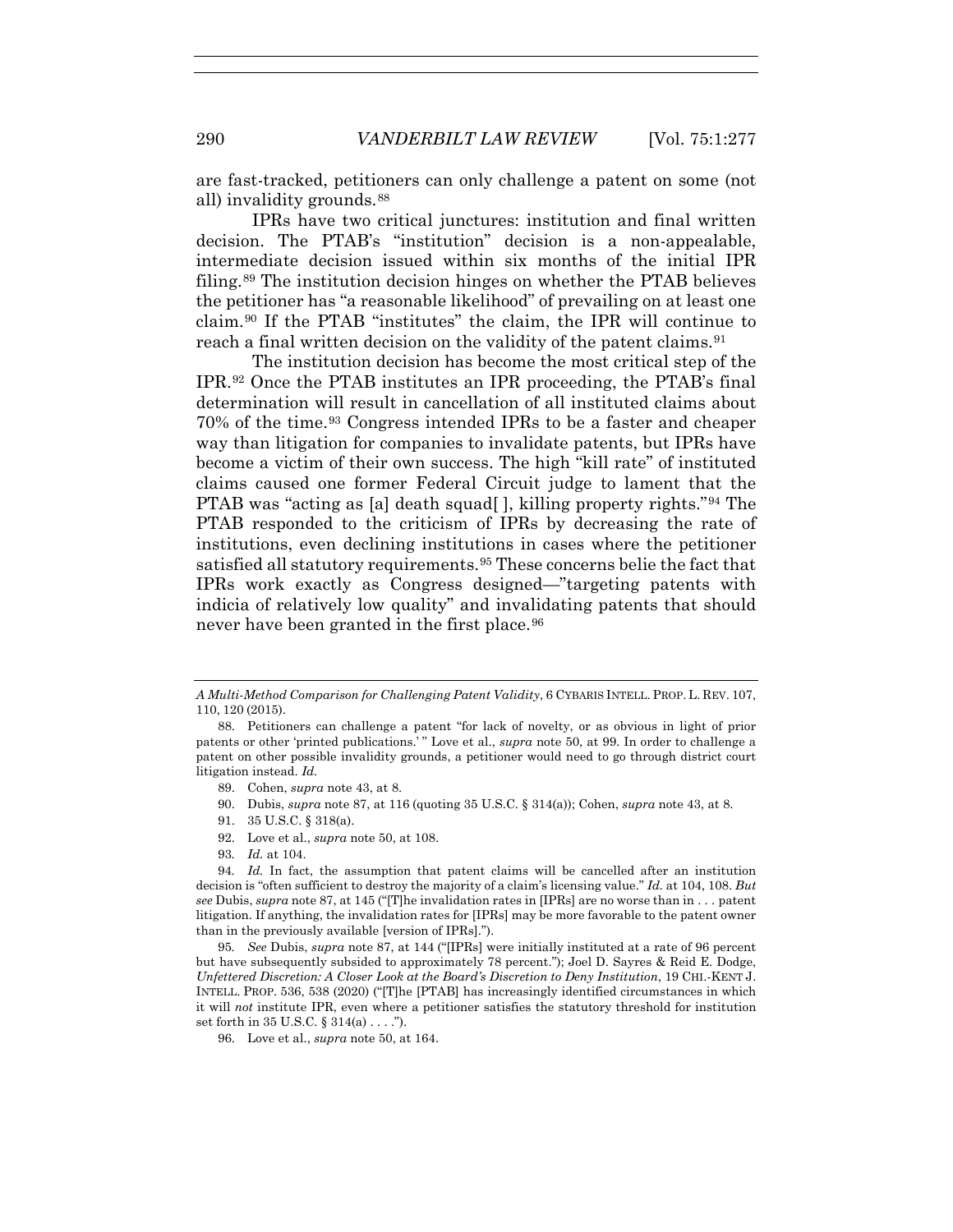are fast-tracked, petitioners can only challenge a patent on some (not all) invalidity grounds.[88]

IPRs have two critical junctures: institution and final written decision. The PTAB's "institution" decision is a non-appealable, intermediate decision issued within six months of the initial IPR filing.[89] The institution decision hinges on whether the PTAB believes the petitioner has "a reasonable likelihood" of prevailing on at least one claim.[90] If the PTAB "institutes" the claim, the IPR will continue to reach a final written decision on the validity of the patent claims.[91]

The institution decision has become the most critical step of the IPR.[92] Once the PTAB institutes an IPR proceeding, the PTAB's final determination will result in cancellation of all instituted claims about 70% of the time.[93] Congress intended IPRs to be a faster and cheaper way than litigation for companies to invalidate patents, but IPRs have become a victim of their own success. The high "kill rate" of instituted claims caused one former Federal Circuit judge to lament that the PTAB was "acting as [a] death squad[ ], killing property rights."[94] The PTAB responded to the criticism of IPRs by decreasing the rate of institutions, even declining institutions in cases where the petitioner satisfied all statutory requirements.[95] These concerns belie the fact that IPRs work exactly as Congress designed—"targeting patents with indicia of relatively low quality" and invalidating patents that should never have been granted in the first place.[96]

---

*A Multi-Method Comparison for Challenging Patent Validity*, 6 CYBARIS INTELL. PROP. L. REV. 107, 110, 120 (2015).

88. Petitioners can challenge a patent "for lack of novelty, or as obvious in light of prior patents or other 'printed publications.' " Love et al., *supra* note 50, at 99. In order to challenge a patent on other possible invalidity grounds, a petitioner would need to go through district court litigation instead. *Id.*

89. Cohen, *supra* note 43, at 8.

90. Dubis, *supra* note 87, at 116 (quoting 35 U.S.C. § 314(a)); Cohen, *supra* note 43, at 8.

91. 35 U.S.C. § 318(a).

92. Love et al., *supra* note 50, at 108.

93. *Id.* at 104.

94. *Id.* In fact, the assumption that patent claims will be cancelled after an institution decision is "often sufficient to destroy the majority of a claim's licensing value." *Id.* at 104, 108. *But see* Dubis, *supra* note 87, at 145 ("[T]he invalidation rates in [IPRs] are no worse than in . . . patent litigation. If anything, the invalidation rates for [IPRs] may be more favorable to the patent owner than in the previously available [version of IPRs].").

95. *See* Dubis, *supra* note 87, at 144 ("[IPRs] were initially instituted at a rate of 96 percent but have subsequently subsided to approximately 78 percent."); Joel D. Sayres & Reid E. Dodge, *Unfettered Discretion: A Closer Look at the Board's Discretion to Deny Institution*, 19 CHI.-KENT J. INTELL. PROP. 536, 538 (2020) ("[T]he [PTAB] has increasingly identified circumstances in which it will *not* institute IPR, even where a petitioner satisfies the statutory threshold for institution set forth in 35 U.S.C. § 314(a) . . . .").

96. Love et al., *supra* note 50, at 164.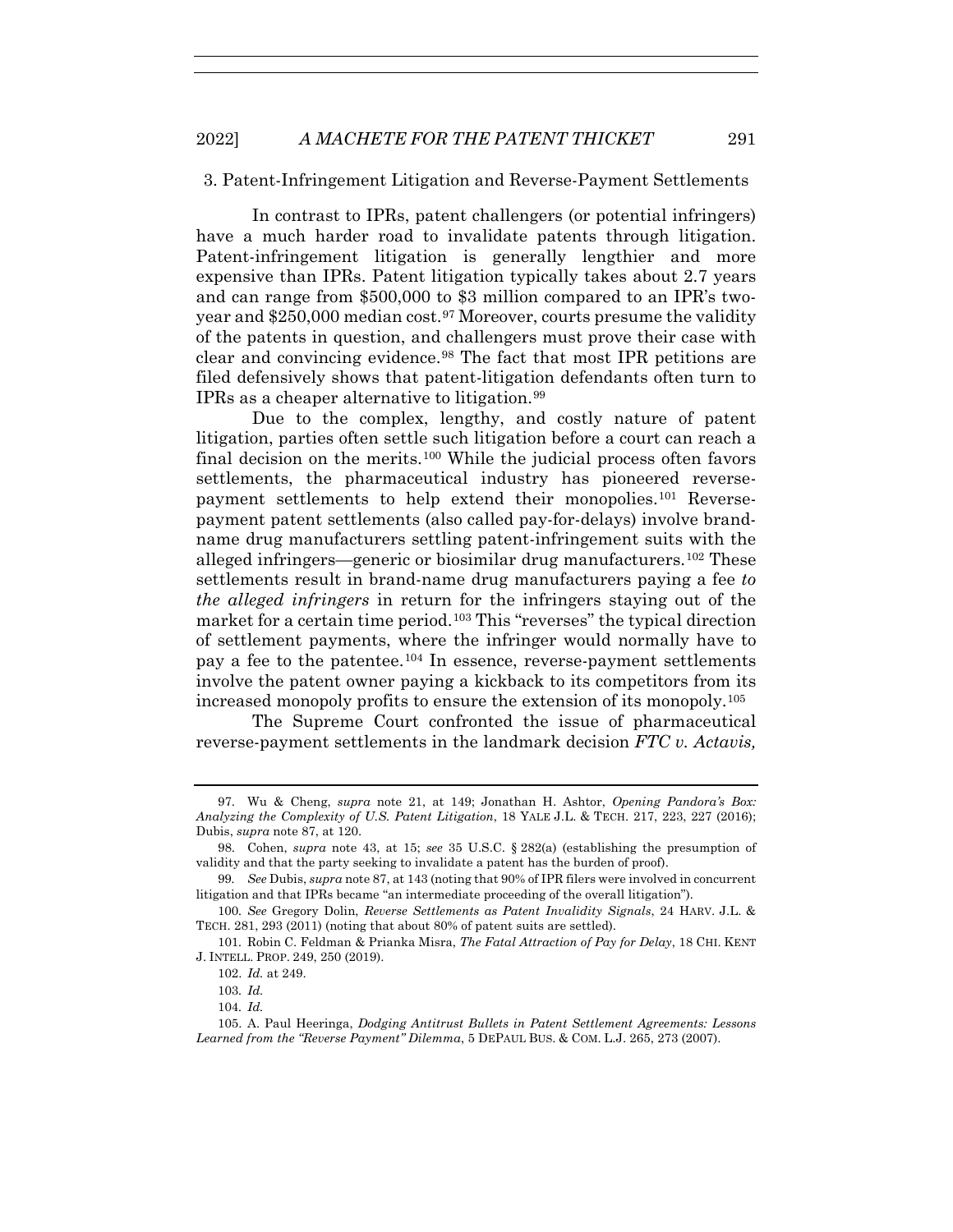### 3. Patent-Infringement Litigation and Reverse-Payment Settlements

In contrast to IPRs, patent challengers (or potential infringers) have a much harder road to invalidate patents through litigation. Patent-infringement litigation is generally lengthier and more expensive than IPRs. Patent litigation typically takes about 2.7 years and can range from $500,000 to $3 million compared to an IPR's two-year and $250,000 median cost.[97] Moreover, courts presume the validity of the patents in question, and challengers must prove their case with clear and convincing evidence.[98] The fact that most IPR petitions are filed defensively shows that patent-litigation defendants often turn to IPRs as a cheaper alternative to litigation.[99]

Due to the complex, lengthy, and costly nature of patent litigation, parties often settle such litigation before a court can reach a final decision on the merits.[100] While the judicial process often favors settlements, the pharmaceutical industry has pioneered reverse-payment settlements to help extend their monopolies.[101] Reverse-payment patent settlements (also called pay-for-delays) involve brand-name drug manufacturers settling patent-infringement suits with the alleged infringers—generic or biosimilar drug manufacturers.[102] These settlements result in brand-name drug manufacturers paying a fee *to the alleged infringers* in return for the infringers staying out of the market for a certain time period.[103] This "reverses" the typical direction of settlement payments, where the infringer would normally have to pay a fee to the patentee.[104] In essence, reverse-payment settlements involve the patent owner paying a kickback to its competitors from its increased monopoly profits to ensure the extension of its monopoly.[105]

The Supreme Court confronted the issue of pharmaceutical reverse-payment settlements in the landmark decision *FTC v. Actavis,*

---

97. Wu & Cheng, *supra* note 21, at 149; Jonathan H. Ashtor, *Opening Pandora's Box: Analyzing the Complexity of U.S. Patent Litigation*, 18 YALE J.L. & TECH. 217, 223, 227 (2016); Dubis, *supra* note 87, at 120.

98. Cohen, *supra* note 43, at 15; *see* 35 U.S.C. § 282(a) (establishing the presumption of validity and that the party seeking to invalidate a patent has the burden of proof).

99. *See* Dubis, *supra* note 87, at 143 (noting that 90% of IPR filers were involved in concurrent litigation and that IPRs became "an intermediate proceeding of the overall litigation").

100. *See* Gregory Dolin, *Reverse Settlements as Patent Invalidity Signals*, 24 HARV. J.L. & TECH. 281, 293 (2011) (noting that about 80% of patent suits are settled).

101. Robin C. Feldman & Prianka Misra, *The Fatal Attraction of Pay for Delay*, 18 CHI. KENT J. INTELL. PROP. 249, 250 (2019).

102. *Id.* at 249.

103. *Id.*

104. *Id.*

105. A. Paul Heeringa, *Dodging Antitrust Bullets in Patent Settlement Agreements: Lessons Learned from the "Reverse Payment" Dilemma*, 5 DEPAUL BUS. & COM. L.J. 265, 273 (2007).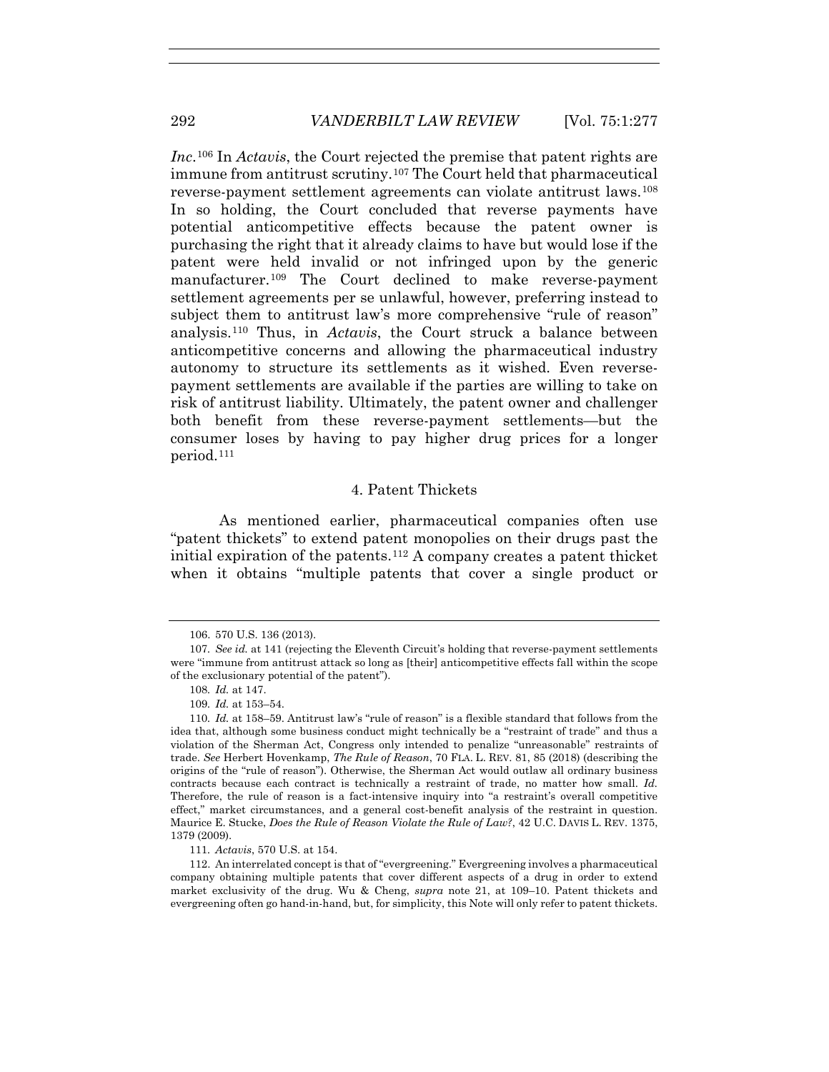*Inc.*[106] In *Actavis*, the Court rejected the premise that patent rights are immune from antitrust scrutiny.[107] The Court held that pharmaceutical reverse-payment settlement agreements can violate antitrust laws.[108] In so holding, the Court concluded that reverse payments have potential anticompetitive effects because the patent owner is purchasing the right that it already claims to have but would lose if the patent were held invalid or not infringed upon by the generic manufacturer.[109] The Court declined to make reverse-payment settlement agreements per se unlawful, however, preferring instead to subject them to antitrust law's more comprehensive "rule of reason" analysis.[110] Thus, in *Actavis*, the Court struck a balance between anticompetitive concerns and allowing the pharmaceutical industry autonomy to structure its settlements as it wished. Even reverse-payment settlements are available if the parties are willing to take on risk of antitrust liability. Ultimately, the patent owner and challenger both benefit from these reverse-payment settlements—but the consumer loses by having to pay higher drug prices for a longer period.[111]

### 4. Patent Thickets

As mentioned earlier, pharmaceutical companies often use "patent thickets" to extend patent monopolies on their drugs past the initial expiration of the patents.[112] A company creates a patent thicket when it obtains "multiple patents that cover a single product or

---

106. 570 U.S. 136 (2013).

107. *See id.* at 141 (rejecting the Eleventh Circuit's holding that reverse-payment settlements were "immune from antitrust attack so long as [their] anticompetitive effects fall within the scope of the exclusionary potential of the patent").

108. *Id.* at 147.

109. *Id.* at 153–54.

110. *Id.* at 158–59. Antitrust law's "rule of reason" is a flexible standard that follows from the idea that, although some business conduct might technically be a "restraint of trade" and thus a violation of the Sherman Act, Congress only intended to penalize "unreasonable" restraints of trade. *See* Herbert Hovenkamp, *The Rule of Reason*, 70 FLA. L. REV. 81, 85 (2018) (describing the origins of the "rule of reason"). Otherwise, the Sherman Act would outlaw all ordinary business contracts because each contract is technically a restraint of trade, no matter how small. *Id.* Therefore, the rule of reason is a fact-intensive inquiry into "a restraint's overall competitive effect," market circumstances, and a general cost-benefit analysis of the restraint in question. Maurice E. Stucke, *Does the Rule of Reason Violate the Rule of Law?*, 42 U.C. DAVIS L. REV. 1375, 1379 (2009).

111. *Actavis*, 570 U.S. at 154.

112. An interrelated concept is that of "evergreening." Evergreening involves a pharmaceutical company obtaining multiple patents that cover different aspects of a drug in order to extend market exclusivity of the drug. Wu & Cheng, *supra* note 21, at 109–10. Patent thickets and evergreening often go hand-in-hand, but, for simplicity, this Note will only refer to patent thickets.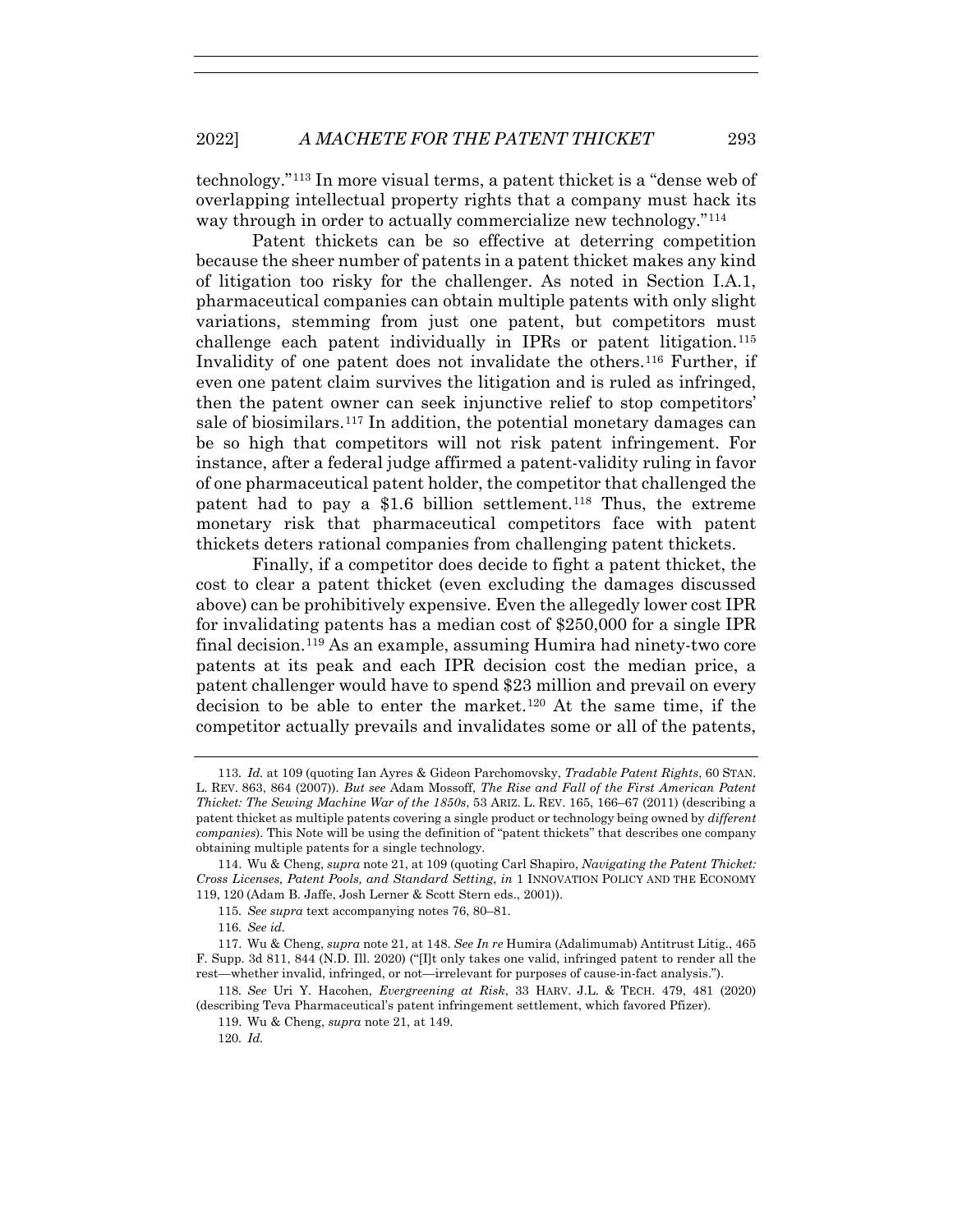technology."[113] In more visual terms, a patent thicket is a "dense web of overlapping intellectual property rights that a company must hack its way through in order to actually commercialize new technology."[114]

Patent thickets can be so effective at deterring competition because the sheer number of patents in a patent thicket makes any kind of litigation too risky for the challenger. As noted in Section I.A.1, pharmaceutical companies can obtain multiple patents with only slight variations, stemming from just one patent, but competitors must challenge each patent individually in IPRs or patent litigation.[115] Invalidity of one patent does not invalidate the others.[116] Further, if even one patent claim survives the litigation and is ruled as infringed, then the patent owner can seek injunctive relief to stop competitors' sale of biosimilars.[117] In addition, the potential monetary damages can be so high that competitors will not risk patent infringement. For instance, after a federal judge affirmed a patent-validity ruling in favor of one pharmaceutical patent holder, the competitor that challenged the patent had to pay a $1.6 billion settlement.[118] Thus, the extreme monetary risk that pharmaceutical competitors face with patent thickets deters rational companies from challenging patent thickets.

Finally, if a competitor does decide to fight a patent thicket, the cost to clear a patent thicket (even excluding the damages discussed above) can be prohibitively expensive. Even the allegedly lower cost IPR for invalidating patents has a median cost of $250,000 for a single IPR final decision.[119] As an example, assuming Humira had ninety-two core patents at its peak and each IPR decision cost the median price, a patent challenger would have to spend $23 million and prevail on every decision to be able to enter the market.[120] At the same time, if the competitor actually prevails and invalidates some or all of the patents,

---

113. *Id.* at 109 (quoting Ian Ayres & Gideon Parchomovsky, *Tradable Patent Rights*, 60 STAN. L. REV. 863, 864 (2007)). *But see* Adam Mossoff, *The Rise and Fall of the First American Patent Thicket: The Sewing Machine War of the 1850s*, 53 ARIZ. L. REV. 165, 166–67 (2011) (describing a patent thicket as multiple patents covering a single product or technology being owned by *different companies*). This Note will be using the definition of "patent thickets" that describes one company obtaining multiple patents for a single technology.

114. Wu & Cheng, *supra* note 21, at 109 (quoting Carl Shapiro, *Navigating the Patent Thicket: Cross Licenses, Patent Pools, and Standard Setting*, *in* 1 INNOVATION POLICY AND THE ECONOMY 119, 120 (Adam B. Jaffe, Josh Lerner & Scott Stern eds., 2001)).

115. *See supra* text accompanying notes 76, 80–81.

116. *See id.*

117. Wu & Cheng, *supra* note 21, at 148. *See In re* Humira (Adalimumab) Antitrust Litig., 465 F. Supp. 3d 811, 844 (N.D. Ill. 2020) ("[I]t only takes one valid, infringed patent to render all the rest—whether invalid, infringed, or not—irrelevant for purposes of cause-in-fact analysis.").

118. *See* Uri Y. Hacohen, *Evergreening at Risk*, 33 HARV. J.L. & TECH. 479, 481 (2020) (describing Teva Pharmaceutical's patent infringement settlement, which favored Pfizer).

119. Wu & Cheng, *supra* note 21, at 149.

120. *Id.*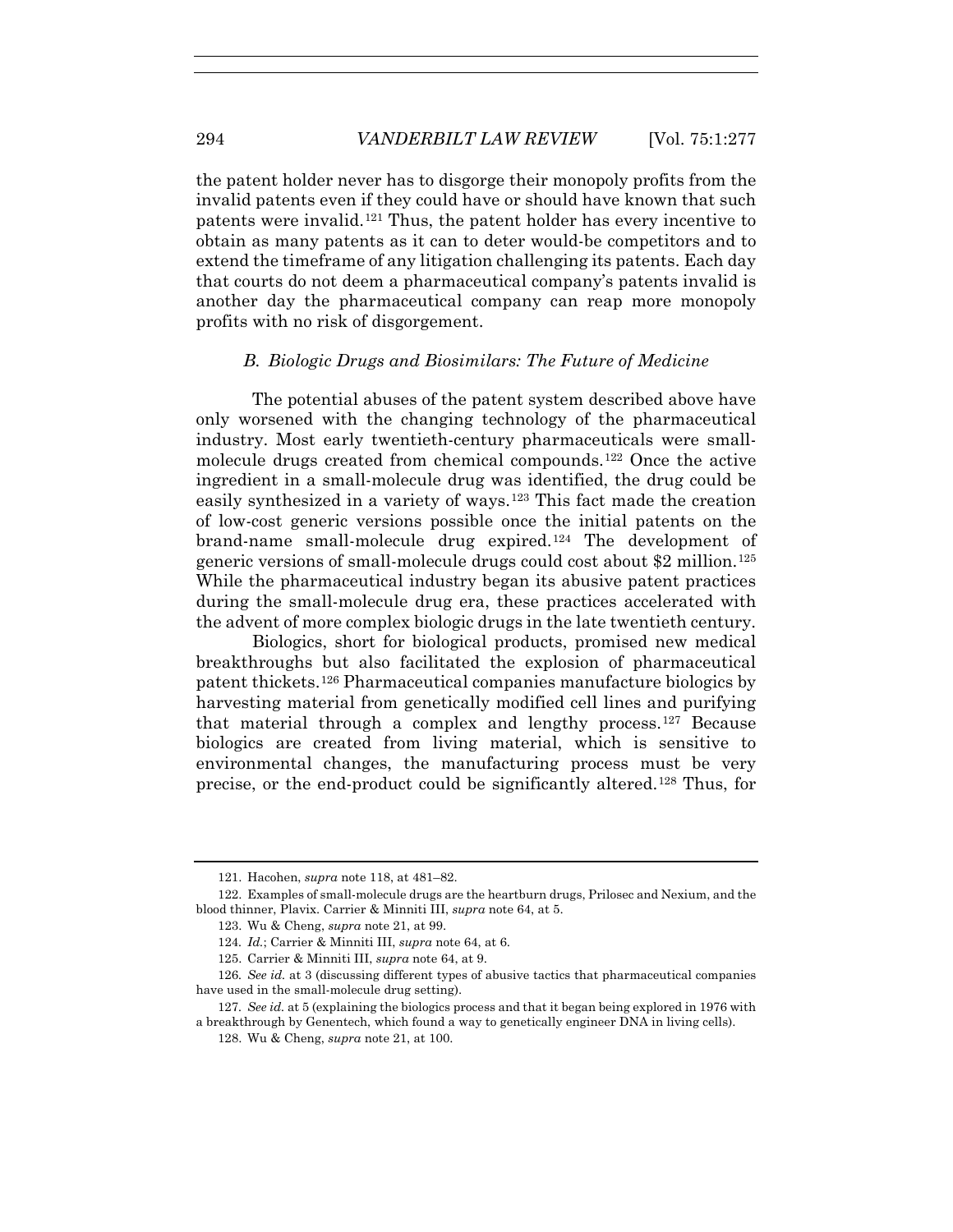the patent holder never has to disgorge their monopoly profits from the invalid patents even if they could have or should have known that such patents were invalid.[121] Thus, the patent holder has every incentive to obtain as many patents as it can to deter would-be competitors and to extend the timeframe of any litigation challenging its patents. Each day that courts do not deem a pharmaceutical company's patents invalid is another day the pharmaceutical company can reap more monopoly profits with no risk of disgorgement.

### *B. Biologic Drugs and Biosimilars: The Future of Medicine*

The potential abuses of the patent system described above have only worsened with the changing technology of the pharmaceutical industry. Most early twentieth-century pharmaceuticals were small-molecule drugs created from chemical compounds.[122] Once the active ingredient in a small-molecule drug was identified, the drug could be easily synthesized in a variety of ways.[123] This fact made the creation of low-cost generic versions possible once the initial patents on the brand-name small-molecule drug expired.[124] The development of generic versions of small-molecule drugs could cost about $2 million.[125] While the pharmaceutical industry began its abusive patent practices during the small-molecule drug era, these practices accelerated with the advent of more complex biologic drugs in the late twentieth century.

Biologics, short for biological products, promised new medical breakthroughs but also facilitated the explosion of pharmaceutical patent thickets.[126] Pharmaceutical companies manufacture biologics by harvesting material from genetically modified cell lines and purifying that material through a complex and lengthy process.[127] Because biologics are created from living material, which is sensitive to environmental changes, the manufacturing process must be very precise, or the end-product could be significantly altered.[128] Thus, for

---

121. Hacohen, *supra* note 118, at 481–82.

122. Examples of small-molecule drugs are the heartburn drugs, Prilosec and Nexium, and the blood thinner, Plavix. Carrier & Minniti III, *supra* note 64, at 5.

123. Wu & Cheng, *supra* note 21, at 99.

124. *Id.*; Carrier & Minniti III, *supra* note 64, at 6.

125. Carrier & Minniti III, *supra* note 64, at 9.

126. *See id.* at 3 (discussing different types of abusive tactics that pharmaceutical companies have used in the small-molecule drug setting).

127. *See id.* at 5 (explaining the biologics process and that it began being explored in 1976 with a breakthrough by Genentech, which found a way to genetically engineer DNA in living cells).

128. Wu & Cheng, *supra* note 21, at 100.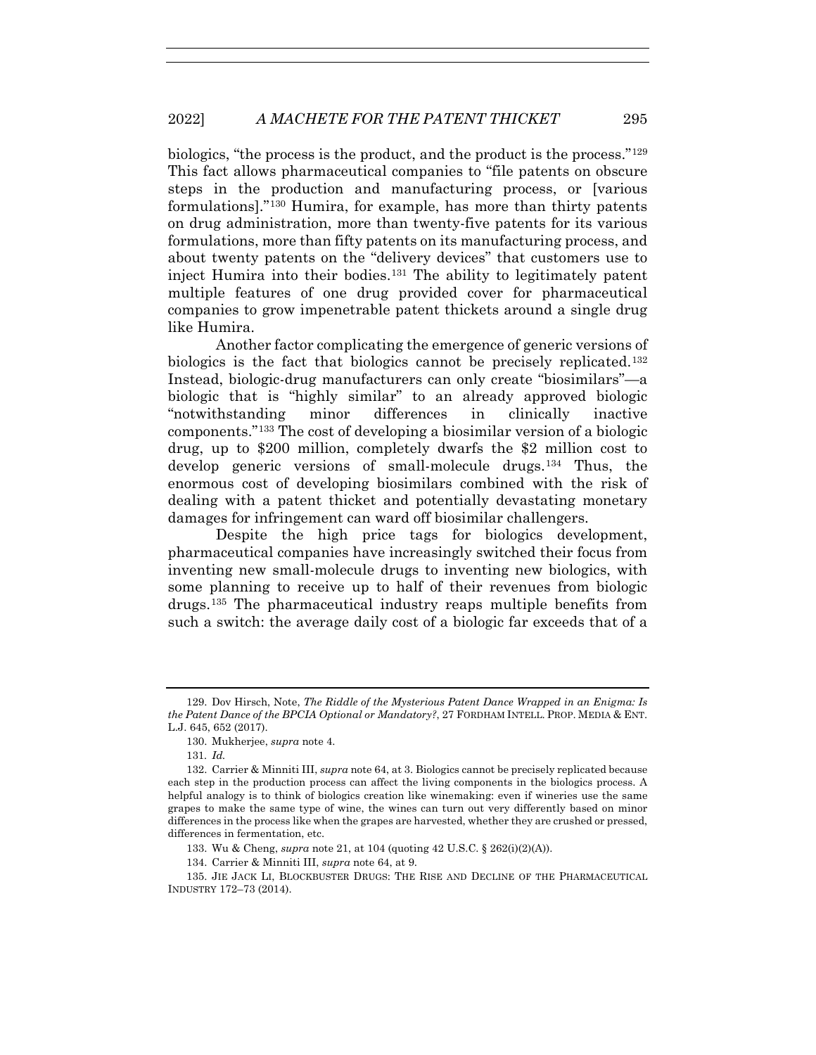biologics, "the process is the product, and the product is the process."[129] This fact allows pharmaceutical companies to "file patents on obscure steps in the production and manufacturing process, or [various formulations]."[130] Humira, for example, has more than thirty patents on drug administration, more than twenty-five patents for its various formulations, more than fifty patents on its manufacturing process, and about twenty patents on the "delivery devices" that customers use to inject Humira into their bodies.[131] The ability to legitimately patent multiple features of one drug provided cover for pharmaceutical companies to grow impenetrable patent thickets around a single drug like Humira.

Another factor complicating the emergence of generic versions of biologics is the fact that biologics cannot be precisely replicated.[132] Instead, biologic-drug manufacturers can only create "biosimilars"—a biologic that is "highly similar" to an already approved biologic "notwithstanding minor differences in clinically inactive components."[133] The cost of developing a biosimilar version of a biologic drug, up to $200 million, completely dwarfs the $2 million cost to develop generic versions of small-molecule drugs.[134] Thus, the enormous cost of developing biosimilars combined with the risk of dealing with a patent thicket and potentially devastating monetary damages for infringement can ward off biosimilar challengers.

Despite the high price tags for biologics development, pharmaceutical companies have increasingly switched their focus from inventing new small-molecule drugs to inventing new biologics, with some planning to receive up to half of their revenues from biologic drugs.[135] The pharmaceutical industry reaps multiple benefits from such a switch: the average daily cost of a biologic far exceeds that of a

---

129. Dov Hirsch, Note, *The Riddle of the Mysterious Patent Dance Wrapped in an Enigma: Is the Patent Dance of the BPCIA Optional or Mandatory?*, 27 FORDHAM INTELL. PROP. MEDIA & ENT. L.J. 645, 652 (2017).

130. Mukherjee, *supra* note 4.

131. *Id.*

132. Carrier & Minniti III, *supra* note 64, at 3. Biologics cannot be precisely replicated because each step in the production process can affect the living components in the biologics process. A helpful analogy is to think of biologics creation like winemaking: even if wineries use the same grapes to make the same type of wine, the wines can turn out very differently based on minor differences in the process like when the grapes are harvested, whether they are crushed or pressed, differences in fermentation, etc.

133. Wu & Cheng, *supra* note 21, at 104 (quoting 42 U.S.C. § 262(i)(2)(A)).

134. Carrier & Minniti III, *supra* note 64, at 9.

135. JIE JACK LI, BLOCKBUSTER DRUGS: THE RISE AND DECLINE OF THE PHARMACEUTICAL INDUSTRY 172–73 (2014).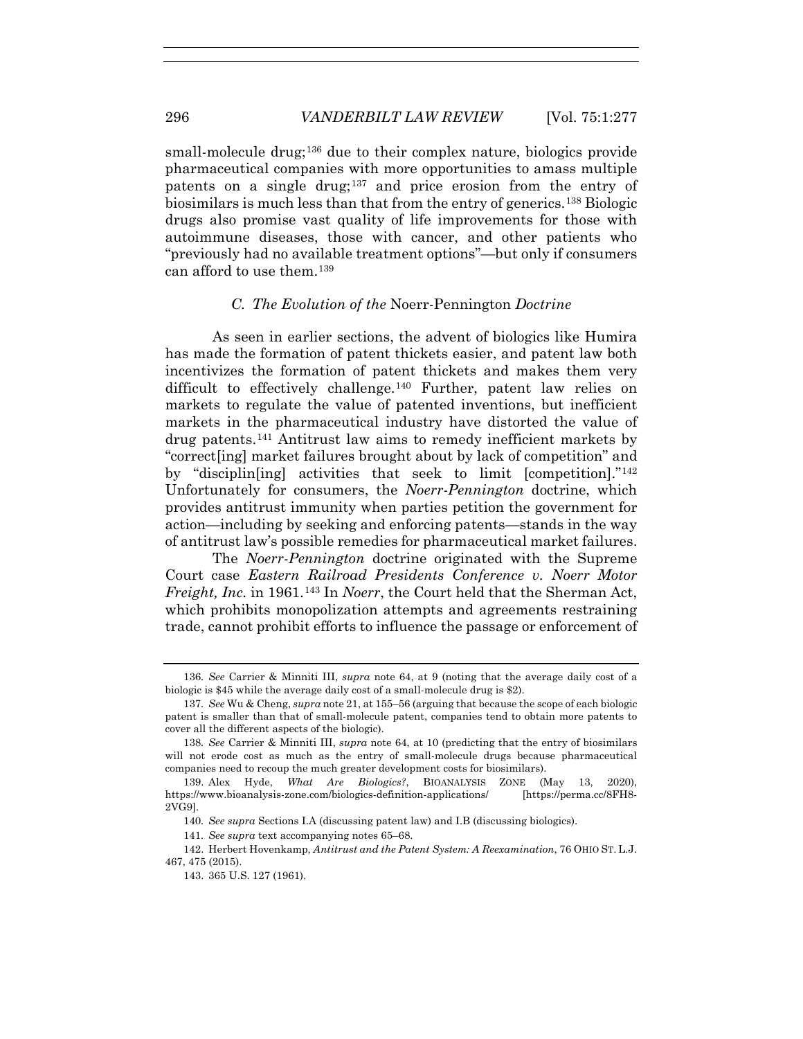small-molecule drug;[136] due to their complex nature, biologics provide pharmaceutical companies with more opportunities to amass multiple patents on a single drug;[137] and price erosion from the entry of biosimilars is much less than that from the entry of generics.[138] Biologic drugs also promise vast quality of life improvements for those with autoimmune diseases, those with cancer, and other patients who "previously had no available treatment options"—but only if consumers can afford to use them.[139]

### *C. The Evolution of the* Noerr-Pennington *Doctrine*

As seen in earlier sections, the advent of biologics like Humira has made the formation of patent thickets easier, and patent law both incentivizes the formation of patent thickets and makes them very difficult to effectively challenge.[140] Further, patent law relies on markets to regulate the value of patented inventions, but inefficient markets in the pharmaceutical industry have distorted the value of drug patents.[141] Antitrust law aims to remedy inefficient markets by "correct[ing] market failures brought about by lack of competition" and by "disciplin[ing] activities that seek to limit [competition]."[142] Unfortunately for consumers, the *Noerr-Pennington* doctrine, which provides antitrust immunity when parties petition the government for action—including by seeking and enforcing patents—stands in the way of antitrust law's possible remedies for pharmaceutical market failures.

The *Noerr-Pennington* doctrine originated with the Supreme Court case *Eastern Railroad Presidents Conference v. Noerr Motor Freight, Inc.* in 1961.[143] In *Noerr*, the Court held that the Sherman Act, which prohibits monopolization attempts and agreements restraining trade, cannot prohibit efforts to influence the passage or enforcement of

---

136. *See* Carrier & Minniti III, *supra* note 64, at 9 (noting that the average daily cost of a biologic is $45 while the average daily cost of a small-molecule drug is $2).

137. *See* Wu & Cheng, *supra* note 21, at 155–56 (arguing that because the scope of each biologic patent is smaller than that of small-molecule patent, companies tend to obtain more patents to cover all the different aspects of the biologic).

138. *See* Carrier & Minniti III, *supra* note 64, at 10 (predicting that the entry of biosimilars will not erode cost as much as the entry of small-molecule drugs because pharmaceutical companies need to recoup the much greater development costs for biosimilars).

139. Alex Hyde, *What Are Biologics?*, BIOANALYSIS ZONE (May 13, 2020), https://www.bioanalysis-zone.com/biologics-definition-applications/ [https://perma.cc/8FH8-2VG9].

140. *See supra* Sections I.A (discussing patent law) and I.B (discussing biologics).

141. *See supra* text accompanying notes 65–68.

142. Herbert Hovenkamp, *Antitrust and the Patent System: A Reexamination*, 76 OHIO ST. L.J. 467, 475 (2015).

143. 365 U.S. 127 (1961).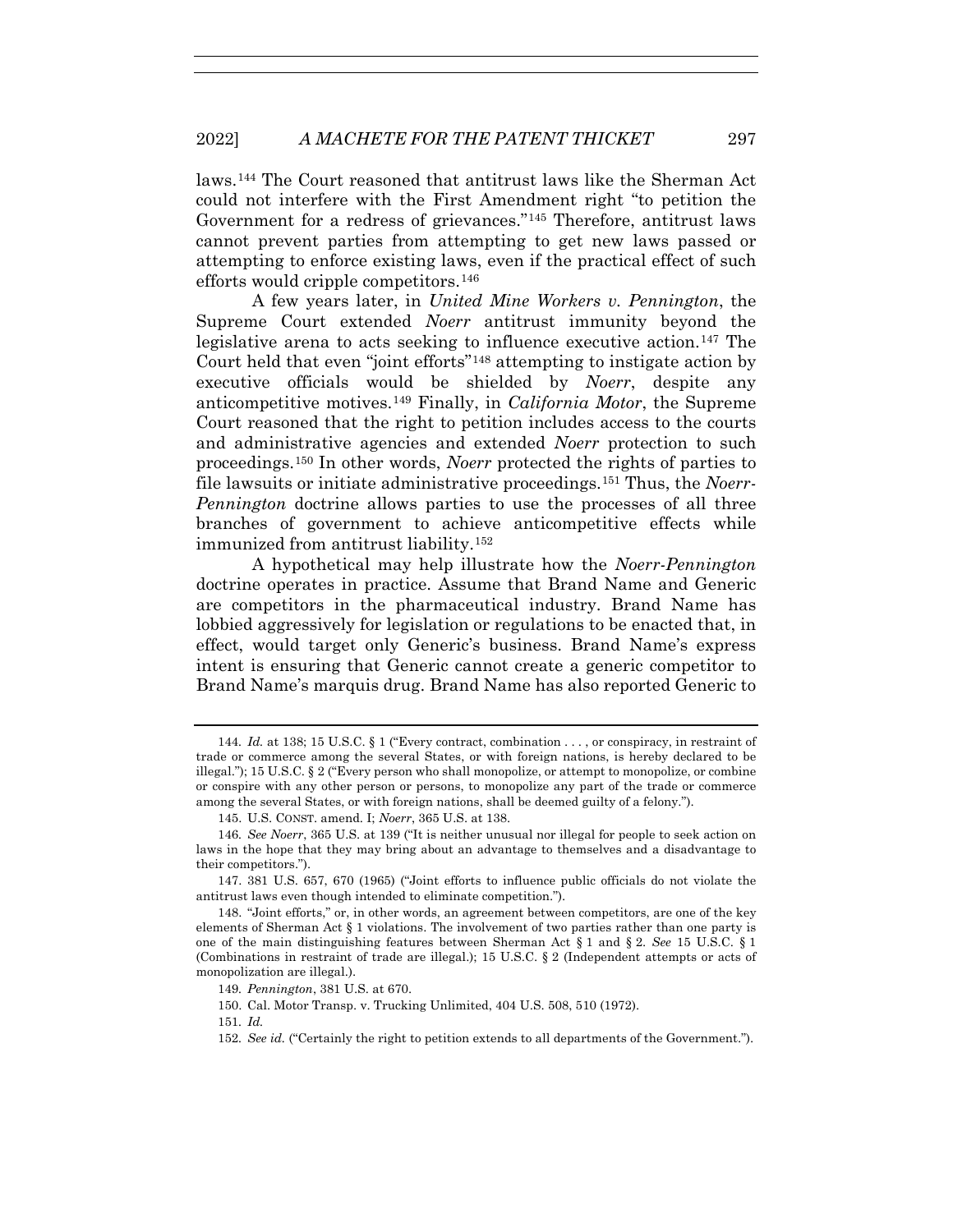laws.[144] The Court reasoned that antitrust laws like the Sherman Act could not interfere with the First Amendment right "to petition the Government for a redress of grievances."[145] Therefore, antitrust laws cannot prevent parties from attempting to get new laws passed or attempting to enforce existing laws, even if the practical effect of such efforts would cripple competitors.[146]

A few years later, in *United Mine Workers v. Pennington*, the Supreme Court extended *Noerr* antitrust immunity beyond the legislative arena to acts seeking to influence executive action.[147] The Court held that even "joint efforts"[148] attempting to instigate action by executive officials would be shielded by *Noerr*, despite any anticompetitive motives.[149] Finally, in *California Motor*, the Supreme Court reasoned that the right to petition includes access to the courts and administrative agencies and extended *Noerr* protection to such proceedings.[150] In other words, *Noerr* protected the rights of parties to file lawsuits or initiate administrative proceedings.[151] Thus, the *Noerr-Pennington* doctrine allows parties to use the processes of all three branches of government to achieve anticompetitive effects while immunized from antitrust liability.[152]

A hypothetical may help illustrate how the *Noerr-Pennington* doctrine operates in practice. Assume that Brand Name and Generic are competitors in the pharmaceutical industry. Brand Name has lobbied aggressively for legislation or regulations to be enacted that, in effect, would target only Generic's business. Brand Name's express intent is ensuring that Generic cannot create a generic competitor to Brand Name's marquis drug. Brand Name has also reported Generic to

---

144. *Id.* at 138; 15 U.S.C. § 1 ("Every contract, combination . . . , or conspiracy, in restraint of trade or commerce among the several States, or with foreign nations, is hereby declared to be illegal."); 15 U.S.C. § 2 ("Every person who shall monopolize, or attempt to monopolize, or combine or conspire with any other person or persons, to monopolize any part of the trade or commerce among the several States, or with foreign nations, shall be deemed guilty of a felony.").

145. U.S. CONST. amend. I; *Noerr*, 365 U.S. at 138.

146. *See Noerr*, 365 U.S. at 139 ("It is neither unusual nor illegal for people to seek action on laws in the hope that they may bring about an advantage to themselves and a disadvantage to their competitors.").

147. 381 U.S. 657, 670 (1965) ("Joint efforts to influence public officials do not violate the antitrust laws even though intended to eliminate competition.").

148. "Joint efforts," or, in other words, an agreement between competitors, are one of the key elements of Sherman Act § 1 violations. The involvement of two parties rather than one party is one of the main distinguishing features between Sherman Act § 1 and § 2. *See* 15 U.S.C. § 1 (Combinations in restraint of trade are illegal.); 15 U.S.C. § 2 (Independent attempts or acts of monopolization are illegal.).

149. *Pennington*, 381 U.S. at 670.

150. Cal. Motor Transp. v. Trucking Unlimited, 404 U.S. 508, 510 (1972).

151. *Id.*

152. *See id.* ("Certainly the right to petition extends to all departments of the Government.").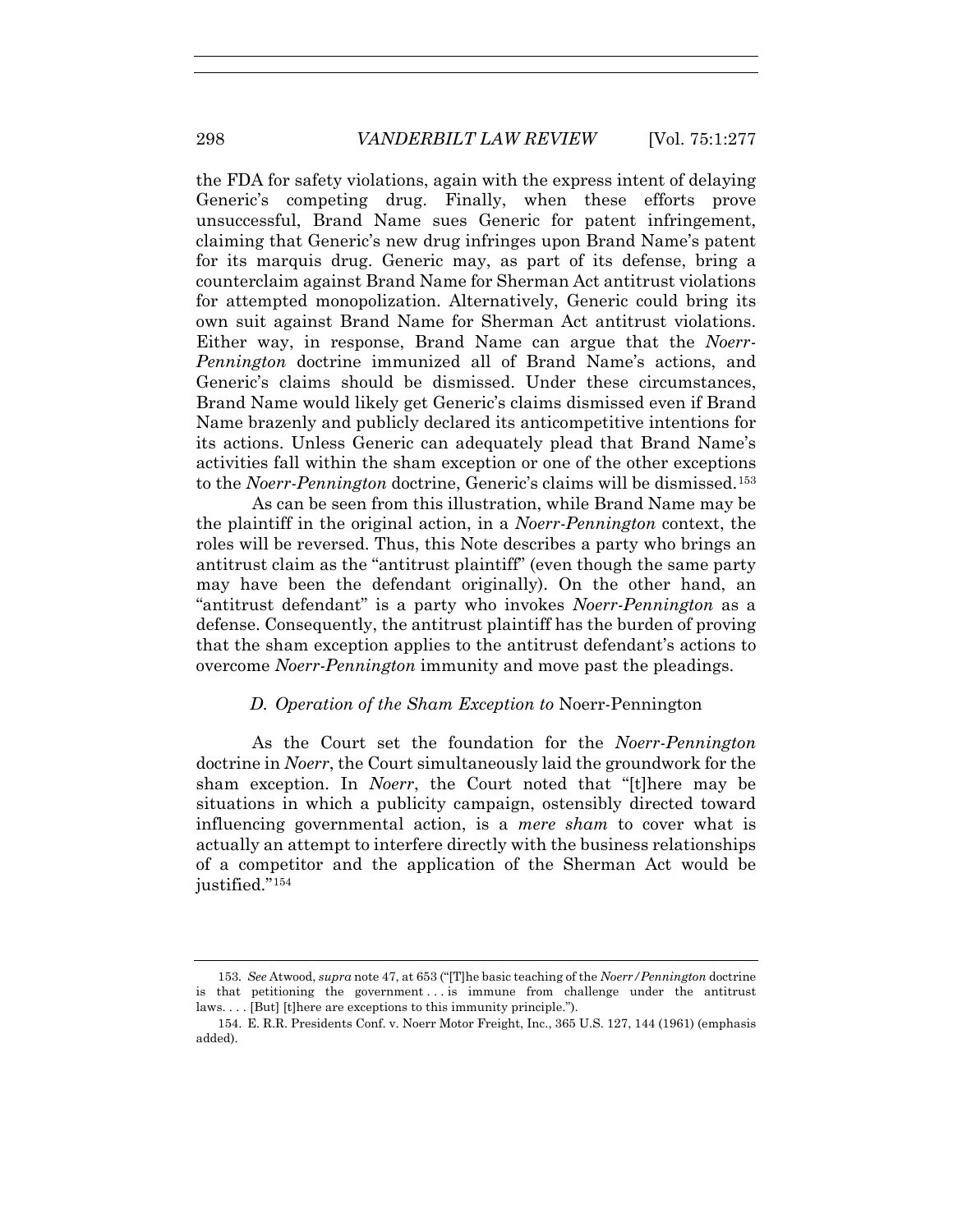the FDA for safety violations, again with the express intent of delaying Generic's competing drug. Finally, when these efforts prove unsuccessful, Brand Name sues Generic for patent infringement, claiming that Generic's new drug infringes upon Brand Name's patent for its marquis drug. Generic may, as part of its defense, bring a counterclaim against Brand Name for Sherman Act antitrust violations for attempted monopolization. Alternatively, Generic could bring its own suit against Brand Name for Sherman Act antitrust violations. Either way, in response, Brand Name can argue that the *Noerr-Pennington* doctrine immunized all of Brand Name's actions, and Generic's claims should be dismissed. Under these circumstances, Brand Name would likely get Generic's claims dismissed even if Brand Name brazenly and publicly declared its anticompetitive intentions for its actions. Unless Generic can adequately plead that Brand Name's activities fall within the sham exception or one of the other exceptions to the *Noerr-Pennington* doctrine, Generic's claims will be dismissed.[153]

As can be seen from this illustration, while Brand Name may be the plaintiff in the original action, in a *Noerr-Pennington* context, the roles will be reversed. Thus, this Note describes a party who brings an antitrust claim as the "antitrust plaintiff" (even though the same party may have been the defendant originally). On the other hand, an "antitrust defendant" is a party who invokes *Noerr-Pennington* as a defense. Consequently, the antitrust plaintiff has the burden of proving that the sham exception applies to the antitrust defendant's actions to overcome *Noerr-Pennington* immunity and move past the pleadings.

### *D. Operation of the Sham Exception to* Noerr-Pennington

As the Court set the foundation for the *Noerr-Pennington* doctrine in *Noerr*, the Court simultaneously laid the groundwork for the sham exception. In *Noerr*, the Court noted that "[t]here may be situations in which a publicity campaign, ostensibly directed toward influencing governmental action, is a *mere sham* to cover what is actually an attempt to interfere directly with the business relationships of a competitor and the application of the Sherman Act would be justified."[154]

---

153. *See* Atwood, *supra* note 47, at 653 ("[T]he basic teaching of the *Noerr/Pennington* doctrine is that petitioning the government . . . is immune from challenge under the antitrust laws. . . . [But] [t]here are exceptions to this immunity principle.").

154. E. R.R. Presidents Conf. v. Noerr Motor Freight, Inc., 365 U.S. 127, 144 (1961) (emphasis added).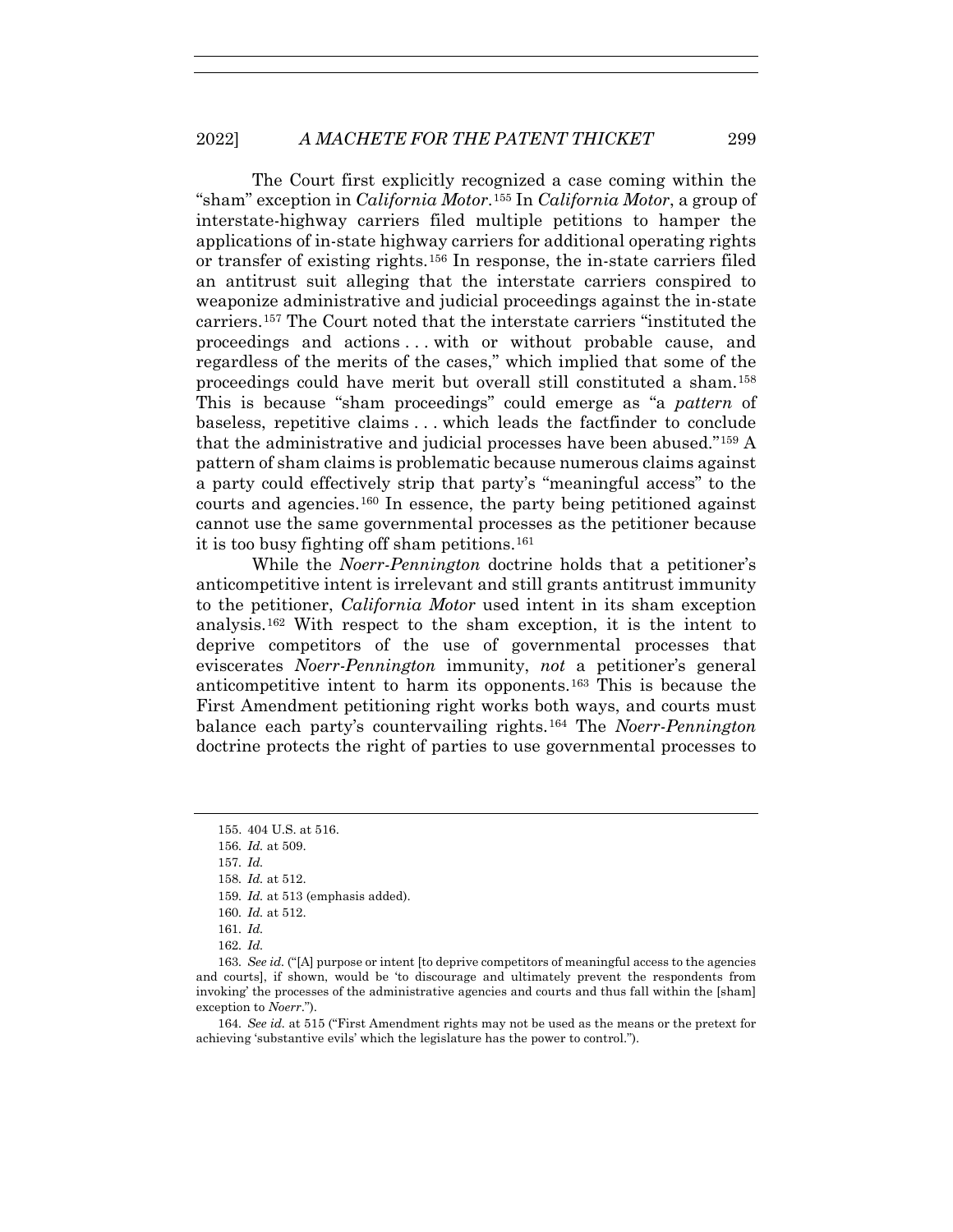The Court first explicitly recognized a case coming within the "sham" exception in *California Motor*.[155] In *California Motor*, a group of interstate-highway carriers filed multiple petitions to hamper the applications of in-state highway carriers for additional operating rights or transfer of existing rights.[156] In response, the in-state carriers filed an antitrust suit alleging that the interstate carriers conspired to weaponize administrative and judicial proceedings against the in-state carriers.[157] The Court noted that the interstate carriers "instituted the proceedings and actions . . . with or without probable cause, and regardless of the merits of the cases," which implied that some of the proceedings could have merit but overall still constituted a sham.[158] This is because "sham proceedings" could emerge as "a *pattern* of baseless, repetitive claims . . . which leads the factfinder to conclude that the administrative and judicial processes have been abused."[159] A pattern of sham claims is problematic because numerous claims against a party could effectively strip that party's "meaningful access" to the courts and agencies.[160] In essence, the party being petitioned against cannot use the same governmental processes as the petitioner because it is too busy fighting off sham petitions.[161]

While the *Noerr-Pennington* doctrine holds that a petitioner's anticompetitive intent is irrelevant and still grants antitrust immunity to the petitioner, *California Motor* used intent in its sham exception analysis.[162] With respect to the sham exception, it is the intent to deprive competitors of the use of governmental processes that eviscerates *Noerr-Pennington* immunity, *not* a petitioner's general anticompetitive intent to harm its opponents.[163] This is because the First Amendment petitioning right works both ways, and courts must balance each party's countervailing rights.[164] The *Noerr-Pennington* doctrine protects the right of parties to use governmental processes to

---

155. 404 U.S. at 516.

156. *Id.* at 509.

157. *Id.*

158. *Id.* at 512.

159. *Id.* at 513 (emphasis added).

160. *Id.* at 512.

161. *Id.*

162. *Id.*

163. *See id.* ("[A] purpose or intent [to deprive competitors of meaningful access to the agencies and courts], if shown, would be 'to discourage and ultimately prevent the respondents from invoking' the processes of the administrative agencies and courts and thus fall within the [sham] exception to *Noerr*.").

164. *See id.* at 515 ("First Amendment rights may not be used as the means or the pretext for achieving 'substantive evils' which the legislature has the power to control.").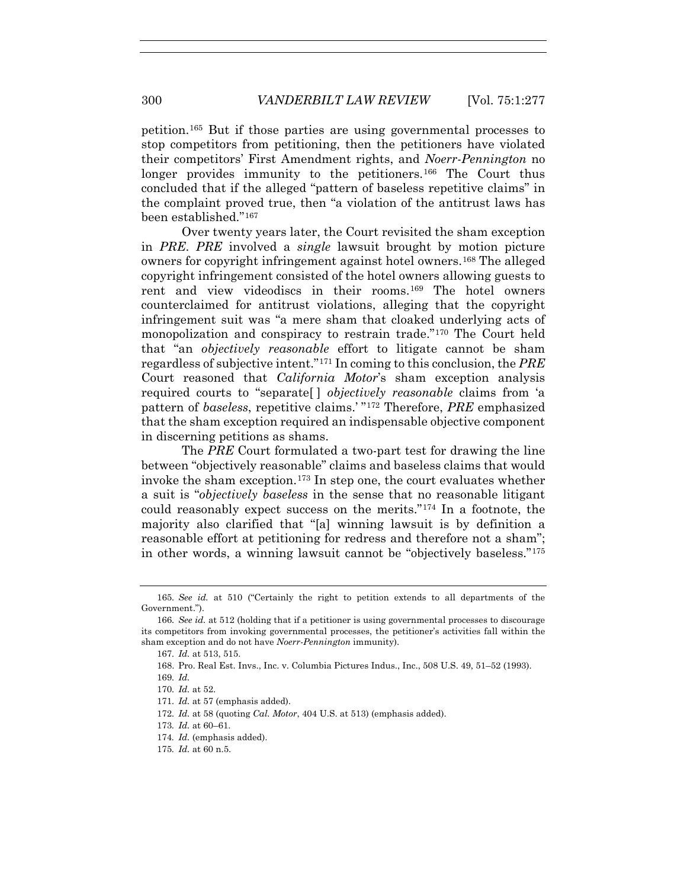petition.[165] But if those parties are using governmental processes to stop competitors from petitioning, then the petitioners have violated their competitors' First Amendment rights, and *Noerr-Pennington* no longer provides immunity to the petitioners.[166] The Court thus concluded that if the alleged "pattern of baseless repetitive claims" in the complaint proved true, then "a violation of the antitrust laws has been established."[167]

Over twenty years later, the Court revisited the sham exception in *PRE*. *PRE* involved a *single* lawsuit brought by motion picture owners for copyright infringement against hotel owners.[168] The alleged copyright infringement consisted of the hotel owners allowing guests to rent and view videodiscs in their rooms.[169] The hotel owners counterclaimed for antitrust violations, alleging that the copyright infringement suit was "a mere sham that cloaked underlying acts of monopolization and conspiracy to restrain trade."[170] The Court held that "an *objectively reasonable* effort to litigate cannot be sham regardless of subjective intent."[171] In coming to this conclusion, the *PRE* Court reasoned that *California Motor*'s sham exception analysis required courts to "separate[ ] *objectively reasonable* claims from 'a pattern of *baseless*, repetitive claims.' "[172] Therefore, *PRE* emphasized that the sham exception required an indispensable objective component in discerning petitions as shams.

The *PRE* Court formulated a two-part test for drawing the line between "objectively reasonable" claims and baseless claims that would invoke the sham exception.[173] In step one, the court evaluates whether a suit is "*objectively baseless* in the sense that no reasonable litigant could reasonably expect success on the merits."[174] In a footnote, the majority also clarified that "[a] winning lawsuit is by definition a reasonable effort at petitioning for redress and therefore not a sham"; in other words, a winning lawsuit cannot be "objectively baseless."[175]

---

165. *See id.* at 510 ("Certainly the right to petition extends to all departments of the Government.").

166. *See id.* at 512 (holding that if a petitioner is using governmental processes to discourage its competitors from invoking governmental processes, the petitioner's activities fall within the sham exception and do not have *Noerr-Pennington* immunity).

167. *Id.* at 513, 515.

168. Pro. Real Est. Invs., Inc. v. Columbia Pictures Indus., Inc., 508 U.S. 49, 51–52 (1993).

169. *Id.*

170. *Id.* at 52.

171. *Id.* at 57 (emphasis added).

172. *Id.* at 58 (quoting *Cal. Motor*, 404 U.S. at 513) (emphasis added).

173. *Id.* at 60–61.

174. *Id.* (emphasis added).

175. *Id.* at 60 n.5.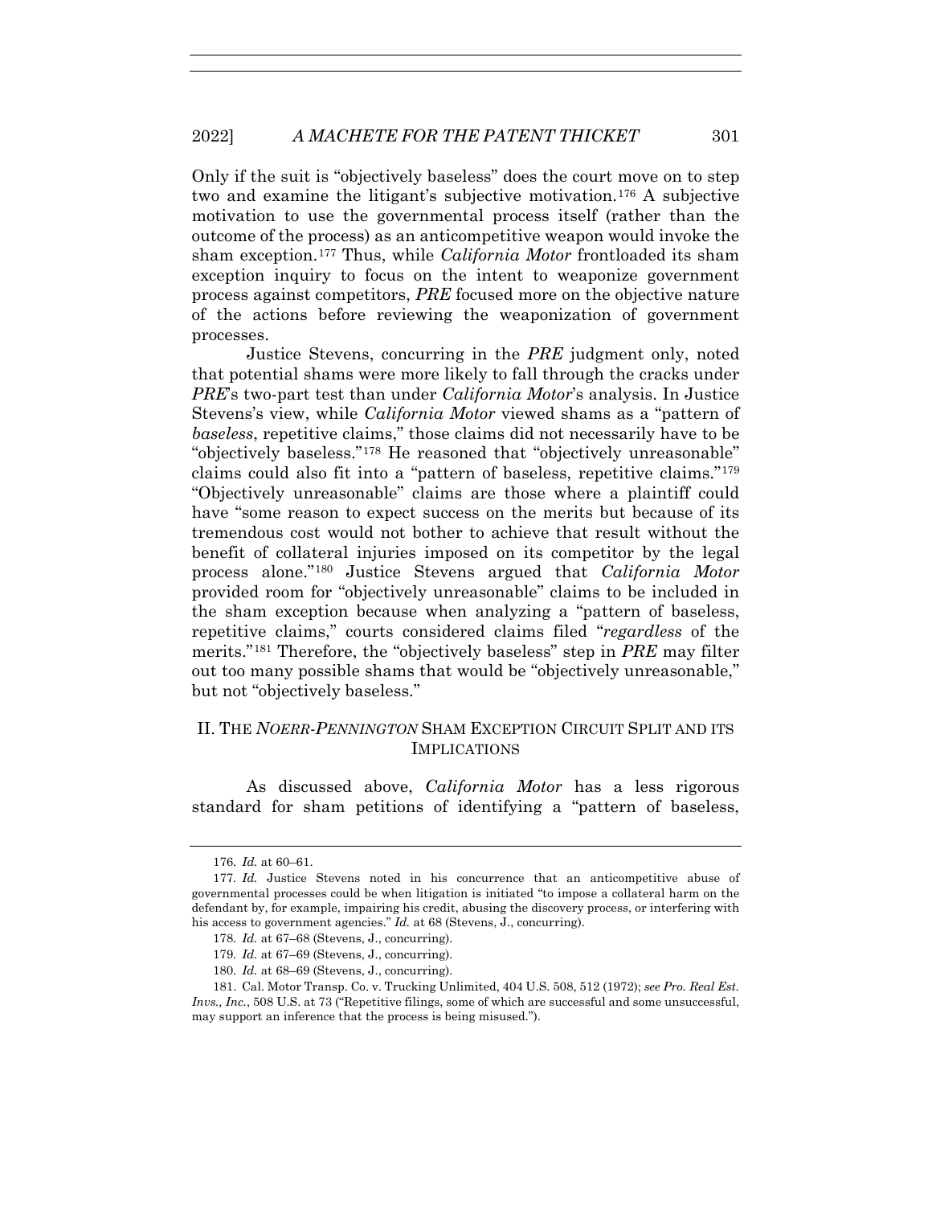Only if the suit is "objectively baseless" does the court move on to step two and examine the litigant's subjective motivation.[176] A subjective motivation to use the governmental process itself (rather than the outcome of the process) as an anticompetitive weapon would invoke the sham exception.[177] Thus, while *California Motor* frontloaded its sham exception inquiry to focus on the intent to weaponize government process against competitors, *PRE* focused more on the objective nature of the actions before reviewing the weaponization of government processes.

Justice Stevens, concurring in the *PRE* judgment only, noted that potential shams were more likely to fall through the cracks under *PRE*'s two-part test than under *California Motor*'s analysis. In Justice Stevens's view, while *California Motor* viewed shams as a "pattern of *baseless*, repetitive claims," those claims did not necessarily have to be "objectively baseless."[178] He reasoned that "objectively unreasonable" claims could also fit into a "pattern of baseless, repetitive claims."[179] "Objectively unreasonable" claims are those where a plaintiff could have "some reason to expect success on the merits but because of its tremendous cost would not bother to achieve that result without the benefit of collateral injuries imposed on its competitor by the legal process alone."[180] Justice Stevens argued that *California Motor* provided room for "objectively unreasonable" claims to be included in the sham exception because when analyzing a "pattern of baseless, repetitive claims," courts considered claims filed "*regardless* of the merits."[181] Therefore, the "objectively baseless" step in *PRE* may filter out too many possible shams that would be "objectively unreasonable," but not "objectively baseless."

## II. THE *NOERR-PENNINGTON* SHAM EXCEPTION CIRCUIT SPLIT AND ITS IMPLICATIONS

As discussed above, *California Motor* has a less rigorous standard for sham petitions of identifying a "pattern of baseless,

---

176. *Id.* at 60–61.

177. *Id.* Justice Stevens noted in his concurrence that an anticompetitive abuse of governmental processes could be when litigation is initiated "to impose a collateral harm on the defendant by, for example, impairing his credit, abusing the discovery process, or interfering with his access to government agencies." *Id.* at 68 (Stevens, J., concurring).

178. *Id.* at 67–68 (Stevens, J., concurring).

179. *Id.* at 67–69 (Stevens, J., concurring).

180. *Id.* at 68–69 (Stevens, J., concurring).

181. Cal. Motor Transp. Co. v. Trucking Unlimited, 404 U.S. 508, 512 (1972); *see Pro. Real Est. Invs., Inc.*, 508 U.S. at 73 ("Repetitive filings, some of which are successful and some unsuccessful, may support an inference that the process is being misused.").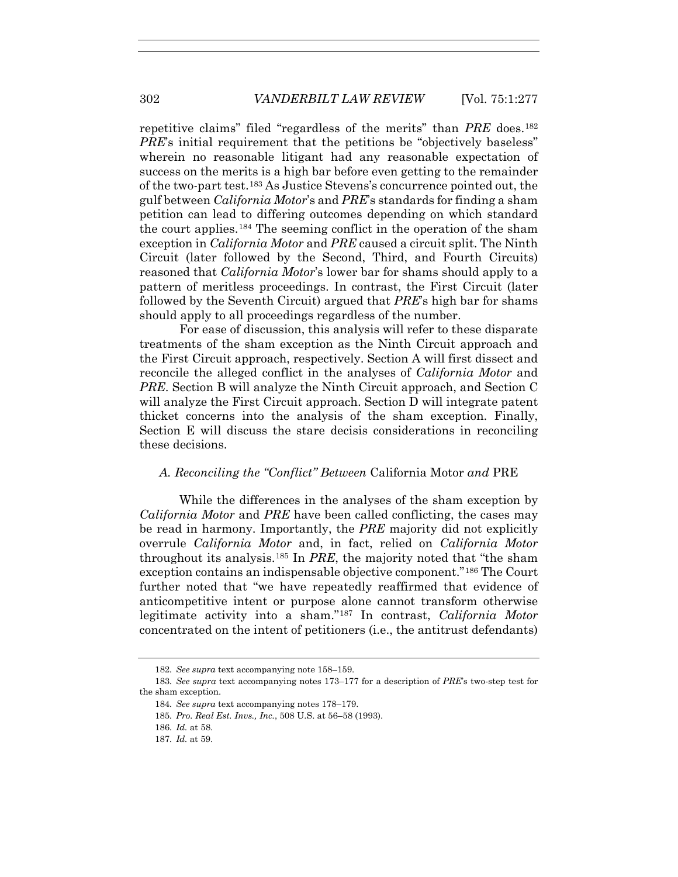repetitive claims" filed "regardless of the merits" than *PRE* does.[182] *PRE*'s initial requirement that the petitions be "objectively baseless" wherein no reasonable litigant had any reasonable expectation of success on the merits is a high bar before even getting to the remainder of the two-part test.[183] As Justice Stevens's concurrence pointed out, the gulf between *California Motor*'s and *PRE*'s standards for finding a sham petition can lead to differing outcomes depending on which standard the court applies.[184] The seeming conflict in the operation of the sham exception in *California Motor* and *PRE* caused a circuit split. The Ninth Circuit (later followed by the Second, Third, and Fourth Circuits) reasoned that *California Motor*'s lower bar for shams should apply to a pattern of meritless proceedings. In contrast, the First Circuit (later followed by the Seventh Circuit) argued that *PRE*'s high bar for shams should apply to all proceedings regardless of the number.

For ease of discussion, this analysis will refer to these disparate treatments of the sham exception as the Ninth Circuit approach and the First Circuit approach, respectively. Section A will first dissect and reconcile the alleged conflict in the analyses of *California Motor* and *PRE*. Section B will analyze the Ninth Circuit approach, and Section C will analyze the First Circuit approach. Section D will integrate patent thicket concerns into the analysis of the sham exception. Finally, Section E will discuss the stare decisis considerations in reconciling these decisions.

### *A. Reconciling the "Conflict" Between* California Motor *and* PRE

While the differences in the analyses of the sham exception by *California Motor* and *PRE* have been called conflicting, the cases may be read in harmony. Importantly, the *PRE* majority did not explicitly overrule *California Motor* and, in fact, relied on *California Motor* throughout its analysis.[185] In *PRE*, the majority noted that "the sham exception contains an indispensable objective component."[186] The Court further noted that "we have repeatedly reaffirmed that evidence of anticompetitive intent or purpose alone cannot transform otherwise legitimate activity into a sham."[187] In contrast, *California Motor* concentrated on the intent of petitioners (i.e., the antitrust defendants)

---

182. *See supra* text accompanying note 158–159.

183. *See supra* text accompanying notes 173–177 for a description of *PRE*'s two-step test for the sham exception.

184. *See supra* text accompanying notes 178–179.

185. *Pro. Real Est. Invs., Inc.*, 508 U.S. at 56–58 (1993).

186. *Id.* at 58.

187. *Id.* at 59.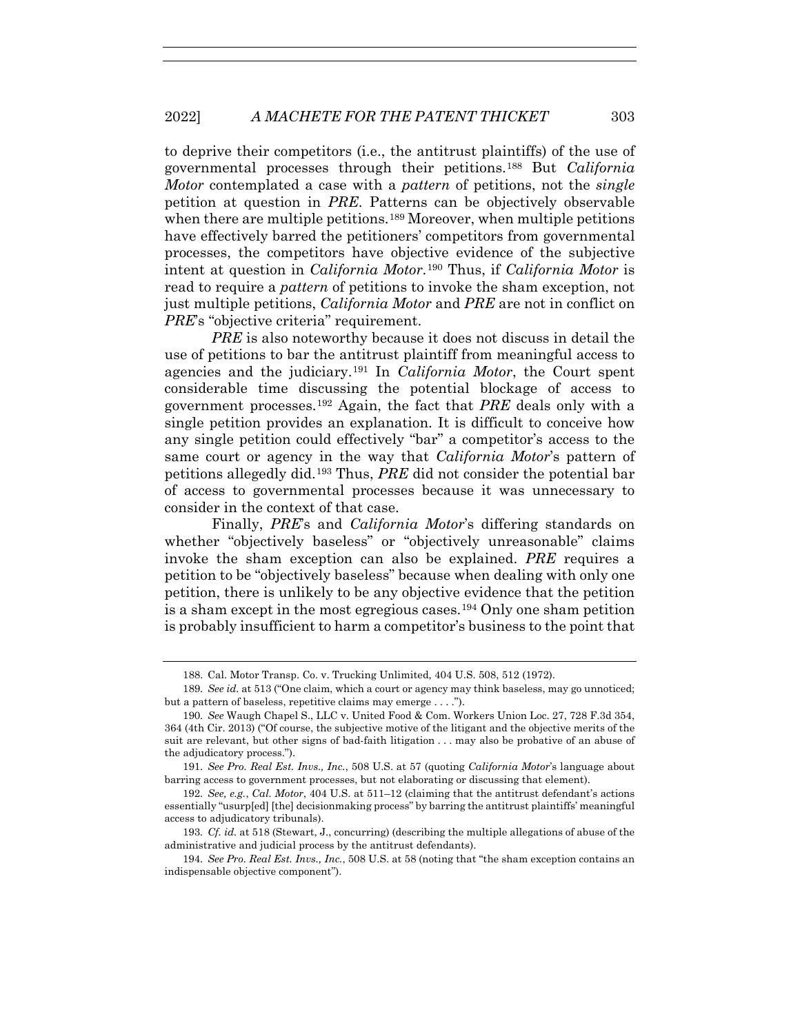to deprive their competitors (i.e., the antitrust plaintiffs) of the use of governmental processes through their petitions.[188] But *California Motor* contemplated a case with a *pattern* of petitions, not the *single* petition at question in *PRE*. Patterns can be objectively observable when there are multiple petitions.[189] Moreover, when multiple petitions have effectively barred the petitioners' competitors from governmental processes, the competitors have objective evidence of the subjective intent at question in *California Motor*.[190] Thus, if *California Motor* is read to require a *pattern* of petitions to invoke the sham exception, not just multiple petitions, *California Motor* and *PRE* are not in conflict on *PRE*'s "objective criteria" requirement.

*PRE* is also noteworthy because it does not discuss in detail the use of petitions to bar the antitrust plaintiff from meaningful access to agencies and the judiciary.[191] In *California Motor*, the Court spent considerable time discussing the potential blockage of access to government processes.[192] Again, the fact that *PRE* deals only with a single petition provides an explanation. It is difficult to conceive how any single petition could effectively "bar" a competitor's access to the same court or agency in the way that *California Motor*'s pattern of petitions allegedly did.[193] Thus, *PRE* did not consider the potential bar of access to governmental processes because it was unnecessary to consider in the context of that case.

Finally, *PRE*'s and *California Motor*'s differing standards on whether "objectively baseless" or "objectively unreasonable" claims invoke the sham exception can also be explained. *PRE* requires a petition to be "objectively baseless" because when dealing with only one petition, there is unlikely to be any objective evidence that the petition is a sham except in the most egregious cases.[194] Only one sham petition is probably insufficient to harm a competitor's business to the point that

---

188. Cal. Motor Transp. Co. v. Trucking Unlimited, 404 U.S. 508, 512 (1972).

189. *See id.* at 513 ("One claim, which a court or agency may think baseless, may go unnoticed; but a pattern of baseless, repetitive claims may emerge . . . .").

190. *See* Waugh Chapel S., LLC v. United Food & Com. Workers Union Loc. 27, 728 F.3d 354, 364 (4th Cir. 2013) ("Of course, the subjective motive of the litigant and the objective merits of the suit are relevant, but other signs of bad-faith litigation . . . may also be probative of an abuse of the adjudicatory process.").

191. *See Pro. Real Est. Invs., Inc.*, 508 U.S. at 57 (quoting *California Motor*'s language about barring access to government processes, but not elaborating or discussing that element).

192. *See, e.g.*, *Cal. Motor*, 404 U.S. at 511–12 (claiming that the antitrust defendant's actions essentially "usurp[ed] [the] decisionmaking process" by barring the antitrust plaintiffs' meaningful access to adjudicatory tribunals).

193. *Cf. id.* at 518 (Stewart, J., concurring) (describing the multiple allegations of abuse of the administrative and judicial process by the antitrust defendants).

194. *See Pro. Real Est. Invs., Inc.*, 508 U.S. at 58 (noting that "the sham exception contains an indispensable objective component").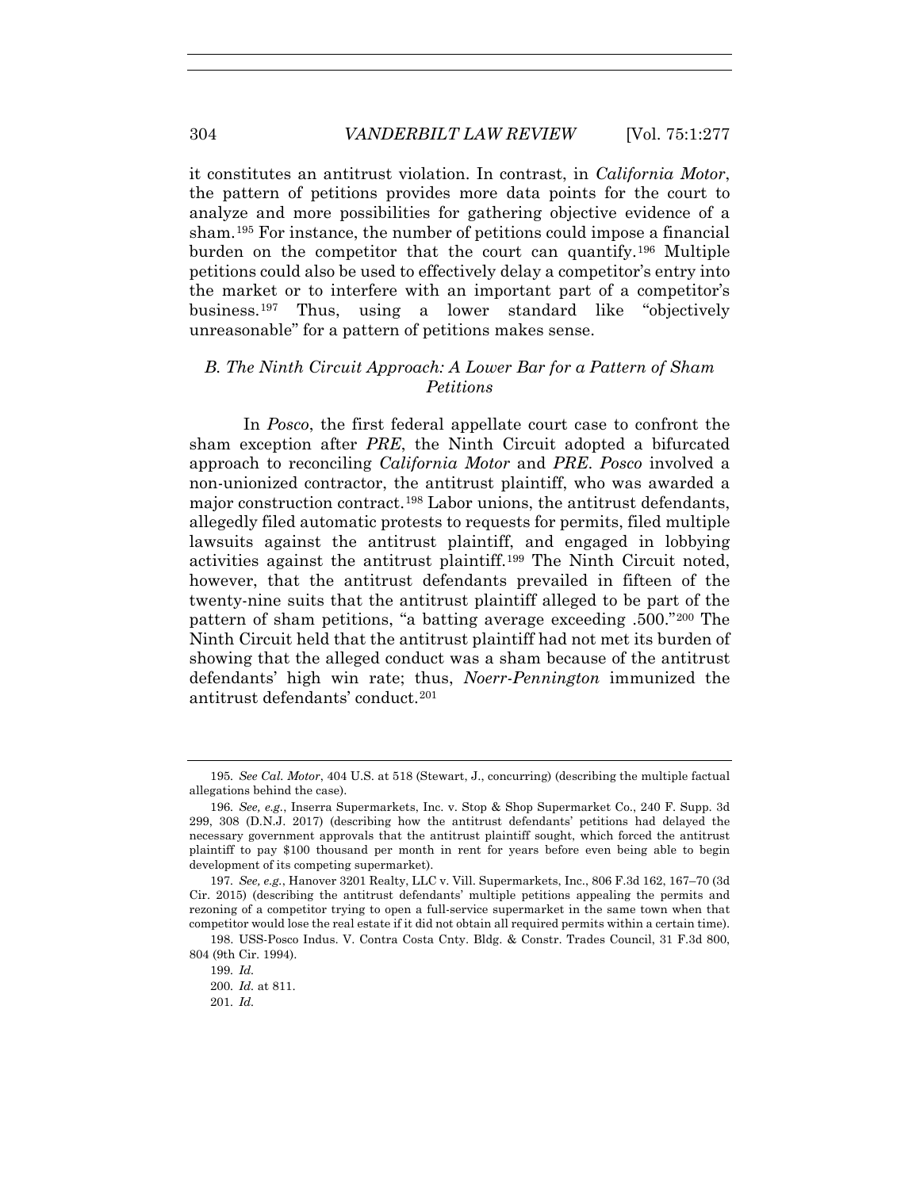it constitutes an antitrust violation. In contrast, in *California Motor*, the pattern of petitions provides more data points for the court to analyze and more possibilities for gathering objective evidence of a sham.[195] For instance, the number of petitions could impose a financial burden on the competitor that the court can quantify.[196] Multiple petitions could also be used to effectively delay a competitor's entry into the market or to interfere with an important part of a competitor's business.[197] Thus, using a lower standard like "objectively unreasonable" for a pattern of petitions makes sense.

### *B. The Ninth Circuit Approach: A Lower Bar for a Pattern of Sham Petitions*

In *Posco*, the first federal appellate court case to confront the sham exception after *PRE*, the Ninth Circuit adopted a bifurcated approach to reconciling *California Motor* and *PRE*. *Posco* involved a non-unionized contractor, the antitrust plaintiff, who was awarded a major construction contract.[198] Labor unions, the antitrust defendants, allegedly filed automatic protests to requests for permits, filed multiple lawsuits against the antitrust plaintiff, and engaged in lobbying activities against the antitrust plaintiff.[199] The Ninth Circuit noted, however, that the antitrust defendants prevailed in fifteen of the twenty-nine suits that the antitrust plaintiff alleged to be part of the pattern of sham petitions, "a batting average exceeding .500."[200] The Ninth Circuit held that the antitrust plaintiff had not met its burden of showing that the alleged conduct was a sham because of the antitrust defendants' high win rate; thus, *Noerr-Pennington* immunized the antitrust defendants' conduct.[201]

---

195. *See Cal. Motor*, 404 U.S. at 518 (Stewart, J., concurring) (describing the multiple factual allegations behind the case).

196. *See, e.g.*, Inserra Supermarkets, Inc. v. Stop & Shop Supermarket Co., 240 F. Supp. 3d 299, 308 (D.N.J. 2017) (describing how the antitrust defendants' petitions had delayed the necessary government approvals that the antitrust plaintiff sought, which forced the antitrust plaintiff to pay $100 thousand per month in rent for years before even being able to begin development of its competing supermarket).

197. *See, e.g.*, Hanover 3201 Realty, LLC v. Vill. Supermarkets, Inc., 806 F.3d 162, 167–70 (3d Cir. 2015) (describing the antitrust defendants' multiple petitions appealing the permits and rezoning of a competitor trying to open a full-service supermarket in the same town when that competitor would lose the real estate if it did not obtain all required permits within a certain time).

198. USS-Posco Indus. V. Contra Costa Cnty. Bldg. & Constr. Trades Council, 31 F.3d 800, 804 (9th Cir. 1994).

199. *Id.*

200. *Id.* at 811.

201. *Id.*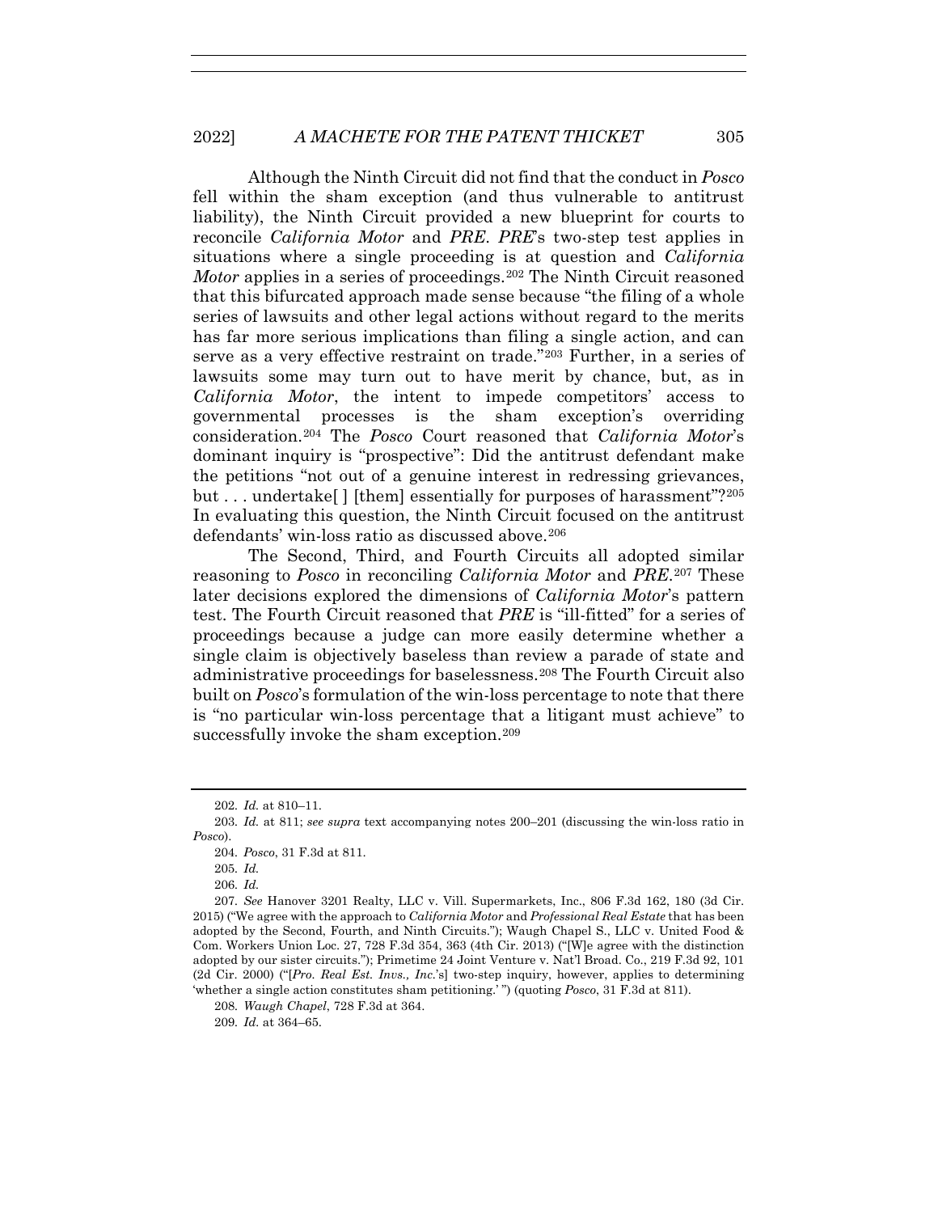Although the Ninth Circuit did not find that the conduct in *Posco* fell within the sham exception (and thus vulnerable to antitrust liability), the Ninth Circuit provided a new blueprint for courts to reconcile *California Motor* and *PRE*. *PRE*'s two-step test applies in situations where a single proceeding is at question and *California Motor* applies in a series of proceedings.[202] The Ninth Circuit reasoned that this bifurcated approach made sense because "the filing of a whole series of lawsuits and other legal actions without regard to the merits has far more serious implications than filing a single action, and can serve as a very effective restraint on trade."[203] Further, in a series of lawsuits some may turn out to have merit by chance, but, as in *California Motor*, the intent to impede competitors' access to governmental processes is the sham exception's overriding consideration.[204] The *Posco* Court reasoned that *California Motor*'s dominant inquiry is "prospective": Did the antitrust defendant make the petitions "not out of a genuine interest in redressing grievances, but . . . undertake[ ] [them] essentially for purposes of harassment"?[205] In evaluating this question, the Ninth Circuit focused on the antitrust defendants' win-loss ratio as discussed above.[206]

The Second, Third, and Fourth Circuits all adopted similar reasoning to *Posco* in reconciling *California Motor* and *PRE*.[207] These later decisions explored the dimensions of *California Motor*'s pattern test. The Fourth Circuit reasoned that *PRE* is "ill-fitted" for a series of proceedings because a judge can more easily determine whether a single claim is objectively baseless than review a parade of state and administrative proceedings for baselessness.[208] The Fourth Circuit also built on *Posco*'s formulation of the win-loss percentage to note that there is "no particular win-loss percentage that a litigant must achieve" to successfully invoke the sham exception.[209]

---

202. *Id.* at 810–11.

203. *Id.* at 811; *see supra* text accompanying notes 200–201 (discussing the win-loss ratio in *Posco*).

204. *Posco*, 31 F.3d at 811.

205. *Id.*

206. *Id.*

207. *See* Hanover 3201 Realty, LLC v. Vill. Supermarkets, Inc., 806 F.3d 162, 180 (3d Cir. 2015) ("We agree with the approach to *California Motor* and *Professional Real Estate* that has been adopted by the Second, Fourth, and Ninth Circuits."); Waugh Chapel S., LLC v. United Food & Com. Workers Union Loc. 27, 728 F.3d 354, 363 (4th Cir. 2013) ("[W]e agree with the distinction adopted by our sister circuits."); Primetime 24 Joint Venture v. Nat'l Broad. Co., 219 F.3d 92, 101 (2d Cir. 2000) ("[*Pro. Real Est. Invs., Inc.*'s] two-step inquiry, however, applies to determining 'whether a single action constitutes sham petitioning.' ") (quoting *Posco*, 31 F.3d at 811).

208. *Waugh Chapel*, 728 F.3d at 364.

209. *Id.* at 364–65.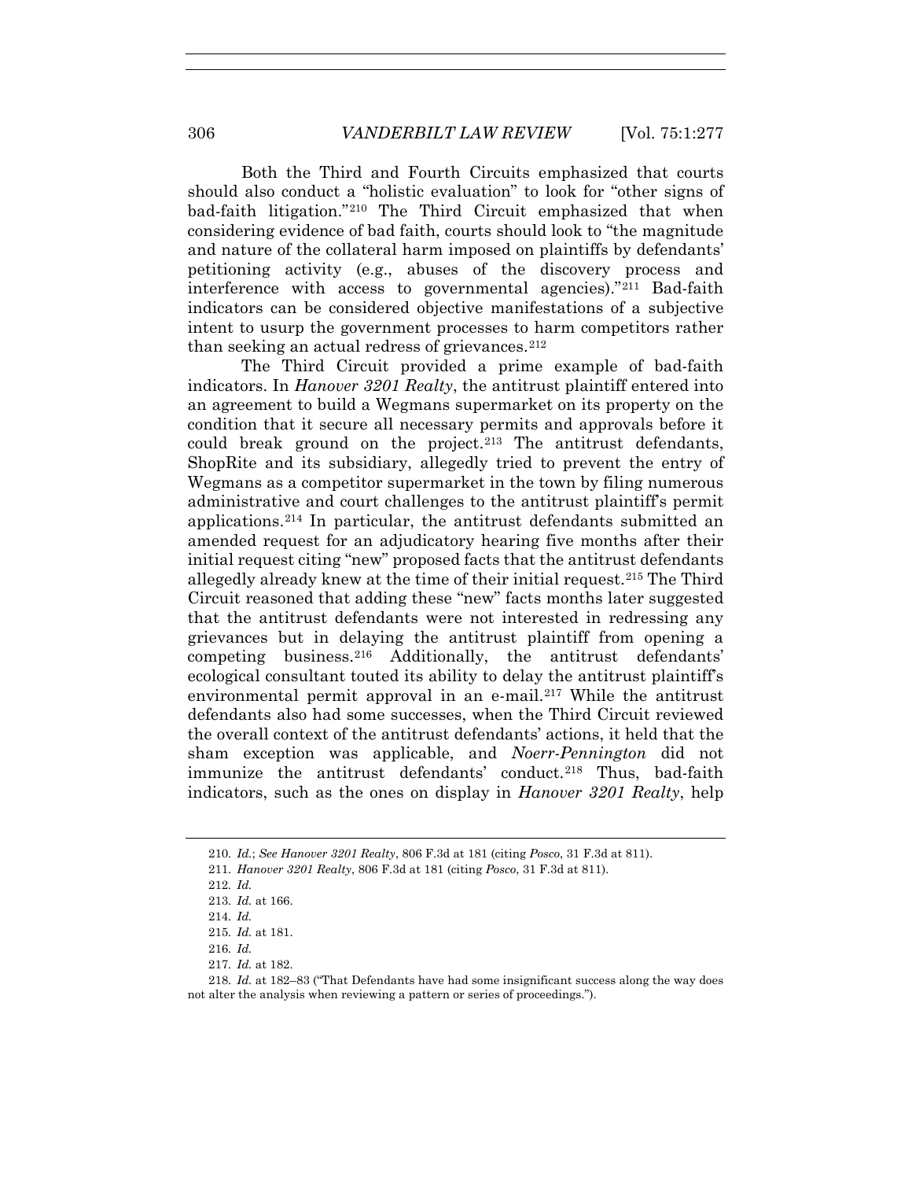Both the Third and Fourth Circuits emphasized that courts should also conduct a "holistic evaluation" to look for "other signs of bad-faith litigation."[210] The Third Circuit emphasized that when considering evidence of bad faith, courts should look to "the magnitude and nature of the collateral harm imposed on plaintiffs by defendants' petitioning activity (e.g., abuses of the discovery process and interference with access to governmental agencies)."[211] Bad-faith indicators can be considered objective manifestations of a subjective intent to usurp the government processes to harm competitors rather than seeking an actual redress of grievances.[212]

The Third Circuit provided a prime example of bad-faith indicators. In *Hanover 3201 Realty*, the antitrust plaintiff entered into an agreement to build a Wegmans supermarket on its property on the condition that it secure all necessary permits and approvals before it could break ground on the project.[213] The antitrust defendants, ShopRite and its subsidiary, allegedly tried to prevent the entry of Wegmans as a competitor supermarket in the town by filing numerous administrative and court challenges to the antitrust plaintiff's permit applications.[214] In particular, the antitrust defendants submitted an amended request for an adjudicatory hearing five months after their initial request citing "new" proposed facts that the antitrust defendants allegedly already knew at the time of their initial request.[215] The Third Circuit reasoned that adding these "new" facts months later suggested that the antitrust defendants were not interested in redressing any grievances but in delaying the antitrust plaintiff from opening a competing business.[216] Additionally, the antitrust defendants' ecological consultant touted its ability to delay the antitrust plaintiff's environmental permit approval in an e-mail.[217] While the antitrust defendants also had some successes, when the Third Circuit reviewed the overall context of the antitrust defendants' actions, it held that the sham exception was applicable, and *Noerr-Pennington* did not immunize the antitrust defendants' conduct.[218] Thus, bad-faith indicators, such as the ones on display in *Hanover 3201 Realty*, help

---

210. *Id.*; *See Hanover 3201 Realty*, 806 F.3d at 181 (citing *Posco*, 31 F.3d at 811).

211. *Hanover 3201 Realty*, 806 F.3d at 181 (citing *Posco*, 31 F.3d at 811).

212. *Id.*

213. *Id.* at 166.

214. *Id.*

215. *Id.* at 181.

216. *Id.*

217. *Id.* at 182.

218. *Id.* at 182–83 ("That Defendants have had some insignificant success along the way does not alter the analysis when reviewing a pattern or series of proceedings.").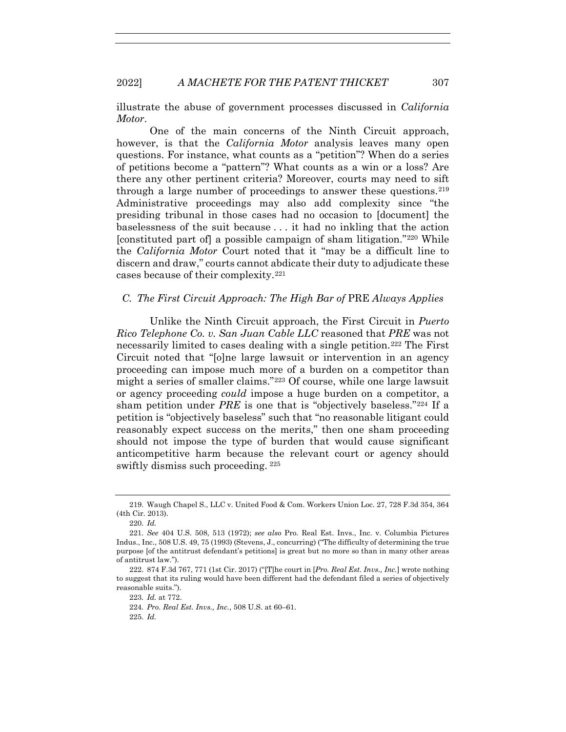illustrate the abuse of government processes discussed in *California Motor*.

One of the main concerns of the Ninth Circuit approach, however, is that the *California Motor* analysis leaves many open questions. For instance, what counts as a "petition"? When do a series of petitions become a "pattern"? What counts as a win or a loss? Are there any other pertinent criteria? Moreover, courts may need to sift through a large number of proceedings to answer these questions.[219] Administrative proceedings may also add complexity since "the presiding tribunal in those cases had no occasion to [document] the baselessness of the suit because . . . it had no inkling that the action [constituted part of] a possible campaign of sham litigation."[220] While the *California Motor* Court noted that it "may be a difficult line to discern and draw," courts cannot abdicate their duty to adjudicate these cases because of their complexity.[221]

### *C. The First Circuit Approach: The High Bar of* PRE *Always Applies*

Unlike the Ninth Circuit approach, the First Circuit in *Puerto Rico Telephone Co. v. San Juan Cable LLC* reasoned that *PRE* was not necessarily limited to cases dealing with a single petition.[222] The First Circuit noted that "[o]ne large lawsuit or intervention in an agency proceeding can impose much more of a burden on a competitor than might a series of smaller claims."[223] Of course, while one large lawsuit or agency proceeding *could* impose a huge burden on a competitor, a sham petition under *PRE* is one that is "objectively baseless."[224] If a petition is "objectively baseless" such that "no reasonable litigant could reasonably expect success on the merits," then one sham proceeding should not impose the type of burden that would cause significant anticompetitive harm because the relevant court or agency should swiftly dismiss such proceeding. [225]

---

219. Waugh Chapel S., LLC v. United Food & Com. Workers Union Loc. 27, 728 F.3d 354, 364 (4th Cir. 2013).

220. *Id.*

221. *See* 404 U.S. 508, 513 (1972); *see also* Pro. Real Est. Invs., Inc. v. Columbia Pictures Indus., Inc., 508 U.S. 49, 75 (1993) (Stevens, J., concurring) ("The difficulty of determining the true purpose [of the antitrust defendant's petitions] is great but no more so than in many other areas of antitrust law.").

222. 874 F.3d 767, 771 (1st Cir. 2017) ("[T]he court in [*Pro. Real Est. Invs., Inc.*] wrote nothing to suggest that its ruling would have been different had the defendant filed a series of objectively reasonable suits.").

223. *Id.* at 772.

224. *Pro. Real Est. Invs., Inc.*, 508 U.S. at 60–61.

225. *Id.*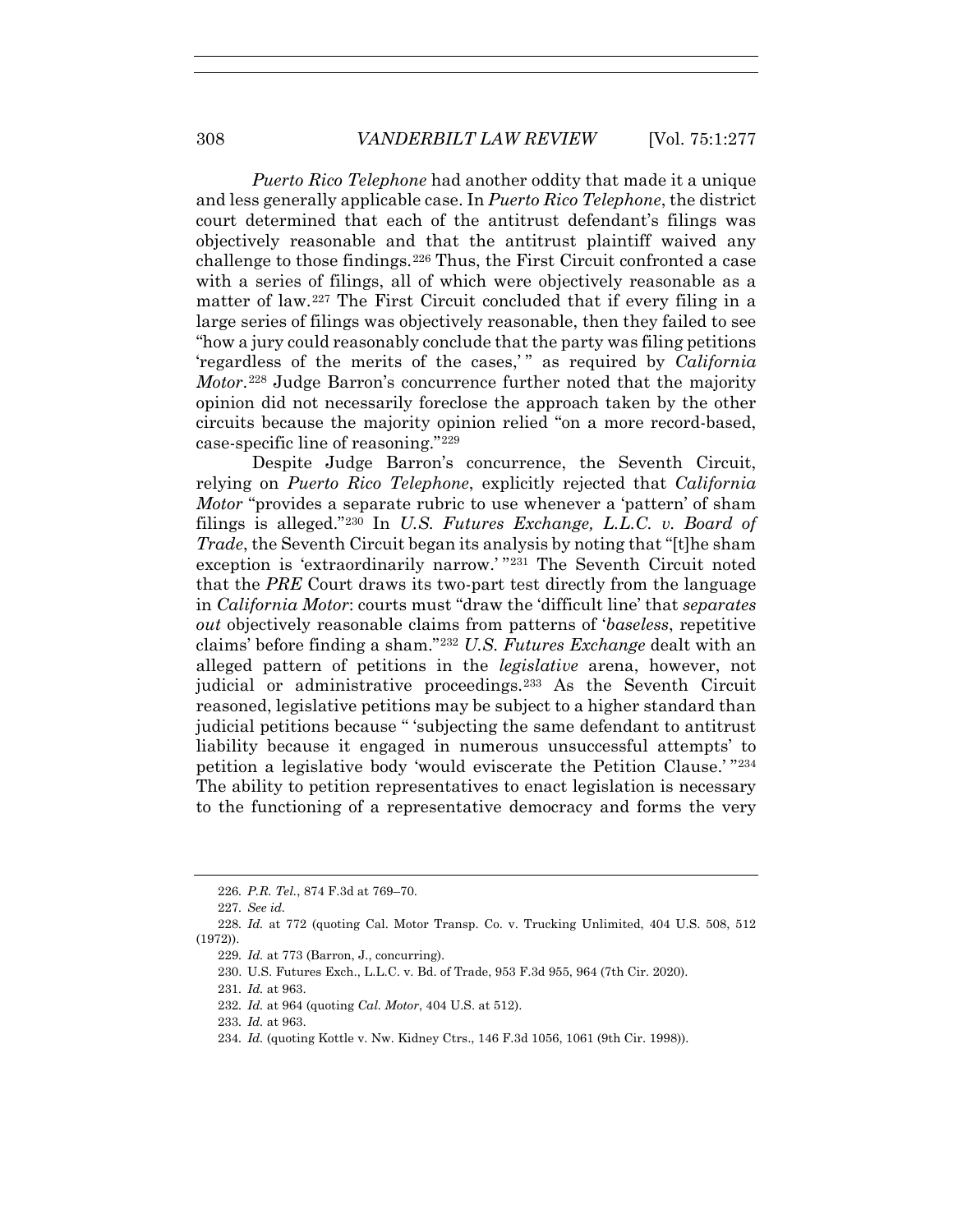*Puerto Rico Telephone* had another oddity that made it a unique and less generally applicable case. In *Puerto Rico Telephone*, the district court determined that each of the antitrust defendant's filings was objectively reasonable and that the antitrust plaintiff waived any challenge to those findings.[226] Thus, the First Circuit confronted a case with a series of filings, all of which were objectively reasonable as a matter of law.[227] The First Circuit concluded that if every filing in a large series of filings was objectively reasonable, then they failed to see "how a jury could reasonably conclude that the party was filing petitions 'regardless of the merits of the cases,' " as required by *California Motor*.[228] Judge Barron's concurrence further noted that the majority opinion did not necessarily foreclose the approach taken by the other circuits because the majority opinion relied "on a more record-based, case-specific line of reasoning."[229]

Despite Judge Barron's concurrence, the Seventh Circuit, relying on *Puerto Rico Telephone*, explicitly rejected that *California Motor* "provides a separate rubric to use whenever a 'pattern' of sham filings is alleged."[230] In *U.S. Futures Exchange, L.L.C. v. Board of Trade*, the Seventh Circuit began its analysis by noting that "[t]he sham exception is 'extraordinarily narrow.' "[231] The Seventh Circuit noted that the *PRE* Court draws its two-part test directly from the language in *California Motor*: courts must "draw the 'difficult line' that *separates out* objectively reasonable claims from patterns of '*baseless*, repetitive claims' before finding a sham."[232] *U.S. Futures Exchange* dealt with an alleged pattern of petitions in the *legislative* arena, however, not judicial or administrative proceedings.[233] As the Seventh Circuit reasoned, legislative petitions may be subject to a higher standard than judicial petitions because " 'subjecting the same defendant to antitrust liability because it engaged in numerous unsuccessful attempts' to petition a legislative body 'would eviscerate the Petition Clause.' "[234] The ability to petition representatives to enact legislation is necessary to the functioning of a representative democracy and forms the very

226. *P.R. Tel.*, 874 F.3d at 769–70.

227. *See id.*

228. *Id.* at 772 (quoting Cal. Motor Transp. Co. v. Trucking Unlimited, 404 U.S. 508, 512 (1972)).

229. *Id.* at 773 (Barron, J., concurring).

230. U.S. Futures Exch., L.L.C. v. Bd. of Trade, 953 F.3d 955, 964 (7th Cir. 2020).

231. *Id.* at 963.

232. *Id.* at 964 (quoting *Cal. Motor*, 404 U.S. at 512).

233. *Id.* at 963.

234. *Id.* (quoting Kottle v. Nw. Kidney Ctrs., 146 F.3d 1056, 1061 (9th Cir. 1998)).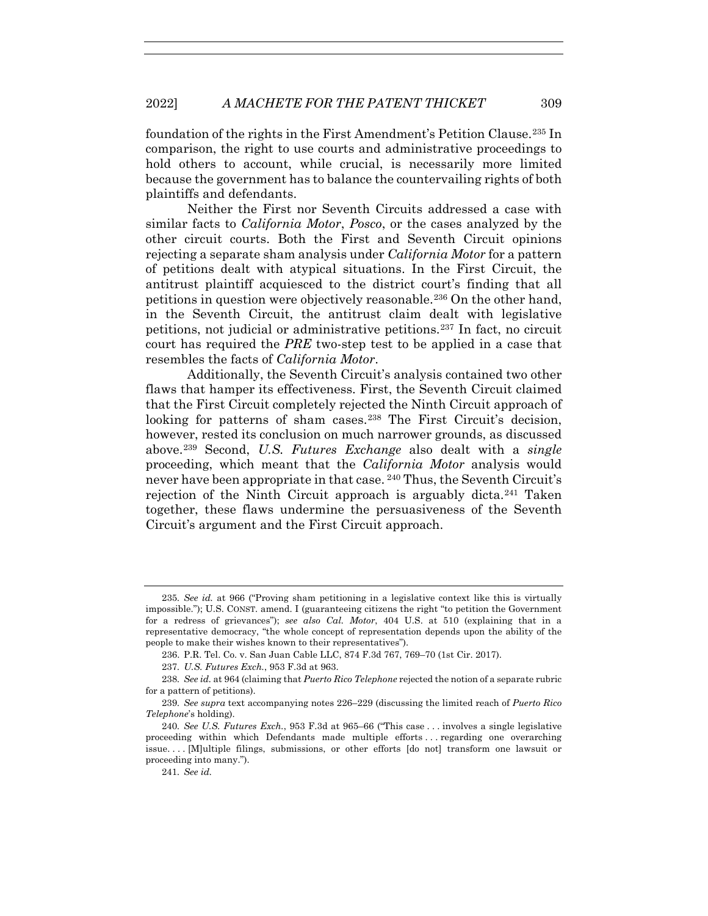foundation of the rights in the First Amendment's Petition Clause.[235] In comparison, the right to use courts and administrative proceedings to hold others to account, while crucial, is necessarily more limited because the government has to balance the countervailing rights of both plaintiffs and defendants.

Neither the First nor Seventh Circuits addressed a case with similar facts to *California Motor*, *Posco*, or the cases analyzed by the other circuit courts. Both the First and Seventh Circuit opinions rejecting a separate sham analysis under *California Motor* for a pattern of petitions dealt with atypical situations. In the First Circuit, the antitrust plaintiff acquiesced to the district court's finding that all petitions in question were objectively reasonable.[236] On the other hand, in the Seventh Circuit, the antitrust claim dealt with legislative petitions, not judicial or administrative petitions.[237] In fact, no circuit court has required the *PRE* two-step test to be applied in a case that resembles the facts of *California Motor*.

Additionally, the Seventh Circuit's analysis contained two other flaws that hamper its effectiveness. First, the Seventh Circuit claimed that the First Circuit completely rejected the Ninth Circuit approach of looking for patterns of sham cases.[238] The First Circuit's decision, however, rested its conclusion on much narrower grounds, as discussed above.[239] Second, *U.S. Futures Exchange* also dealt with a *single* proceeding, which meant that the *California Motor* analysis would never have been appropriate in that case.[240] Thus, the Seventh Circuit's rejection of the Ninth Circuit approach is arguably dicta.[241] Taken together, these flaws undermine the persuasiveness of the Seventh Circuit's argument and the First Circuit approach.

---

235. *See id.* at 966 ("Proving sham petitioning in a legislative context like this is virtually impossible."); U.S. CONST. amend. I (guaranteeing citizens the right "to petition the Government for a redress of grievances"); *see also Cal. Motor*, 404 U.S. at 510 (explaining that in a representative democracy, "the whole concept of representation depends upon the ability of the people to make their wishes known to their representatives").

236. P.R. Tel. Co. v. San Juan Cable LLC, 874 F.3d 767, 769–70 (1st Cir. 2017).

237. *U.S. Futures Exch.*, 953 F.3d at 963.

238. *See id.* at 964 (claiming that *Puerto Rico Telephone* rejected the notion of a separate rubric for a pattern of petitions).

239. *See supra* text accompanying notes 226–229 (discussing the limited reach of *Puerto Rico Telephone*'s holding).

240. *See U.S. Futures Exch.*, 953 F.3d at 965–66 ("This case . . . involves a single legislative proceeding within which Defendants made multiple efforts . . . regarding one overarching issue. . . . [M]ultiple filings, submissions, or other efforts [do not] transform one lawsuit or proceeding into many.").

241. *See id.*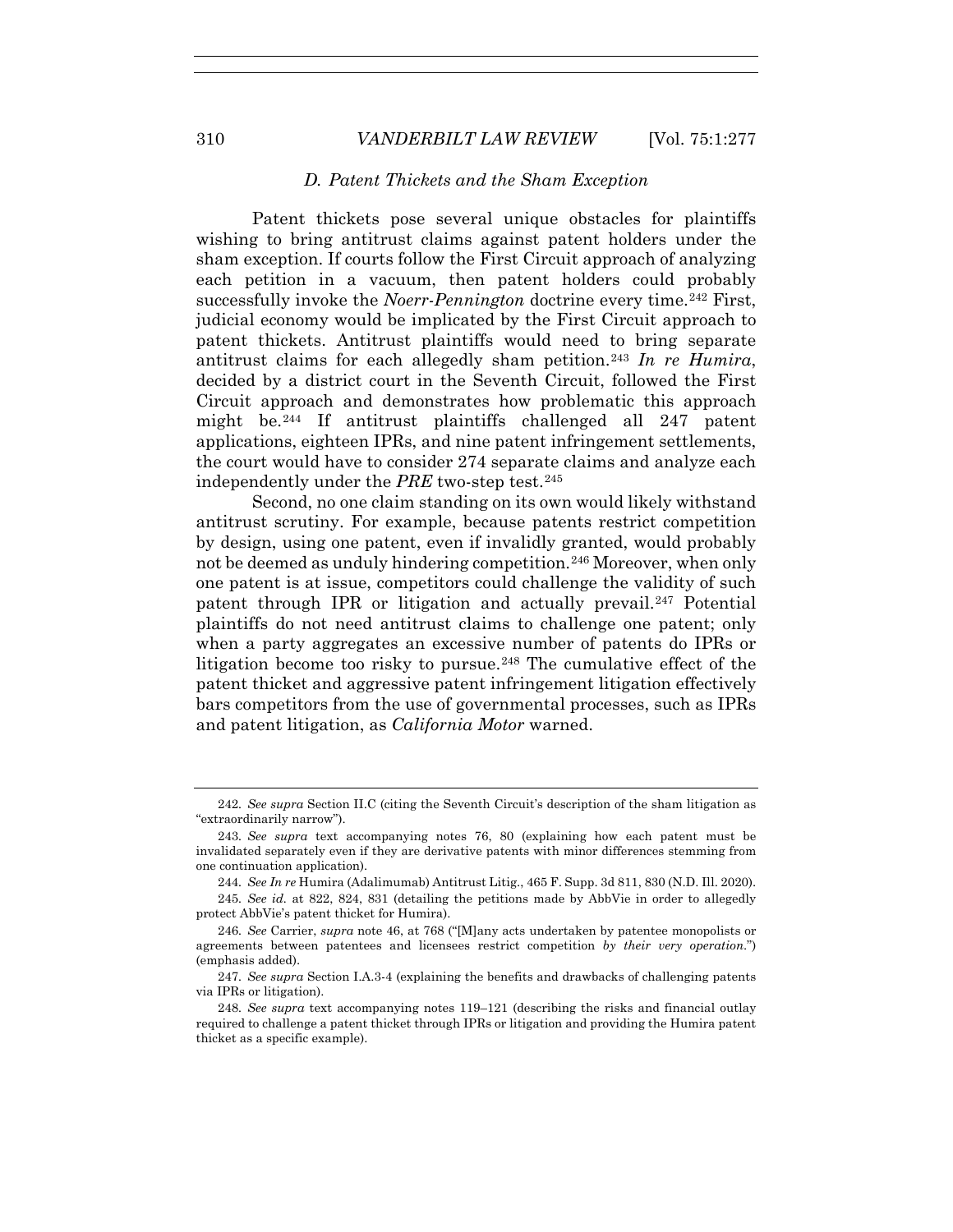### *D. Patent Thickets and the Sham Exception*

Patent thickets pose several unique obstacles for plaintiffs wishing to bring antitrust claims against patent holders under the sham exception. If courts follow the First Circuit approach of analyzing each petition in a vacuum, then patent holders could probably successfully invoke the *Noerr-Pennington* doctrine every time.[242] First, judicial economy would be implicated by the First Circuit approach to patent thickets. Antitrust plaintiffs would need to bring separate antitrust claims for each allegedly sham petition.[243] *In re Humira*, decided by a district court in the Seventh Circuit, followed the First Circuit approach and demonstrates how problematic this approach might be.[244] If antitrust plaintiffs challenged all 247 patent applications, eighteen IPRs, and nine patent infringement settlements, the court would have to consider 274 separate claims and analyze each independently under the *PRE* two-step test.[245]

Second, no one claim standing on its own would likely withstand antitrust scrutiny. For example, because patents restrict competition by design, using one patent, even if invalidly granted, would probably not be deemed as unduly hindering competition.[246] Moreover, when only one patent is at issue, competitors could challenge the validity of such patent through IPR or litigation and actually prevail.[247] Potential plaintiffs do not need antitrust claims to challenge one patent; only when a party aggregates an excessive number of patents do IPRs or litigation become too risky to pursue.[248] The cumulative effect of the patent thicket and aggressive patent infringement litigation effectively bars competitors from the use of governmental processes, such as IPRs and patent litigation, as *California Motor* warned.

---

242. *See supra* Section II.C (citing the Seventh Circuit's description of the sham litigation as "extraordinarily narrow").

243. *See supra* text accompanying notes 76, 80 (explaining how each patent must be invalidated separately even if they are derivative patents with minor differences stemming from one continuation application).

244. *See In re* Humira (Adalimumab) Antitrust Litig., 465 F. Supp. 3d 811, 830 (N.D. Ill. 2020).

245. *See id.* at 822, 824, 831 (detailing the petitions made by AbbVie in order to allegedly protect AbbVie's patent thicket for Humira).

246. *See* Carrier, *supra* note 46, at 768 ("[M]any acts undertaken by patentee monopolists or agreements between patentees and licensees restrict competition *by their very operation*.") (emphasis added).

247. *See supra* Section I.A.3-4 (explaining the benefits and drawbacks of challenging patents via IPRs or litigation).

248. *See supra* text accompanying notes 119–121 (describing the risks and financial outlay required to challenge a patent thicket through IPRs or litigation and providing the Humira patent thicket as a specific example).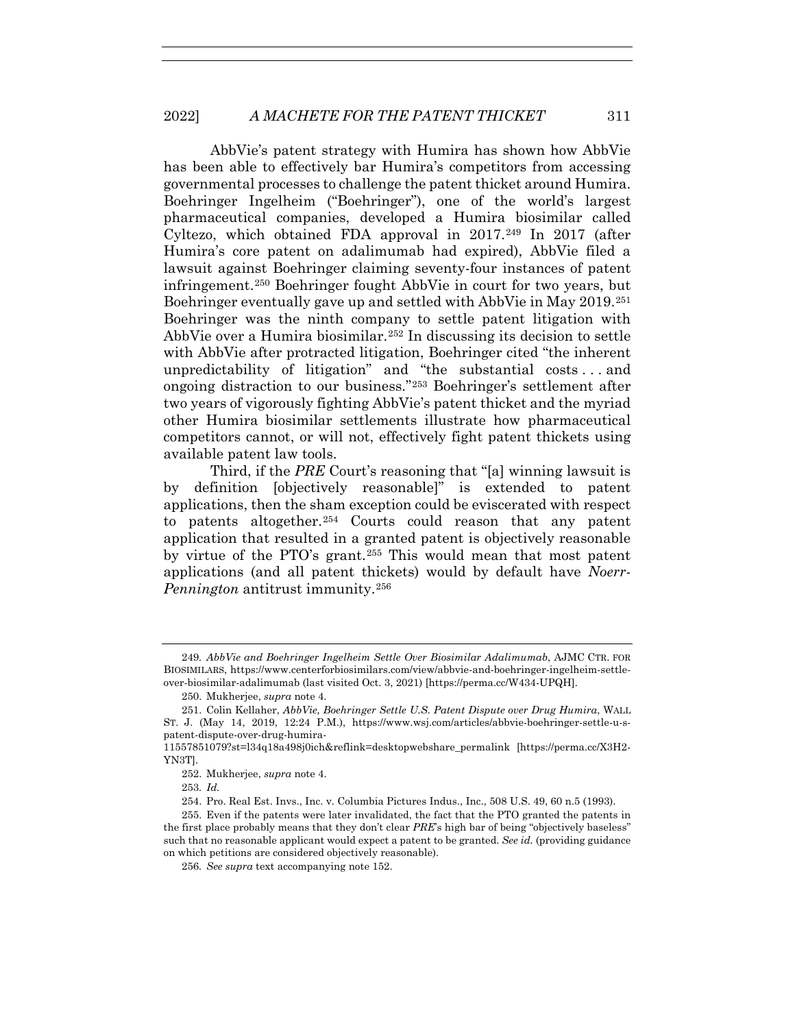AbbVie's patent strategy with Humira has shown how AbbVie has been able to effectively bar Humira's competitors from accessing governmental processes to challenge the patent thicket around Humira. Boehringer Ingelheim ("Boehringer"), one of the world's largest pharmaceutical companies, developed a Humira biosimilar called Cyltezo, which obtained FDA approval in 2017.[249] In 2017 (after Humira's core patent on adalimumab had expired), AbbVie filed a lawsuit against Boehringer claiming seventy-four instances of patent infringement.[250] Boehringer fought AbbVie in court for two years, but Boehringer eventually gave up and settled with AbbVie in May 2019.[251] Boehringer was the ninth company to settle patent litigation with AbbVie over a Humira biosimilar.[252] In discussing its decision to settle with AbbVie after protracted litigation, Boehringer cited "the inherent unpredictability of litigation" and "the substantial costs . . . and ongoing distraction to our business."[253] Boehringer's settlement after two years of vigorously fighting AbbVie's patent thicket and the myriad other Humira biosimilar settlements illustrate how pharmaceutical competitors cannot, or will not, effectively fight patent thickets using available patent law tools.

Third, if the *PRE* Court's reasoning that "[a] winning lawsuit is by definition [objectively reasonable]" is extended to patent applications, then the sham exception could be eviscerated with respect to patents altogether.[254] Courts could reason that any patent application that resulted in a granted patent is objectively reasonable by virtue of the PTO's grant.[255] This would mean that most patent applications (and all patent thickets) would by default have *Noerr-Pennington* antitrust immunity.[256]

---

249. *AbbVie and Boehringer Ingelheim Settle Over Biosimilar Adalimumab*, AJMC CTR. FOR BIOSIMILARS, https://www.centerforbiosimilars.com/view/abbvie-and-boehringer-ingelheim-settle-over-biosimilar-adalimumab (last visited Oct. 3, 2021) [https://perma.cc/W434-UPQH].

250. Mukherjee, *supra* note 4.

251. Colin Kellaher, *AbbVie, Boehringer Settle U.S. Patent Dispute over Drug Humira*, WALL ST. J. (May 14, 2019, 12:24 P.M.), https://www.wsj.com/articles/abbvie-boehringer-settle-u-s-patent-dispute-over-drug-humira-11557851079?st=l34q18a498j0ich&reflink=desktopwebshare_permalink [https://perma.cc/X3H2-YN3T].

252. Mukherjee, *supra* note 4.

253. *Id.*

254. Pro. Real Est. Invs., Inc. v. Columbia Pictures Indus., Inc., 508 U.S. 49, 60 n.5 (1993).

255. Even if the patents were later invalidated, the fact that the PTO granted the patents in the first place probably means that they don't clear *PRE*'s high bar of being "objectively baseless" such that no reasonable applicant would expect a patent to be granted. *See id.* (providing guidance on which petitions are considered objectively reasonable).

256. *See supra* text accompanying note 152.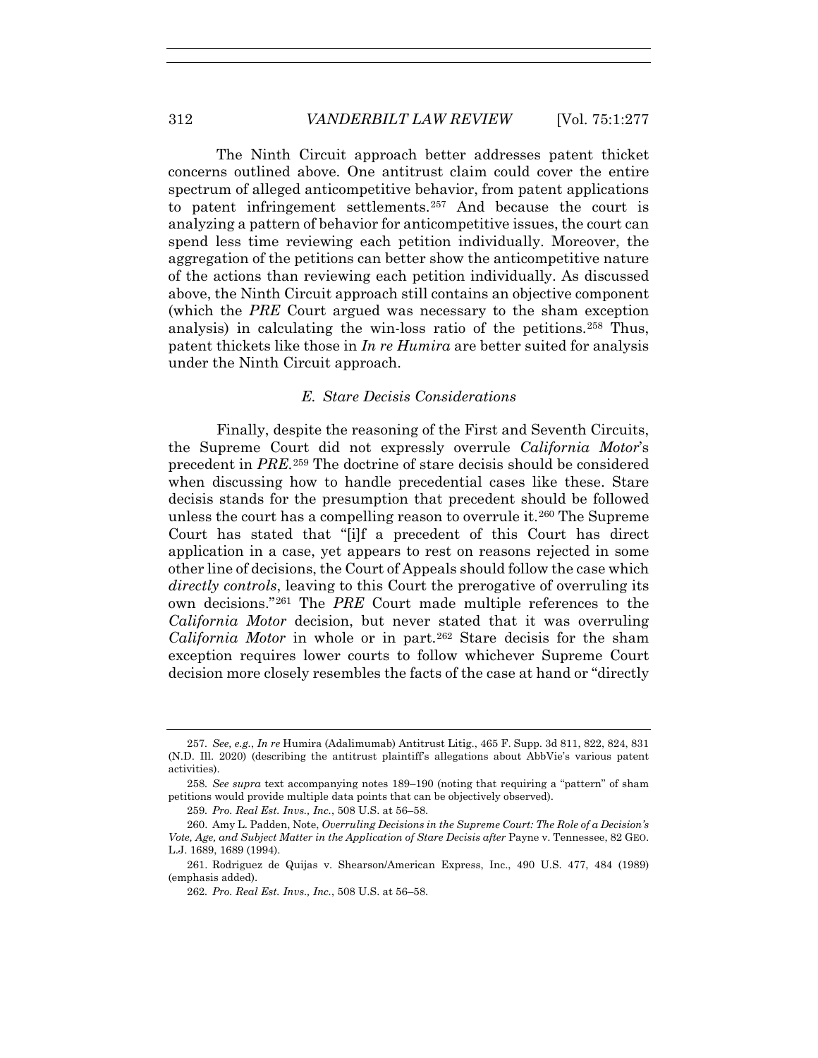The Ninth Circuit approach better addresses patent thicket concerns outlined above. One antitrust claim could cover the entire spectrum of alleged anticompetitive behavior, from patent applications to patent infringement settlements.[257] And because the court is analyzing a pattern of behavior for anticompetitive issues, the court can spend less time reviewing each petition individually. Moreover, the aggregation of the petitions can better show the anticompetitive nature of the actions than reviewing each petition individually. As discussed above, the Ninth Circuit approach still contains an objective component (which the *PRE* Court argued was necessary to the sham exception analysis) in calculating the win-loss ratio of the petitions.[258] Thus, patent thickets like those in *In re Humira* are better suited for analysis under the Ninth Circuit approach.

### *E. Stare Decisis Considerations*

Finally, despite the reasoning of the First and Seventh Circuits, the Supreme Court did not expressly overrule *California Motor*'s precedent in *PRE*.[259] The doctrine of stare decisis should be considered when discussing how to handle precedential cases like these. Stare decisis stands for the presumption that precedent should be followed unless the court has a compelling reason to overrule it.[260] The Supreme Court has stated that "[i]f a precedent of this Court has direct application in a case, yet appears to rest on reasons rejected in some other line of decisions, the Court of Appeals should follow the case which *directly controls*, leaving to this Court the prerogative of overruling its own decisions."[261] The *PRE* Court made multiple references to the *California Motor* decision, but never stated that it was overruling *California Motor* in whole or in part.[262] Stare decisis for the sham exception requires lower courts to follow whichever Supreme Court decision more closely resembles the facts of the case at hand or "directly

---

257. *See, e.g.*, *In re* Humira (Adalimumab) Antitrust Litig., 465 F. Supp. 3d 811, 822, 824, 831 (N.D. Ill. 2020) (describing the antitrust plaintiff's allegations about AbbVie's various patent activities).

258. *See supra* text accompanying notes 189–190 (noting that requiring a "pattern" of sham petitions would provide multiple data points that can be objectively observed).

259. *Pro. Real Est. Invs., Inc.*, 508 U.S. at 56–58.

260. Amy L. Padden, Note, *Overruling Decisions in the Supreme Court: The Role of a Decision's Vote, Age, and Subject Matter in the Application of Stare Decisis after* Payne v. Tennessee, 82 GEO. L.J. 1689, 1689 (1994).

261. Rodriguez de Quijas v. Shearson/American Express, Inc., 490 U.S. 477, 484 (1989) (emphasis added).

262. *Pro. Real Est. Invs., Inc.*, 508 U.S. at 56–58.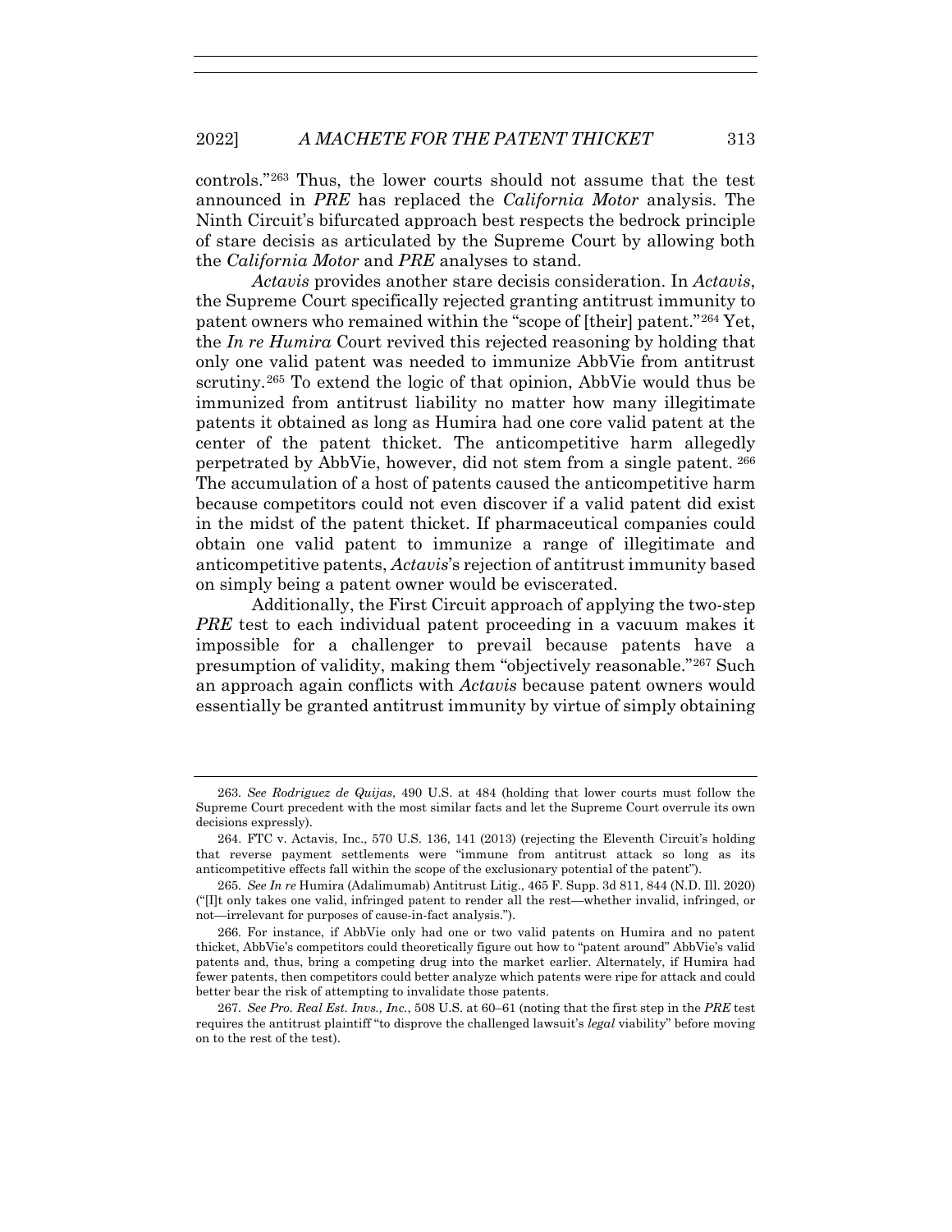controls."[263] Thus, the lower courts should not assume that the test announced in *PRE* has replaced the *California Motor* analysis. The Ninth Circuit's bifurcated approach best respects the bedrock principle of stare decisis as articulated by the Supreme Court by allowing both the *California Motor* and *PRE* analyses to stand.

*Actavis* provides another stare decisis consideration. In *Actavis*, the Supreme Court specifically rejected granting antitrust immunity to patent owners who remained within the "scope of [their] patent."[264] Yet, the *In re Humira* Court revived this rejected reasoning by holding that only one valid patent was needed to immunize AbbVie from antitrust scrutiny.[265] To extend the logic of that opinion, AbbVie would thus be immunized from antitrust liability no matter how many illegitimate patents it obtained as long as Humira had one core valid patent at the center of the patent thicket. The anticompetitive harm allegedly perpetrated by AbbVie, however, did not stem from a single patent.[266] The accumulation of a host of patents caused the anticompetitive harm because competitors could not even discover if a valid patent did exist in the midst of the patent thicket. If pharmaceutical companies could obtain one valid patent to immunize a range of illegitimate and anticompetitive patents, *Actavis*'s rejection of antitrust immunity based on simply being a patent owner would be eviscerated.

Additionally, the First Circuit approach of applying the two-step *PRE* test to each individual patent proceeding in a vacuum makes it impossible for a challenger to prevail because patents have a presumption of validity, making them "objectively reasonable."[267] Such an approach again conflicts with *Actavis* because patent owners would essentially be granted antitrust immunity by virtue of simply obtaining

---

263. *See Rodriguez de Quijas*, 490 U.S. at 484 (holding that lower courts must follow the Supreme Court precedent with the most similar facts and let the Supreme Court overrule its own decisions expressly).

264. FTC v. Actavis, Inc., 570 U.S. 136, 141 (2013) (rejecting the Eleventh Circuit's holding that reverse payment settlements were "immune from antitrust attack so long as its anticompetitive effects fall within the scope of the exclusionary potential of the patent").

265. *See In re* Humira (Adalimumab) Antitrust Litig., 465 F. Supp. 3d 811, 844 (N.D. Ill. 2020) ("[I]t only takes one valid, infringed patent to render all the rest—whether invalid, infringed, or not—irrelevant for purposes of cause-in-fact analysis.").

266. For instance, if AbbVie only had one or two valid patents on Humira and no patent thicket, AbbVie's competitors could theoretically figure out how to "patent around" AbbVie's valid patents and, thus, bring a competing drug into the market earlier. Alternately, if Humira had fewer patents, then competitors could better analyze which patents were ripe for attack and could better bear the risk of attempting to invalidate those patents.

267. *See Pro. Real Est. Invs., Inc.*, 508 U.S. at 60–61 (noting that the first step in the *PRE* test requires the antitrust plaintiff "to disprove the challenged lawsuit's *legal* viability" before moving on to the rest of the test).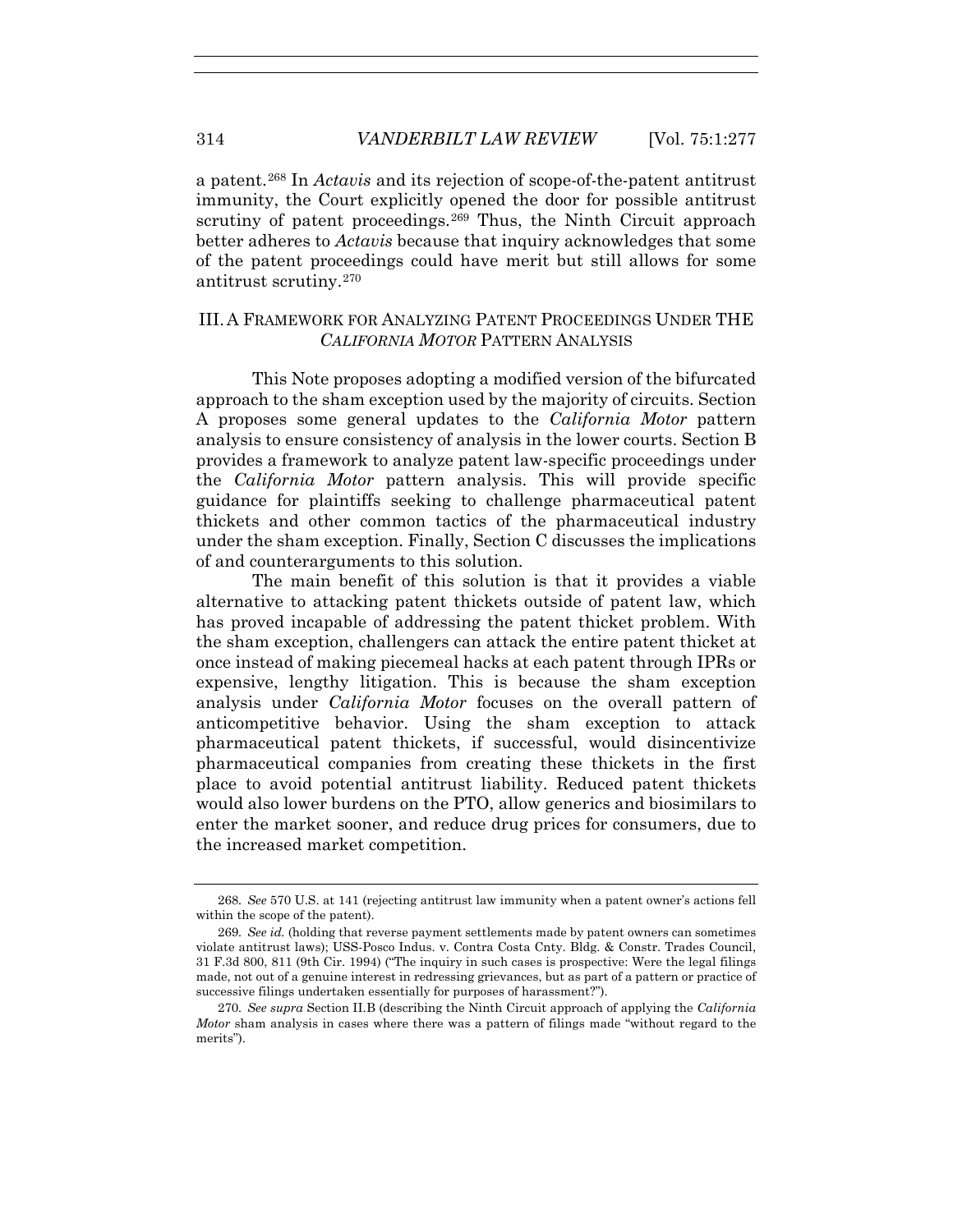a patent.[268] In *Actavis* and its rejection of scope-of-the-patent antitrust immunity, the Court explicitly opened the door for possible antitrust scrutiny of patent proceedings.[269] Thus, the Ninth Circuit approach better adheres to *Actavis* because that inquiry acknowledges that some of the patent proceedings could have merit but still allows for some antitrust scrutiny.[270]

## III. A FRAMEWORK FOR ANALYZING PATENT PROCEEDINGS UNDER THE *CALIFORNIA MOTOR* PATTERN ANALYSIS

This Note proposes adopting a modified version of the bifurcated approach to the sham exception used by the majority of circuits. Section A proposes some general updates to the *California Motor* pattern analysis to ensure consistency of analysis in the lower courts. Section B provides a framework to analyze patent law-specific proceedings under the *California Motor* pattern analysis. This will provide specific guidance for plaintiffs seeking to challenge pharmaceutical patent thickets and other common tactics of the pharmaceutical industry under the sham exception. Finally, Section C discusses the implications of and counterarguments to this solution.

The main benefit of this solution is that it provides a viable alternative to attacking patent thickets outside of patent law, which has proved incapable of addressing the patent thicket problem. With the sham exception, challengers can attack the entire patent thicket at once instead of making piecemeal hacks at each patent through IPRs or expensive, lengthy litigation. This is because the sham exception analysis under *California Motor* focuses on the overall pattern of anticompetitive behavior. Using the sham exception to attack pharmaceutical patent thickets, if successful, would disincentivize pharmaceutical companies from creating these thickets in the first place to avoid potential antitrust liability. Reduced patent thickets would also lower burdens on the PTO, allow generics and biosimilars to enter the market sooner, and reduce drug prices for consumers, due to the increased market competition.

---

268. *See* 570 U.S. at 141 (rejecting antitrust law immunity when a patent owner's actions fell within the scope of the patent).

269. *See id.* (holding that reverse payment settlements made by patent owners can sometimes violate antitrust laws); USS-Posco Indus. v. Contra Costa Cnty. Bldg. & Constr. Trades Council, 31 F.3d 800, 811 (9th Cir. 1994) ("The inquiry in such cases is prospective: Were the legal filings made, not out of a genuine interest in redressing grievances, but as part of a pattern or practice of successive filings undertaken essentially for purposes of harassment?").

270. *See supra* Section II.B (describing the Ninth Circuit approach of applying the *California Motor* sham analysis in cases where there was a pattern of filings made "without regard to the merits").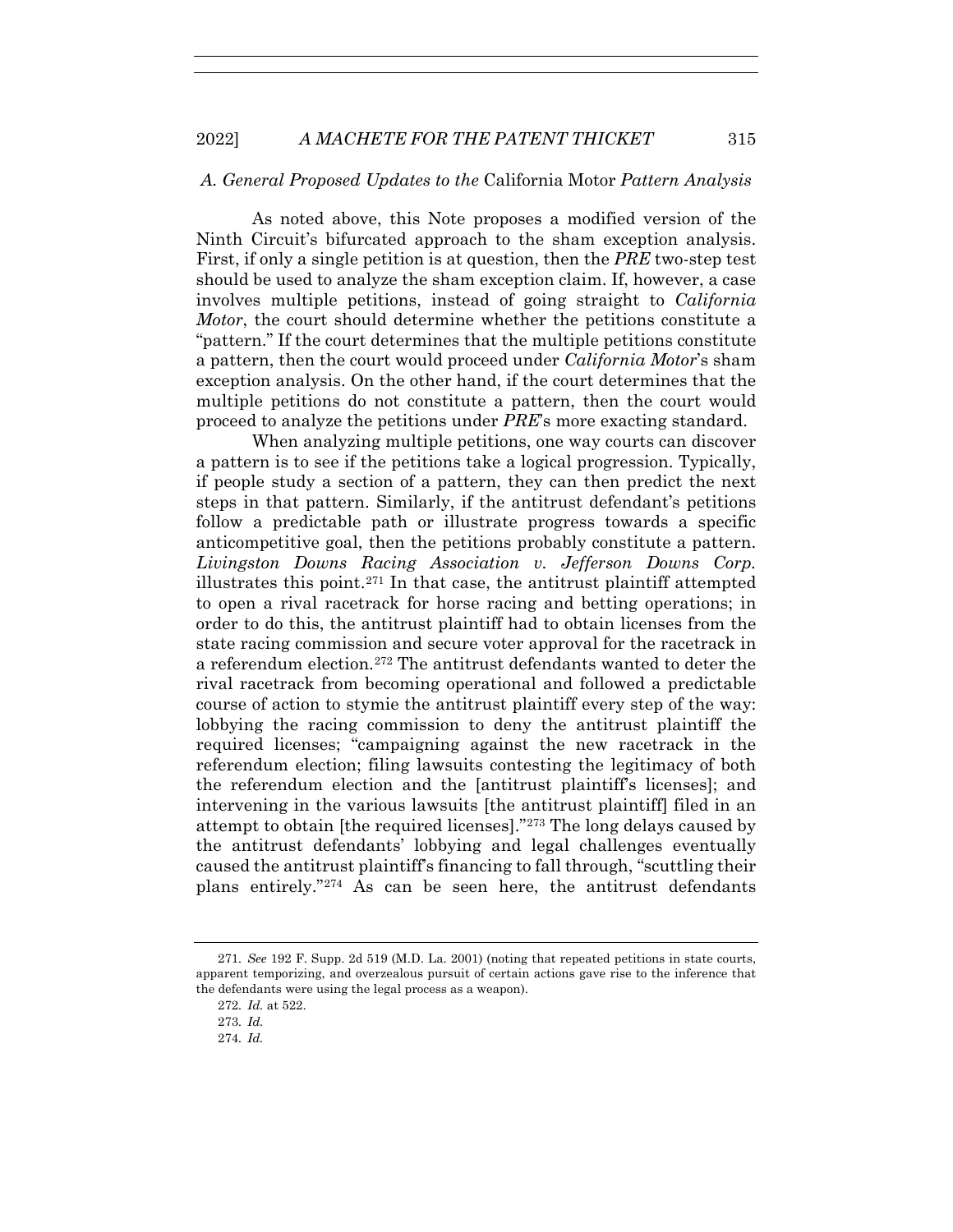### *A. General Proposed Updates to the* California Motor *Pattern Analysis*

As noted above, this Note proposes a modified version of the Ninth Circuit's bifurcated approach to the sham exception analysis. First, if only a single petition is at question, then the *PRE* two-step test should be used to analyze the sham exception claim. If, however, a case involves multiple petitions, instead of going straight to *California Motor*, the court should determine whether the petitions constitute a "pattern." If the court determines that the multiple petitions constitute a pattern, then the court would proceed under *California Motor*'s sham exception analysis. On the other hand, if the court determines that the multiple petitions do not constitute a pattern, then the court would proceed to analyze the petitions under *PRE*'s more exacting standard.

When analyzing multiple petitions, one way courts can discover a pattern is to see if the petitions take a logical progression. Typically, if people study a section of a pattern, they can then predict the next steps in that pattern. Similarly, if the antitrust defendant's petitions follow a predictable path or illustrate progress towards a specific anticompetitive goal, then the petitions probably constitute a pattern. *Livingston Downs Racing Association v. Jefferson Downs Corp.* illustrates this point.[271] In that case, the antitrust plaintiff attempted to open a rival racetrack for horse racing and betting operations; in order to do this, the antitrust plaintiff had to obtain licenses from the state racing commission and secure voter approval for the racetrack in a referendum election.[272] The antitrust defendants wanted to deter the rival racetrack from becoming operational and followed a predictable course of action to stymie the antitrust plaintiff every step of the way: lobbying the racing commission to deny the antitrust plaintiff the required licenses; "campaigning against the new racetrack in the referendum election; filing lawsuits contesting the legitimacy of both the referendum election and the [antitrust plaintiff's licenses]; and intervening in the various lawsuits [the antitrust plaintiff] filed in an attempt to obtain [the required licenses]."[273] The long delays caused by the antitrust defendants' lobbying and legal challenges eventually caused the antitrust plaintiff's financing to fall through, "scuttling their plans entirely."[274] As can be seen here, the antitrust defendants

---

271. *See* 192 F. Supp. 2d 519 (M.D. La. 2001) (noting that repeated petitions in state courts, apparent temporizing, and overzealous pursuit of certain actions gave rise to the inference that the defendants were using the legal process as a weapon).

272. *Id.* at 522.

273. *Id.*

274. *Id.*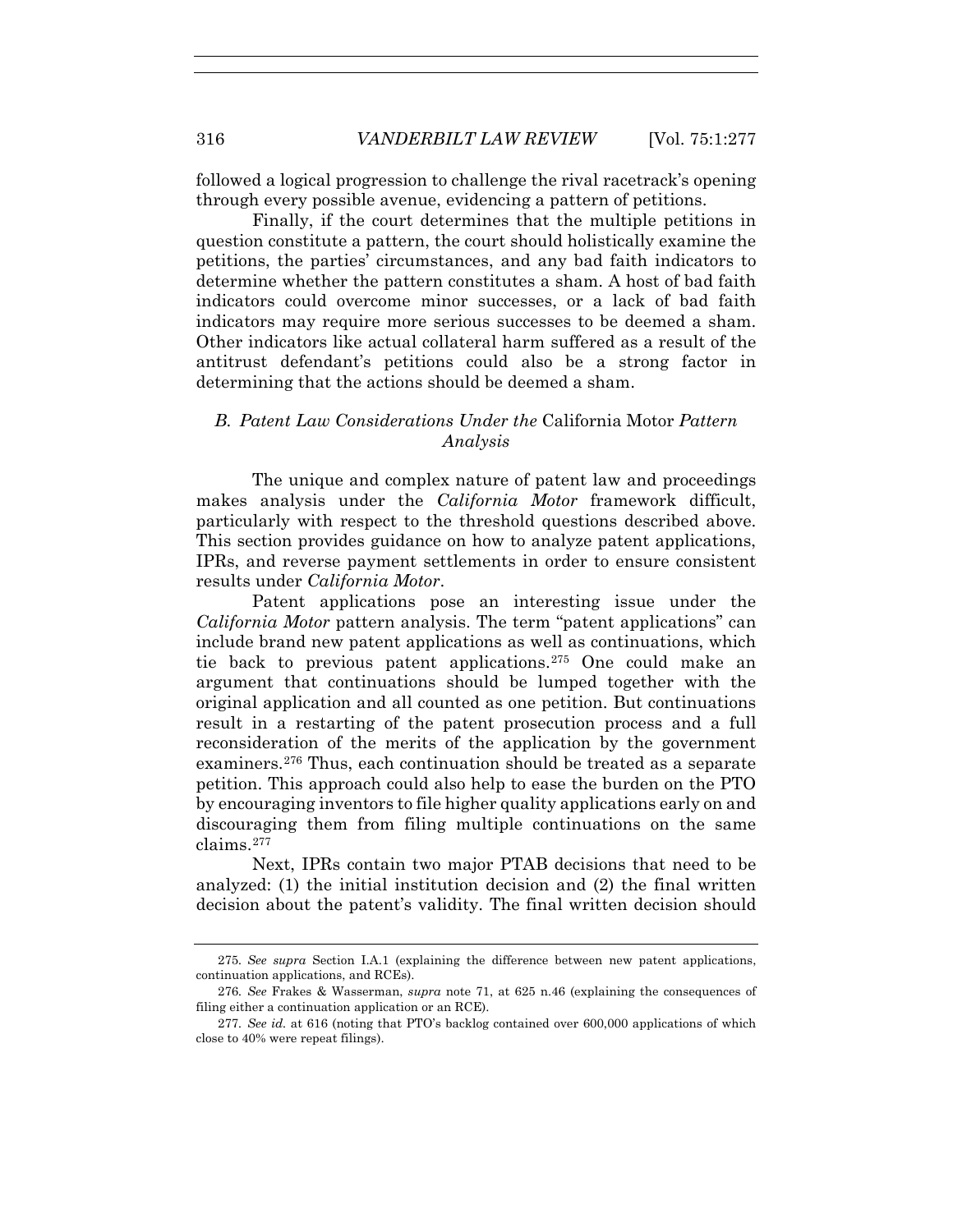followed a logical progression to challenge the rival racetrack's opening through every possible avenue, evidencing a pattern of petitions.

Finally, if the court determines that the multiple petitions in question constitute a pattern, the court should holistically examine the petitions, the parties' circumstances, and any bad faith indicators to determine whether the pattern constitutes a sham. A host of bad faith indicators could overcome minor successes, or a lack of bad faith indicators may require more serious successes to be deemed a sham. Other indicators like actual collateral harm suffered as a result of the antitrust defendant's petitions could also be a strong factor in determining that the actions should be deemed a sham.

### *B. Patent Law Considerations Under the* California Motor *Pattern Analysis*

The unique and complex nature of patent law and proceedings makes analysis under the *California Motor* framework difficult, particularly with respect to the threshold questions described above. This section provides guidance on how to analyze patent applications, IPRs, and reverse payment settlements in order to ensure consistent results under *California Motor*.

Patent applications pose an interesting issue under the *California Motor* pattern analysis. The term "patent applications" can include brand new patent applications as well as continuations, which tie back to previous patent applications.[275] One could make an argument that continuations should be lumped together with the original application and all counted as one petition. But continuations result in a restarting of the patent prosecution process and a full reconsideration of the merits of the application by the government examiners.[276] Thus, each continuation should be treated as a separate petition. This approach could also help to ease the burden on the PTO by encouraging inventors to file higher quality applications early on and discouraging them from filing multiple continuations on the same claims.[277]

Next, IPRs contain two major PTAB decisions that need to be analyzed: (1) the initial institution decision and (2) the final written decision about the patent's validity. The final written decision should

---

275. *See supra* Section I.A.1 (explaining the difference between new patent applications, continuation applications, and RCEs).

276. *See* Frakes & Wasserman, *supra* note 71, at 625 n.46 (explaining the consequences of filing either a continuation application or an RCE).

277. *See id.* at 616 (noting that PTO's backlog contained over 600,000 applications of which close to 40% were repeat filings).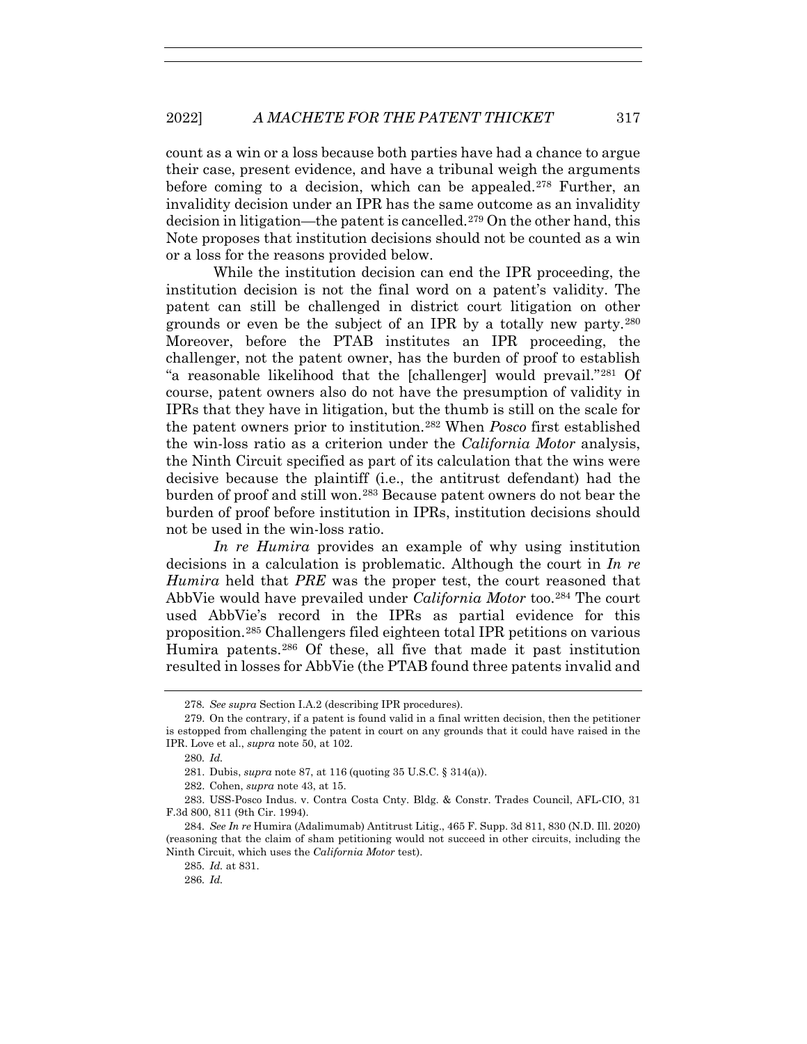count as a win or a loss because both parties have had a chance to argue their case, present evidence, and have a tribunal weigh the arguments before coming to a decision, which can be appealed.[278] Further, an invalidity decision under an IPR has the same outcome as an invalidity decision in litigation—the patent is cancelled.[279] On the other hand, this Note proposes that institution decisions should not be counted as a win or a loss for the reasons provided below.

While the institution decision can end the IPR proceeding, the institution decision is not the final word on a patent's validity. The patent can still be challenged in district court litigation on other grounds or even be the subject of an IPR by a totally new party.[280] Moreover, before the PTAB institutes an IPR proceeding, the challenger, not the patent owner, has the burden of proof to establish "a reasonable likelihood that the [challenger] would prevail."[281] Of course, patent owners also do not have the presumption of validity in IPRs that they have in litigation, but the thumb is still on the scale for the patent owners prior to institution.[282] When *Posco* first established the win-loss ratio as a criterion under the *California Motor* analysis, the Ninth Circuit specified as part of its calculation that the wins were decisive because the plaintiff (i.e., the antitrust defendant) had the burden of proof and still won.[283] Because patent owners do not bear the burden of proof before institution in IPRs, institution decisions should not be used in the win-loss ratio.

*In re Humira* provides an example of why using institution decisions in a calculation is problematic. Although the court in *In re Humira* held that *PRE* was the proper test, the court reasoned that AbbVie would have prevailed under *California Motor* too.[284] The court used AbbVie's record in the IPRs as partial evidence for this proposition.[285] Challengers filed eighteen total IPR petitions on various Humira patents.[286] Of these, all five that made it past institution resulted in losses for AbbVie (the PTAB found three patents invalid and

---

278. *See supra* Section I.A.2 (describing IPR procedures).

279. On the contrary, if a patent is found valid in a final written decision, then the petitioner is estopped from challenging the patent in court on any grounds that it could have raised in the IPR. Love et al., *supra* note 50, at 102.

280. *Id.*

281. Dubis, *supra* note 87, at 116 (quoting 35 U.S.C. § 314(a)).

282. Cohen, *supra* note 43, at 15.

283. USS-Posco Indus. v. Contra Costa Cnty. Bldg. & Constr. Trades Council, AFL-CIO, 31 F.3d 800, 811 (9th Cir. 1994).

284. *See In re* Humira (Adalimumab) Antitrust Litig., 465 F. Supp. 3d 811, 830 (N.D. Ill. 2020) (reasoning that the claim of sham petitioning would not succeed in other circuits, including the Ninth Circuit, which uses the *California Motor* test).

285. *Id.* at 831.

286. *Id.*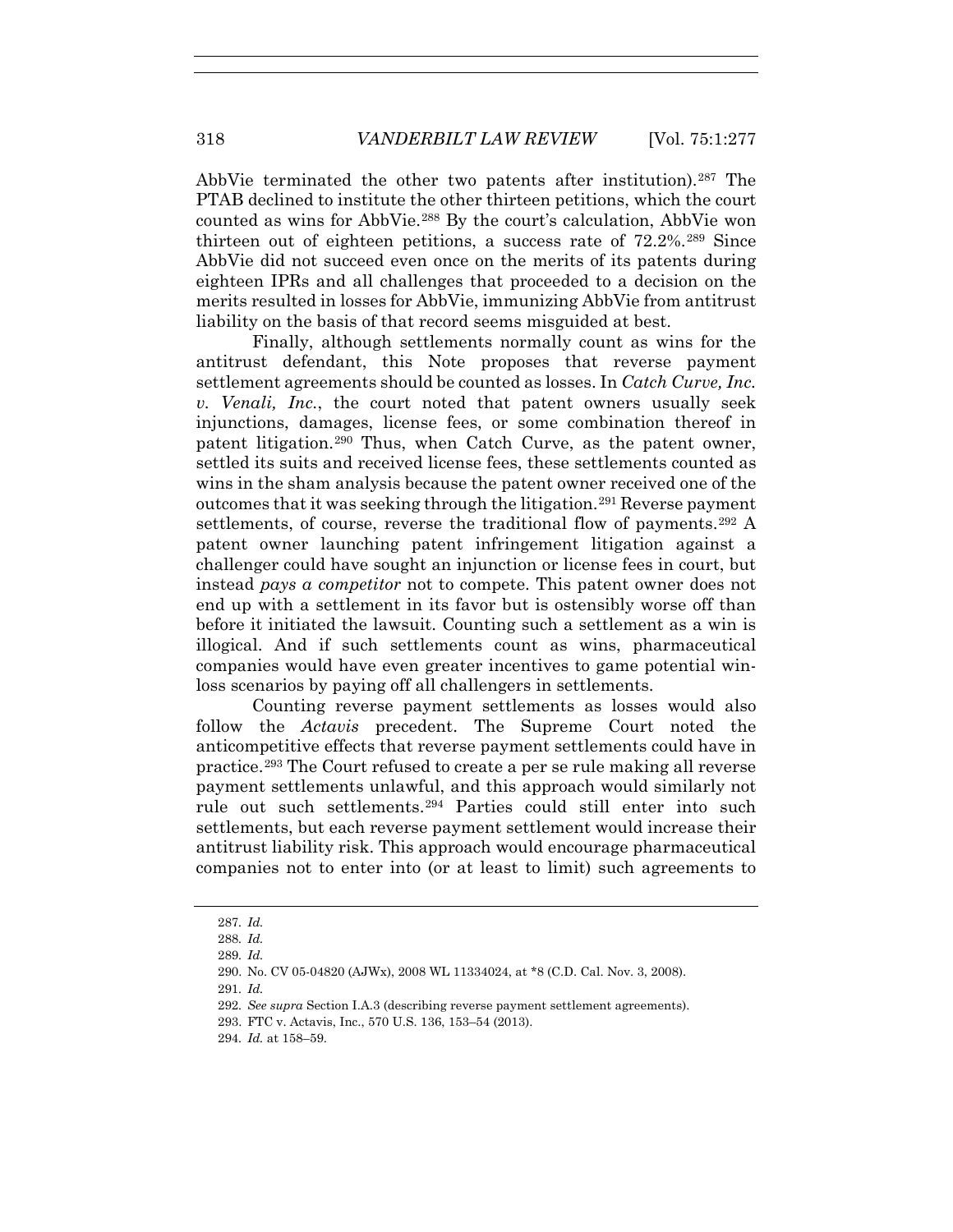AbbVie terminated the other two patents after institution).[287] The PTAB declined to institute the other thirteen petitions, which the court counted as wins for AbbVie.[288] By the court's calculation, AbbVie won thirteen out of eighteen petitions, a success rate of 72.2%.[289] Since AbbVie did not succeed even once on the merits of its patents during eighteen IPRs and all challenges that proceeded to a decision on the merits resulted in losses for AbbVie, immunizing AbbVie from antitrust liability on the basis of that record seems misguided at best.

Finally, although settlements normally count as wins for the antitrust defendant, this Note proposes that reverse payment settlement agreements should be counted as losses. In *Catch Curve, Inc. v. Venali, Inc.*, the court noted that patent owners usually seek injunctions, damages, license fees, or some combination thereof in patent litigation.[290] Thus, when Catch Curve, as the patent owner, settled its suits and received license fees, these settlements counted as wins in the sham analysis because the patent owner received one of the outcomes that it was seeking through the litigation.[291] Reverse payment settlements, of course, reverse the traditional flow of payments.[292] A patent owner launching patent infringement litigation against a challenger could have sought an injunction or license fees in court, but instead *pays a competitor* not to compete. This patent owner does not end up with a settlement in its favor but is ostensibly worse off than before it initiated the lawsuit. Counting such a settlement as a win is illogical. And if such settlements count as wins, pharmaceutical companies would have even greater incentives to game potential win-loss scenarios by paying off all challengers in settlements.

Counting reverse payment settlements as losses would also follow the *Actavis* precedent. The Supreme Court noted the anticompetitive effects that reverse payment settlements could have in practice.[293] The Court refused to create a per se rule making all reverse payment settlements unlawful, and this approach would similarly not rule out such settlements.[294] Parties could still enter into such settlements, but each reverse payment settlement would increase their antitrust liability risk. This approach would encourage pharmaceutical companies not to enter into (or at least to limit) such agreements to

---

287. *Id.*

288. *Id.*

289. *Id.*

290. No. CV 05-04820 (AJWx), 2008 WL 11334024, at *8 (C.D. Cal. Nov. 3, 2008).

291. *Id.*

292. *See supra* Section I.A.3 (describing reverse payment settlement agreements).

293. FTC v. Actavis, Inc., 570 U.S. 136, 153–54 (2013).

294. *Id.* at 158–59.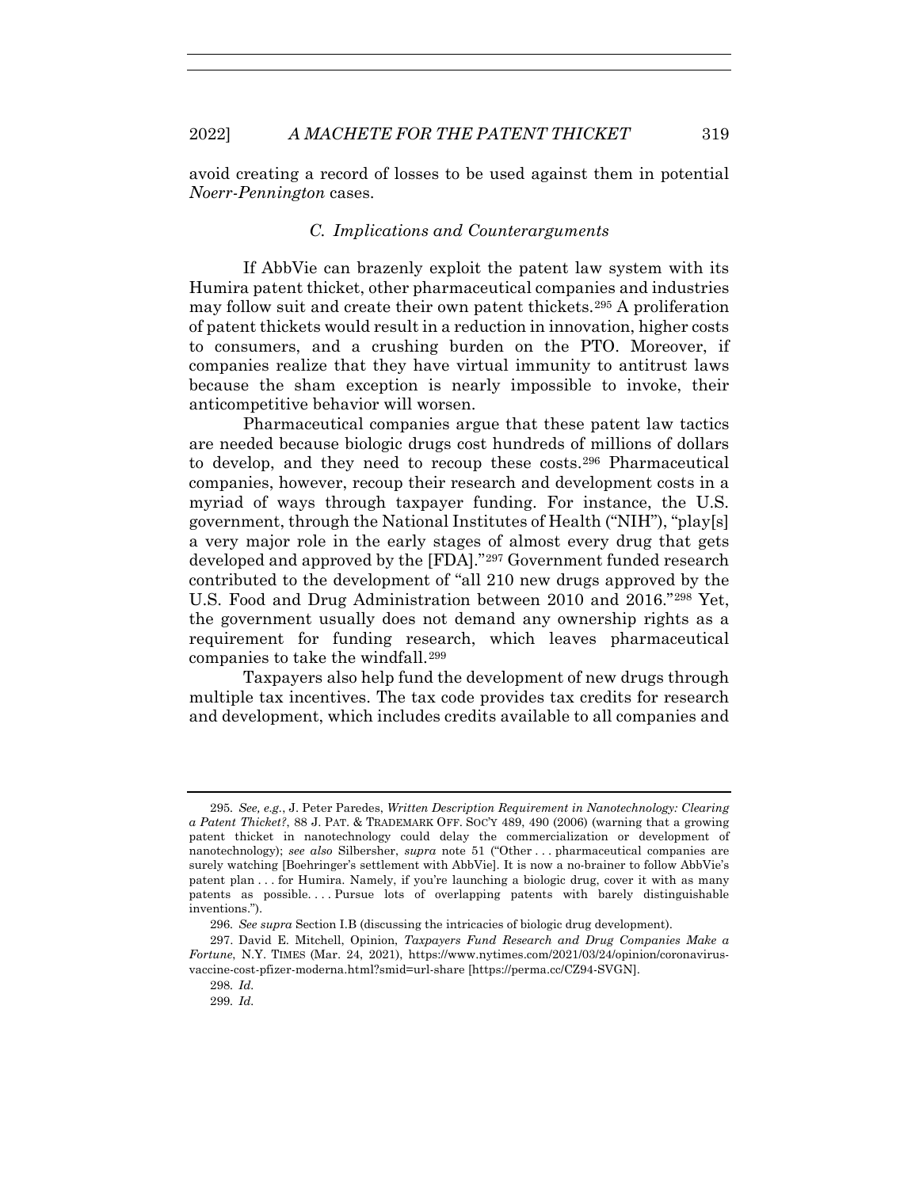avoid creating a record of losses to be used against them in potential *Noerr-Pennington* cases.

### *C. Implications and Counterarguments*

If AbbVie can brazenly exploit the patent law system with its Humira patent thicket, other pharmaceutical companies and industries may follow suit and create their own patent thickets.[295] A proliferation of patent thickets would result in a reduction in innovation, higher costs to consumers, and a crushing burden on the PTO. Moreover, if companies realize that they have virtual immunity to antitrust laws because the sham exception is nearly impossible to invoke, their anticompetitive behavior will worsen.

Pharmaceutical companies argue that these patent law tactics are needed because biologic drugs cost hundreds of millions of dollars to develop, and they need to recoup these costs.[296] Pharmaceutical companies, however, recoup their research and development costs in a myriad of ways through taxpayer funding. For instance, the U.S. government, through the National Institutes of Health ("NIH"), "play[s] a very major role in the early stages of almost every drug that gets developed and approved by the [FDA]."[297] Government funded research contributed to the development of "all 210 new drugs approved by the U.S. Food and Drug Administration between 2010 and 2016."[298] Yet, the government usually does not demand any ownership rights as a requirement for funding research, which leaves pharmaceutical companies to take the windfall.[299]

Taxpayers also help fund the development of new drugs through multiple tax incentives. The tax code provides tax credits for research and development, which includes credits available to all companies and

---

295. *See, e.g.*, J. Peter Paredes, *Written Description Requirement in Nanotechnology: Clearing a Patent Thicket?*, 88 J. PAT. & TRADEMARK OFF. SOC'Y 489, 490 (2006) (warning that a growing patent thicket in nanotechnology could delay the commercialization or development of nanotechnology); *see also* Silbersher, *supra* note 51 ("Other . . . pharmaceutical companies are surely watching [Boehringer's settlement with AbbVie]. It is now a no-brainer to follow AbbVie's patent plan . . . for Humira. Namely, if you're launching a biologic drug, cover it with as many patents as possible. . . . Pursue lots of overlapping patents with barely distinguishable inventions.").

296. *See supra* Section I.B (discussing the intricacies of biologic drug development).

297. David E. Mitchell, Opinion, *Taxpayers Fund Research and Drug Companies Make a Fortune*, N.Y. TIMES (Mar. 24, 2021), https://www.nytimes.com/2021/03/24/opinion/coronavirus-vaccine-cost-pfizer-moderna.html?smid=url-share [https://perma.cc/CZ94-SVGN].

298. *Id.*

299. *Id.*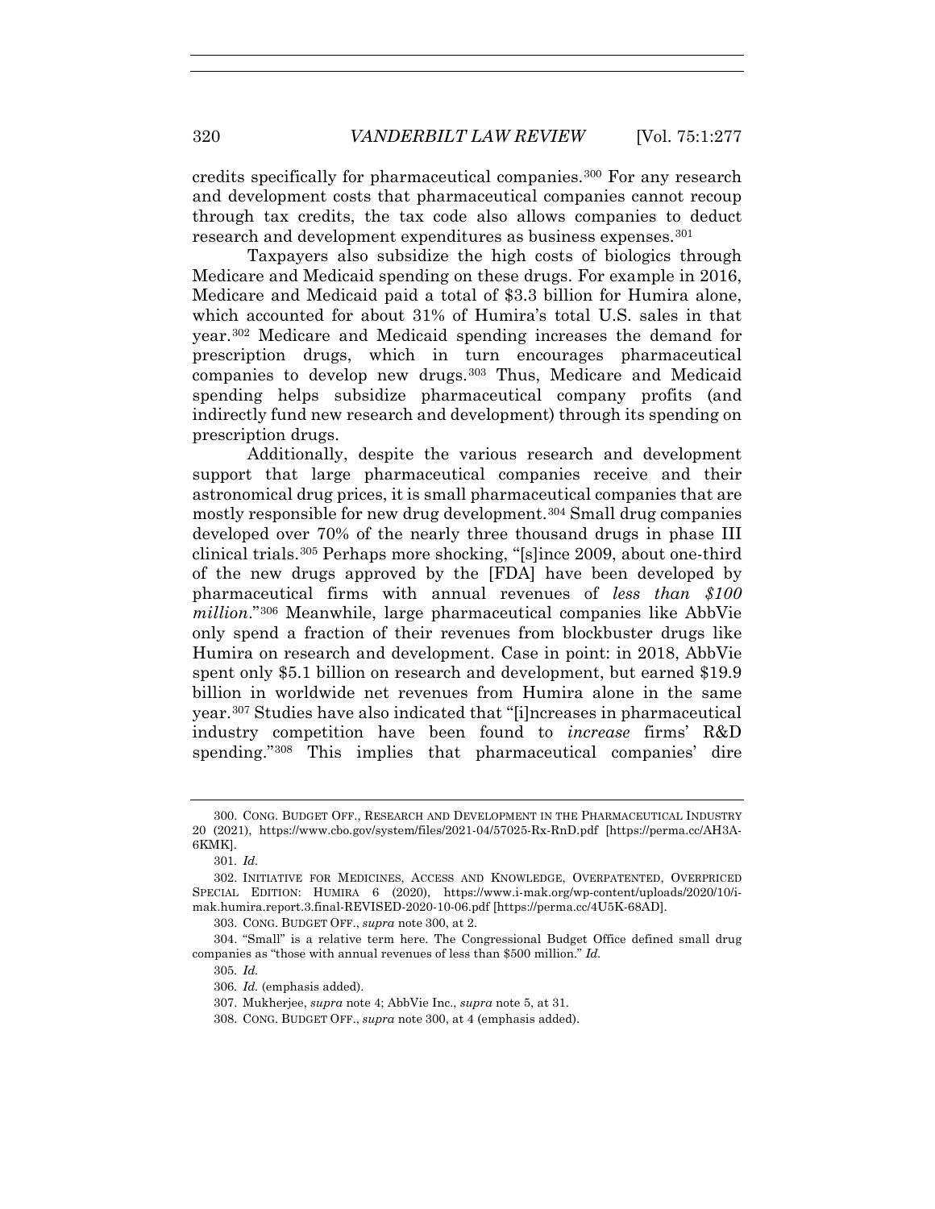credits specifically for pharmaceutical companies.[300] For any research and development costs that pharmaceutical companies cannot recoup through tax credits, the tax code also allows companies to deduct research and development expenditures as business expenses.[301]

Taxpayers also subsidize the high costs of biologics through Medicare and Medicaid spending on these drugs. For example in 2016, Medicare and Medicaid paid a total of $3.3 billion for Humira alone, which accounted for about 31% of Humira's total U.S. sales in that year.[302] Medicare and Medicaid spending increases the demand for prescription drugs, which in turn encourages pharmaceutical companies to develop new drugs.[303] Thus, Medicare and Medicaid spending helps subsidize pharmaceutical company profits (and indirectly fund new research and development) through its spending on prescription drugs.

Additionally, despite the various research and development support that large pharmaceutical companies receive and their astronomical drug prices, it is small pharmaceutical companies that are mostly responsible for new drug development.[304] Small drug companies developed over 70% of the nearly three thousand drugs in phase III clinical trials.[305] Perhaps more shocking, "[s]ince 2009, about one-third of the new drugs approved by the [FDA] have been developed by pharmaceutical firms with annual revenues of *less than $100 million*."[306] Meanwhile, large pharmaceutical companies like AbbVie only spend a fraction of their revenues from blockbuster drugs like Humira on research and development. Case in point: in 2018, AbbVie spent only $5.1 billion on research and development, but earned $19.9 billion in worldwide net revenues from Humira alone in the same year.[307] Studies have also indicated that "[i]ncreases in pharmaceutical industry competition have been found to *increase* firms' R&D spending."[308] This implies that pharmaceutical companies' dire

---

300. CONG. BUDGET OFF., RESEARCH AND DEVELOPMENT IN THE PHARMACEUTICAL INDUSTRY 20 (2021), https://www.cbo.gov/system/files/2021-04/57025-Rx-RnD.pdf [https://perma.cc/AH3A-6KMK].

301. *Id.*

302. INITIATIVE FOR MEDICINES, ACCESS AND KNOWLEDGE, OVERPATENTED, OVERPRICED SPECIAL EDITION: HUMIRA 6 (2020), https://www.i-mak.org/wp-content/uploads/2020/10/i-mak.humira.report.3.final-REVISED-2020-10-06.pdf [https://perma.cc/4U5K-68AD].

303. CONG. BUDGET OFF., *supra* note 300, at 2.

304. "Small" is a relative term here. The Congressional Budget Office defined small drug companies as "those with annual revenues of less than $500 million." *Id.*

305. *Id.*

306. *Id.* (emphasis added).

307. Mukherjee, *supra* note 4; AbbVie Inc., *supra* note 5, at 31.

308. CONG. BUDGET OFF., *supra* note 300, at 4 (emphasis added).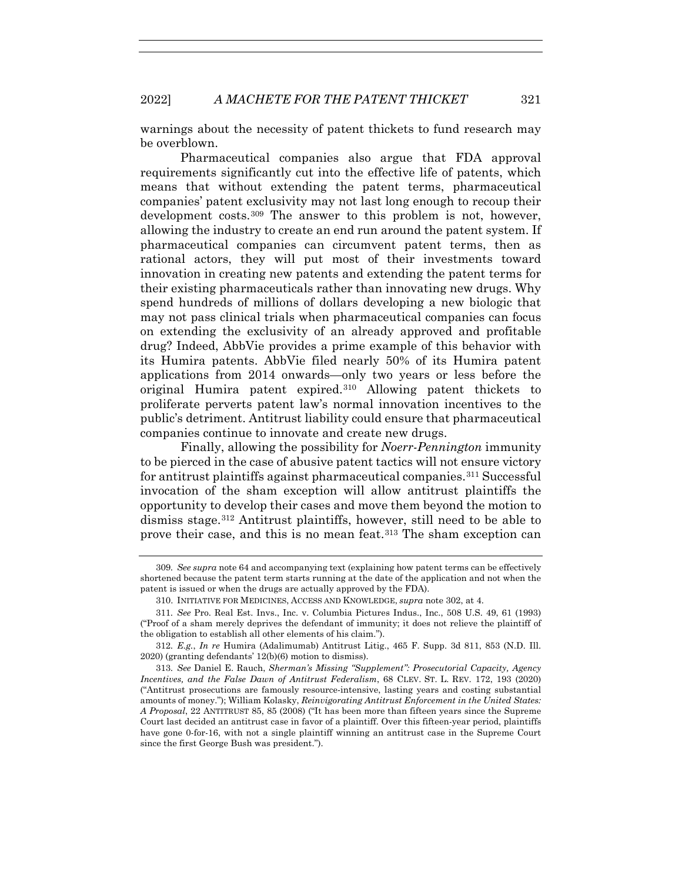warnings about the necessity of patent thickets to fund research may be overblown.

Pharmaceutical companies also argue that FDA approval requirements significantly cut into the effective life of patents, which means that without extending the patent terms, pharmaceutical companies' patent exclusivity may not last long enough to recoup their development costs.[309] The answer to this problem is not, however, allowing the industry to create an end run around the patent system. If pharmaceutical companies can circumvent patent terms, then as rational actors, they will put most of their investments toward innovation in creating new patents and extending the patent terms for their existing pharmaceuticals rather than innovating new drugs. Why spend hundreds of millions of dollars developing a new biologic that may not pass clinical trials when pharmaceutical companies can focus on extending the exclusivity of an already approved and profitable drug? Indeed, AbbVie provides a prime example of this behavior with its Humira patents. AbbVie filed nearly 50% of its Humira patent applications from 2014 onwards—only two years or less before the original Humira patent expired.[310] Allowing patent thickets to proliferate perverts patent law's normal innovation incentives to the public's detriment. Antitrust liability could ensure that pharmaceutical companies continue to innovate and create new drugs.

Finally, allowing the possibility for *Noerr-Pennington* immunity to be pierced in the case of abusive patent tactics will not ensure victory for antitrust plaintiffs against pharmaceutical companies.[311] Successful invocation of the sham exception will allow antitrust plaintiffs the opportunity to develop their cases and move them beyond the motion to dismiss stage.[312] Antitrust plaintiffs, however, still need to be able to prove their case, and this is no mean feat.[313] The sham exception can

---

309. *See supra* note 64 and accompanying text (explaining how patent terms can be effectively shortened because the patent term starts running at the date of the application and not when the patent is issued or when the drugs are actually approved by the FDA).

310. INITIATIVE FOR MEDICINES, ACCESS AND KNOWLEDGE, *supra* note 302, at 4.

311. *See* Pro. Real Est. Invs., Inc. v. Columbia Pictures Indus., Inc., 508 U.S. 49, 61 (1993) ("Proof of a sham merely deprives the defendant of immunity; it does not relieve the plaintiff of the obligation to establish all other elements of his claim.").

312. *E.g.*, *In re* Humira (Adalimumab) Antitrust Litig., 465 F. Supp. 3d 811, 853 (N.D. Ill. 2020) (granting defendants' 12(b)(6) motion to dismiss).

313. *See* Daniel E. Rauch, *Sherman's Missing "Supplement": Prosecutorial Capacity, Agency Incentives, and the False Dawn of Antitrust Federalism*, 68 CLEV. ST. L. REV. 172, 193 (2020) ("Antitrust prosecutions are famously resource-intensive, lasting years and costing substantial amounts of money."); William Kolasky, *Reinvigorating Antitrust Enforcement in the United States: A Proposal*, 22 ANTITRUST 85, 85 (2008) ("It has been more than fifteen years since the Supreme Court last decided an antitrust case in favor of a plaintiff. Over this fifteen-year period, plaintiffs have gone 0-for-16, with not a single plaintiff winning an antitrust case in the Supreme Court since the first George Bush was president.").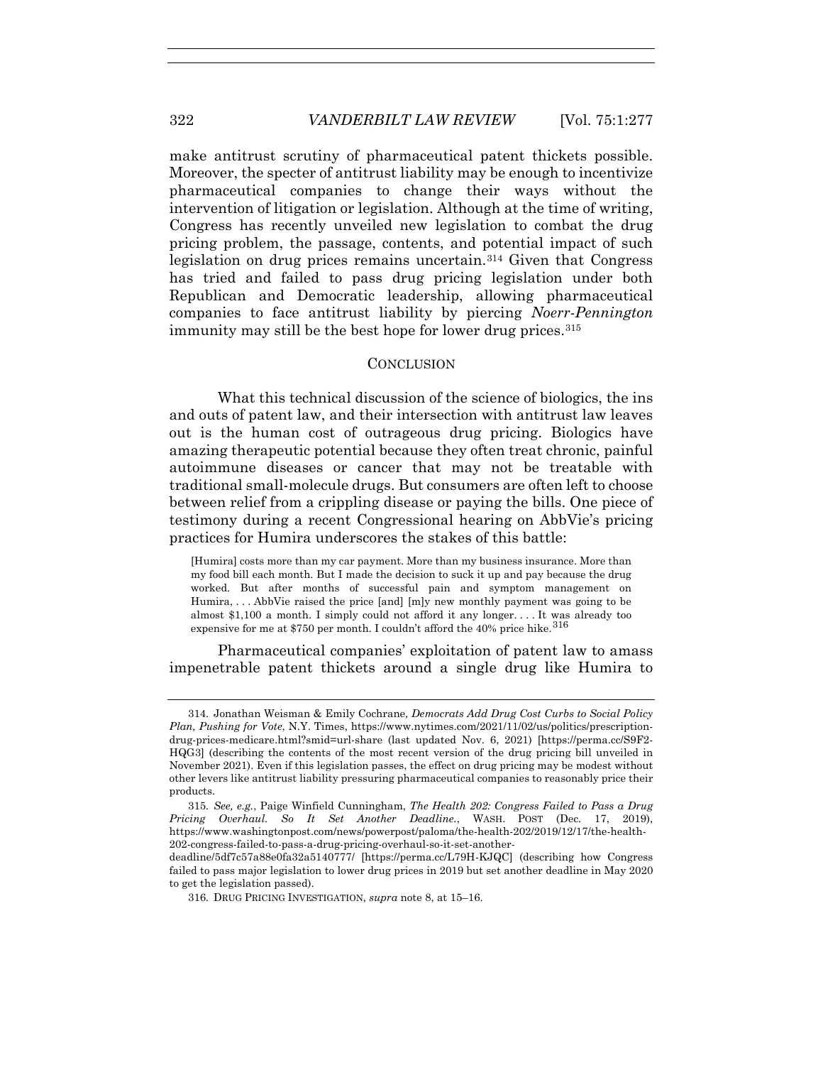make antitrust scrutiny of pharmaceutical patent thickets possible. Moreover, the specter of antitrust liability may be enough to incentivize pharmaceutical companies to change their ways without the intervention of litigation or legislation. Although at the time of writing, Congress has recently unveiled new legislation to combat the drug pricing problem, the passage, contents, and potential impact of such legislation on drug prices remains uncertain.[314] Given that Congress has tried and failed to pass drug pricing legislation under both Republican and Democratic leadership, allowing pharmaceutical companies to face antitrust liability by piercing *Noerr-Pennington* immunity may still be the best hope for lower drug prices.[315]

## CONCLUSION

What this technical discussion of the science of biologics, the ins and outs of patent law, and their intersection with antitrust law leaves out is the human cost of outrageous drug pricing. Biologics have amazing therapeutic potential because they often treat chronic, painful autoimmune diseases or cancer that may not be treatable with traditional small-molecule drugs. But consumers are often left to choose between relief from a crippling disease or paying the bills. One piece of testimony during a recent Congressional hearing on AbbVie's pricing practices for Humira underscores the stakes of this battle:

> [Humira] costs more than my car payment. More than my business insurance. More than my food bill each month. But I made the decision to suck it up and pay because the drug worked. But after months of successful pain and symptom management on Humira, . . . AbbVie raised the price [and] [m]y new monthly payment was going to be almost $1,100 a month. I simply could not afford it any longer. . . . It was already too expensive for me at $750 per month. I couldn't afford the 40% price hike.[316]

Pharmaceutical companies' exploitation of patent law to amass impenetrable patent thickets around a single drug like Humira to

---

314. Jonathan Weisman & Emily Cochrane, *Democrats Add Drug Cost Curbs to Social Policy Plan, Pushing for Vote*, N.Y. Times, https://www.nytimes.com/2021/11/02/us/politics/prescription-drug-prices-medicare.html?smid=url-share (last updated Nov. 6, 2021) [https://perma.cc/S9F2-HQG3] (describing the contents of the most recent version of the drug pricing bill unveiled in November 2021). Even if this legislation passes, the effect on drug pricing may be modest without other levers like antitrust liability pressuring pharmaceutical companies to reasonably price their products.

315. *See, e.g.*, Paige Winfield Cunningham, *The Health 202: Congress Failed to Pass a Drug Pricing Overhaul. So It Set Another Deadline.*, WASH. POST (Dec. 17, 2019), https://www.washingtonpost.com/news/powerpost/paloma/the-health-202/2019/12/17/the-health-202-congress-failed-to-pass-a-drug-pricing-overhaul-so-it-set-another-deadline/5df7c57a88e0fa32a5140777/ [https://perma.cc/L79H-KJQC] (describing how Congress failed to pass major legislation to lower drug prices in 2019 but set another deadline in May 2020 to get the legislation passed).

316. DRUG PRICING INVESTIGATION, *supra* note 8, at 15–16.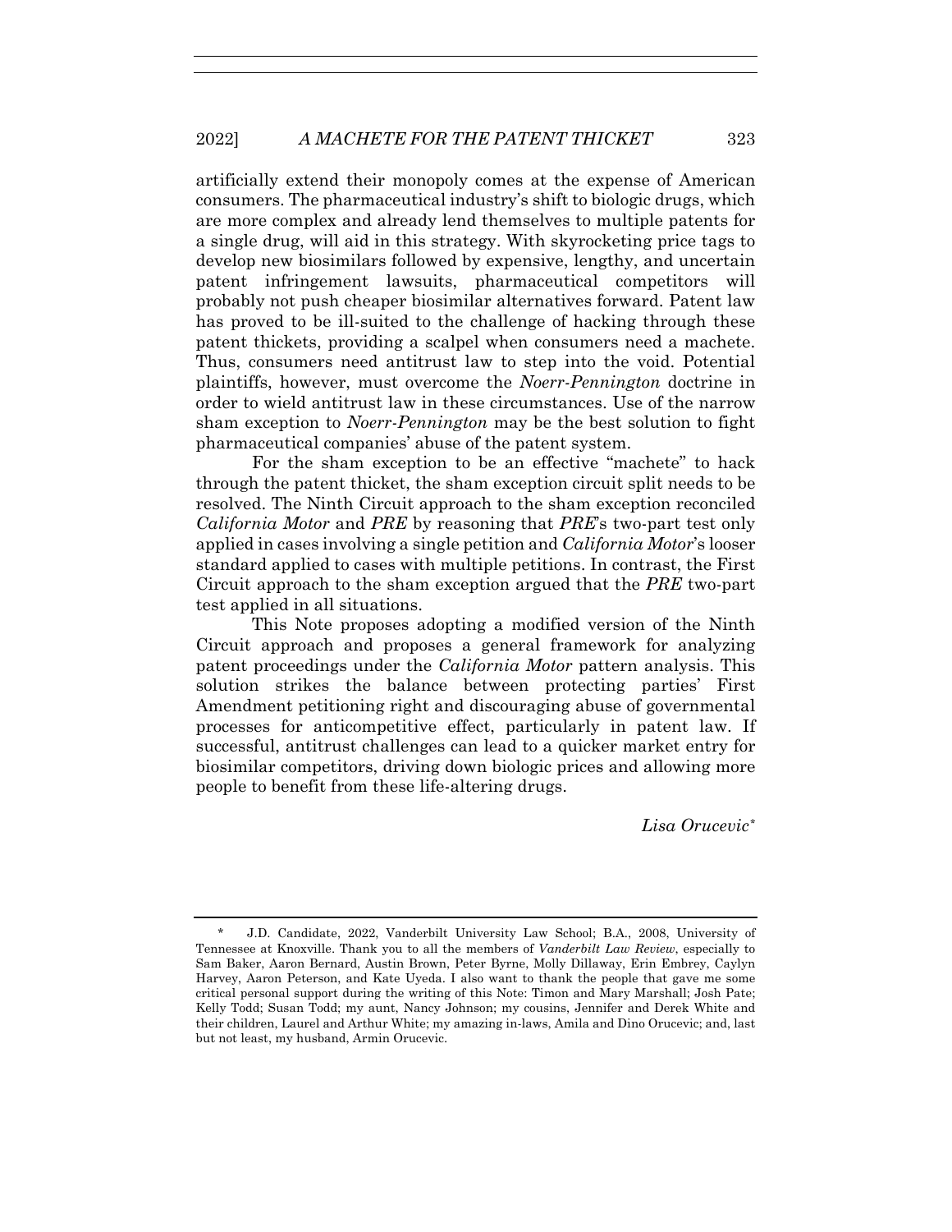artificially extend their monopoly comes at the expense of American consumers. The pharmaceutical industry's shift to biologic drugs, which are more complex and already lend themselves to multiple patents for a single drug, will aid in this strategy. With skyrocketing price tags to develop new biosimilars followed by expensive, lengthy, and uncertain patent infringement lawsuits, pharmaceutical competitors will probably not push cheaper biosimilar alternatives forward. Patent law has proved to be ill-suited to the challenge of hacking through these patent thickets, providing a scalpel when consumers need a machete. Thus, consumers need antitrust law to step into the void. Potential plaintiffs, however, must overcome the *Noerr-Pennington* doctrine in order to wield antitrust law in these circumstances. Use of the narrow sham exception to *Noerr-Pennington* may be the best solution to fight pharmaceutical companies' abuse of the patent system.

For the sham exception to be an effective "machete" to hack through the patent thicket, the sham exception circuit split needs to be resolved. The Ninth Circuit approach to the sham exception reconciled *California Motor* and *PRE* by reasoning that *PRE*'s two-part test only applied in cases involving a single petition and *California Motor*'s looser standard applied to cases with multiple petitions. In contrast, the First Circuit approach to the sham exception argued that the *PRE* two-part test applied in all situations.

This Note proposes adopting a modified version of the Ninth Circuit approach and proposes a general framework for analyzing patent proceedings under the *California Motor* pattern analysis. This solution strikes the balance between protecting parties' First Amendment petitioning right and discouraging abuse of governmental processes for anticompetitive effect, particularly in patent law. If successful, antitrust challenges can lead to a quicker market entry for biosimilar competitors, driving down biologic prices and allowing more people to benefit from these life-altering drugs.

*Lisa Orucevic*[*]

---

\* J.D. Candidate, 2022, Vanderbilt University Law School; B.A., 2008, University of Tennessee at Knoxville. Thank you to all the members of *Vanderbilt Law Review*, especially to Sam Baker, Aaron Bernard, Austin Brown, Peter Byrne, Molly Dillaway, Erin Embrey, Caylyn Harvey, Aaron Peterson, and Kate Uyeda. I also want to thank the people that gave me some critical personal support during the writing of this Note: Timon and Mary Marshall; Josh Pate; Kelly Todd; Susan Todd; my aunt, Nancy Johnson; my cousins, Jennifer and Derek White and their children, Laurel and Arthur White; my amazing in-laws, Amila and Dino Orucevic; and, last but not least, my husband, Armin Orucevic.